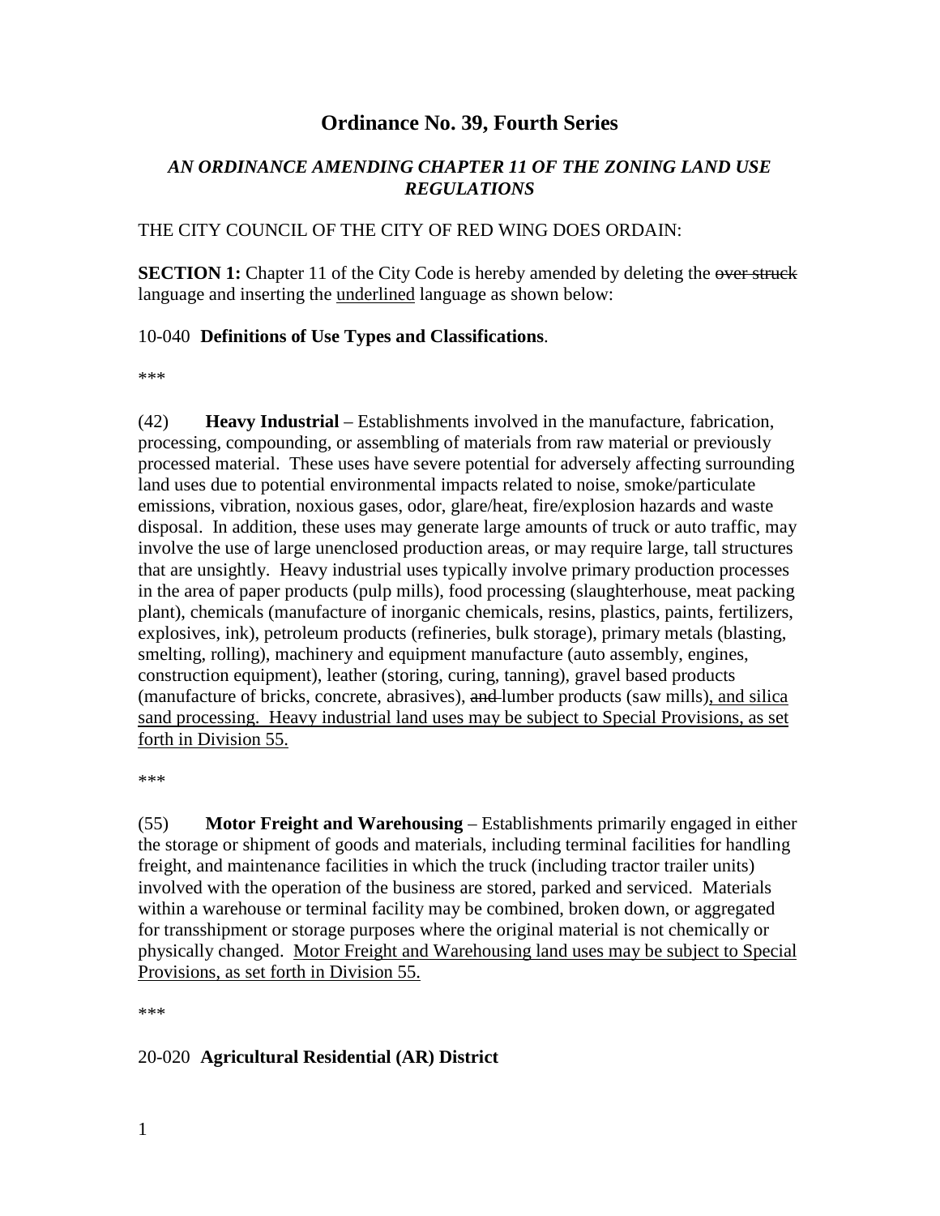# Ordinance No. 39, Fourth Series

## *AN ORDINANCE AMENDING CHAPTER 11 OF THE ZONING LAND USE REGULATIONS*

THE CITY COUNCIL OF THE CITY OF RED WING DOES ORDAIN:

**SECTION 1:** Chapter 11 of the City Code is hereby amended by deleting the ~~over struck~~ language and inserting the <u>underlined</u> language as shown below:

10-040 **Definitions of Use Types and Classifications**.

***

(42) **Heavy Industrial** – Establishments involved in the manufacture, fabrication, processing, compounding, or assembling of materials from raw material or previously processed material. These uses have severe potential for adversely affecting surrounding land uses due to potential environmental impacts related to noise, smoke/particulate emissions, vibration, noxious gases, odor, glare/heat, fire/explosion hazards and waste disposal. In addition, these uses may generate large amounts of truck or auto traffic, may involve the use of large unenclosed production areas, or may require large, tall structures that are unsightly. Heavy industrial uses typically involve primary production processes in the area of paper products (pulp mills), food processing (slaughterhouse, meat packing plant), chemicals (manufacture of inorganic chemicals, resins, plastics, paints, fertilizers, explosives, ink), petroleum products (refineries, bulk storage), primary metals (blasting, smelting, rolling), machinery and equipment manufacture (auto assembly, engines, construction equipment), leather (storing, curing, tanning), gravel based products (manufacture of bricks, concrete, abrasives), ~~and~~ lumber products (saw mills)<u>, and silica sand processing. Heavy industrial land uses may be subject to Special Provisions, as set forth in Division 55.</u>

***

(55) **Motor Freight and Warehousing** – Establishments primarily engaged in either the storage or shipment of goods and materials, including terminal facilities for handling freight, and maintenance facilities in which the truck (including tractor trailer units) involved with the operation of the business are stored, parked and serviced. Materials within a warehouse or terminal facility may be combined, broken down, or aggregated for transshipment or storage purposes where the original material is not chemically or physically changed. <u>Motor Freight and Warehousing land uses may be subject to Special Provisions, as set forth in Division 55.</u>

***

20-020 **Agricultural Residential (AR) District**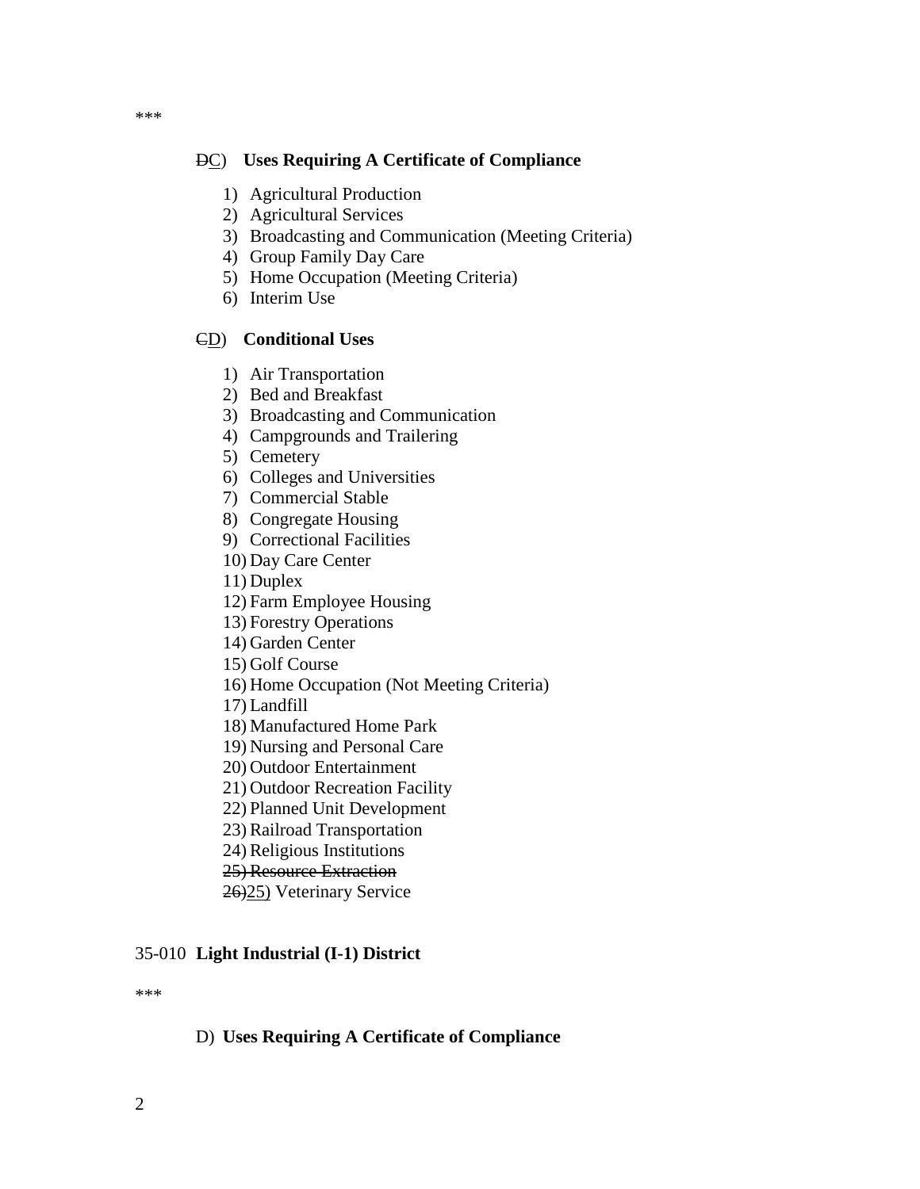\*\*\*

~~D~~<u>C</u>) **Uses Requiring A Certificate of Compliance**

1) Agricultural Production
2) Agricultural Services
3) Broadcasting and Communication (Meeting Criteria)
4) Group Family Day Care
5) Home Occupation (Meeting Criteria)
6) Interim Use

~~C~~<u>D</u>) **Conditional Uses**

1) Air Transportation
2) Bed and Breakfast
3) Broadcasting and Communication
4) Campgrounds and Trailering
5) Cemetery
6) Colleges and Universities
7) Commercial Stable
8) Congregate Housing
9) Correctional Facilities
10) Day Care Center
11) Duplex
12) Farm Employee Housing
13) Forestry Operations
14) Garden Center
15) Golf Course
16) Home Occupation (Not Meeting Criteria)
17) Landfill
18) Manufactured Home Park
19) Nursing and Personal Care
20) Outdoor Entertainment
21) Outdoor Recreation Facility
22) Planned Unit Development
23) Railroad Transportation
24) Religious Institutions

~~25) Resource Extraction~~

~~26)~~<u>25)</u> Veterinary Service

35-010 **Light Industrial (I-1) District**

\*\*\*

D) **Uses Requiring A Certificate of Compliance**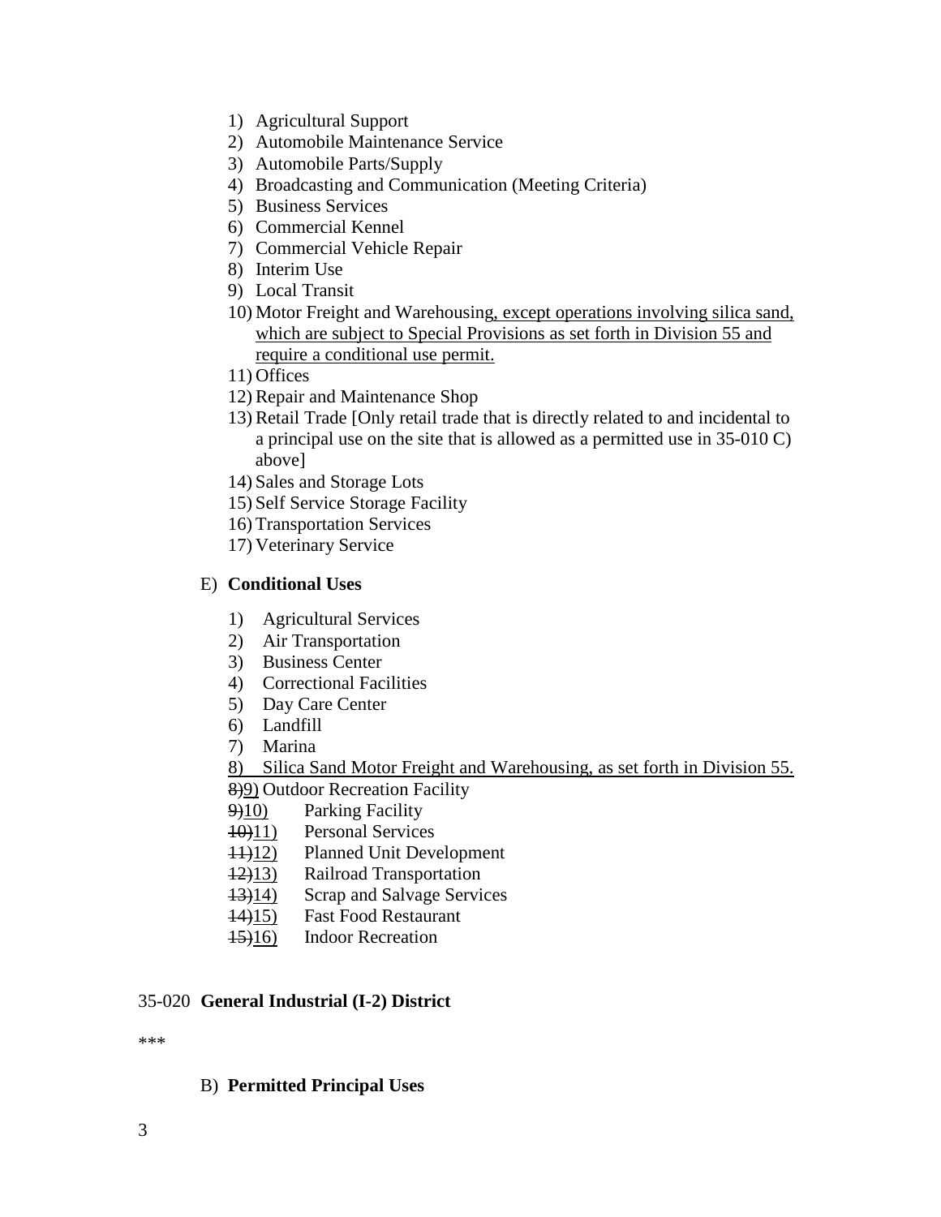1) Agricultural Support
2) Automobile Maintenance Service
3) Automobile Parts/Supply
4) Broadcasting and Communication (Meeting Criteria)
5) Business Services
6) Commercial Kennel
7) Commercial Vehicle Repair
8) Interim Use
9) Local Transit
10) Motor Freight and Warehousing, except operations involving silica sand, which are subject to Special Provisions as set forth in Division 55 and require a conditional use permit.
11) Offices
12) Repair and Maintenance Shop
13) Retail Trade [Only retail trade that is directly related to and incidental to a principal use on the site that is allowed as a permitted use in 35-010 C) above]
14) Sales and Storage Lots
15) Self Service Storage Facility
16) Transportation Services
17) Veterinary Service

E) **Conditional Uses**

1) Agricultural Services
2) Air Transportation
3) Business Center
4) Correctional Facilities
5) Day Care Center
6) Landfill
7) Marina
8) Silica Sand Motor Freight and Warehousing, as set forth in Division 55.
~~8)~~9) Outdoor Recreation Facility
~~9)~~10) Parking Facility
~~10)~~11) Personal Services
~~11)~~12) Planned Unit Development
~~12)~~13) Railroad Transportation
~~13)~~14) Scrap and Salvage Services
~~14)~~15) Fast Food Restaurant
~~15)~~16) Indoor Recreation

35-020 **General Industrial (I-2) District**

***

B) **Permitted Principal Uses**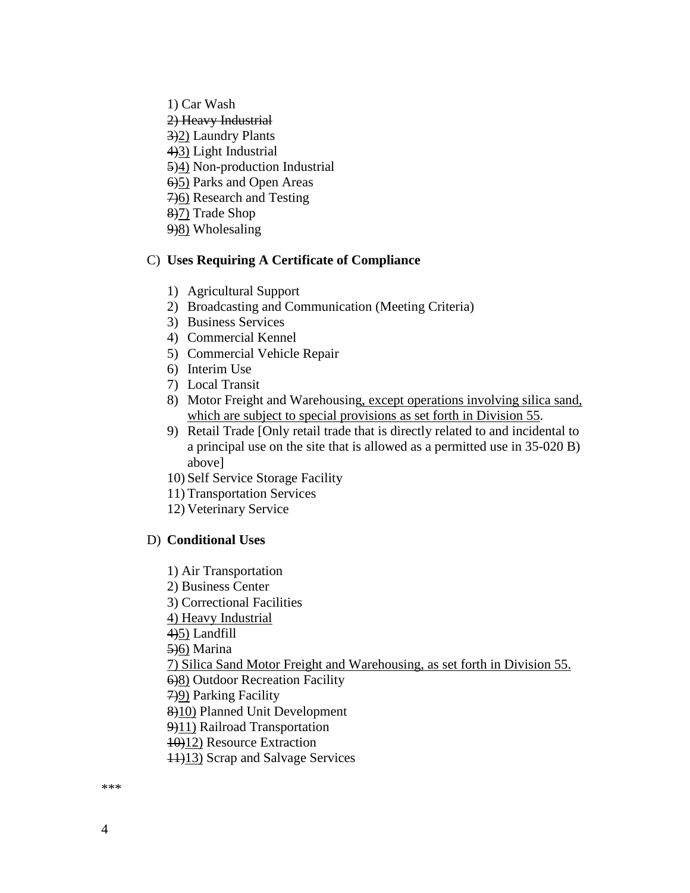1) Car Wash
~~2) Heavy Industrial~~
~~3)~~<u>2)</u> Laundry Plants
~~4)~~<u>3)</u> Light Industrial
~~5)~~<u>4)</u> Non-production Industrial
~~6)~~<u>5)</u> Parks and Open Areas
~~7)~~<u>6)</u> Research and Testing
~~8)~~<u>7)</u> Trade Shop
~~9)~~<u>8)</u> Wholesaling

C) **Uses Requiring A Certificate of Compliance**

1) Agricultural Support
2) Broadcasting and Communication (Meeting Criteria)
3) Business Services
4) Commercial Kennel
5) Commercial Vehicle Repair
6) Interim Use
7) Local Transit
8) Motor Freight and Warehousing<u>, except operations involving silica sand, which are subject to special provisions as set forth in Division 55</u>.
9) Retail Trade [Only retail trade that is directly related to and incidental to a principal use on the site that is allowed as a permitted use in 35-020 B) above]
10) Self Service Storage Facility
11) Transportation Services
12) Veterinary Service

D) **Conditional Uses**

1) Air Transportation
2) Business Center
3) Correctional Facilities
<u>4) Heavy Industrial</u>
~~4)~~<u>5)</u> Landfill
~~5)~~<u>6)</u> Marina
<u>7) Silica Sand Motor Freight and Warehousing, as set forth in Division 55.</u>
~~6)~~<u>8)</u> Outdoor Recreation Facility
~~7)~~<u>9)</u> Parking Facility
~~8)~~<u>10)</u> Planned Unit Development
~~9)~~<u>11)</u> Railroad Transportation
~~10)~~<u>12)</u> Resource Extraction
~~11)~~<u>13)</u> Scrap and Salvage Services

***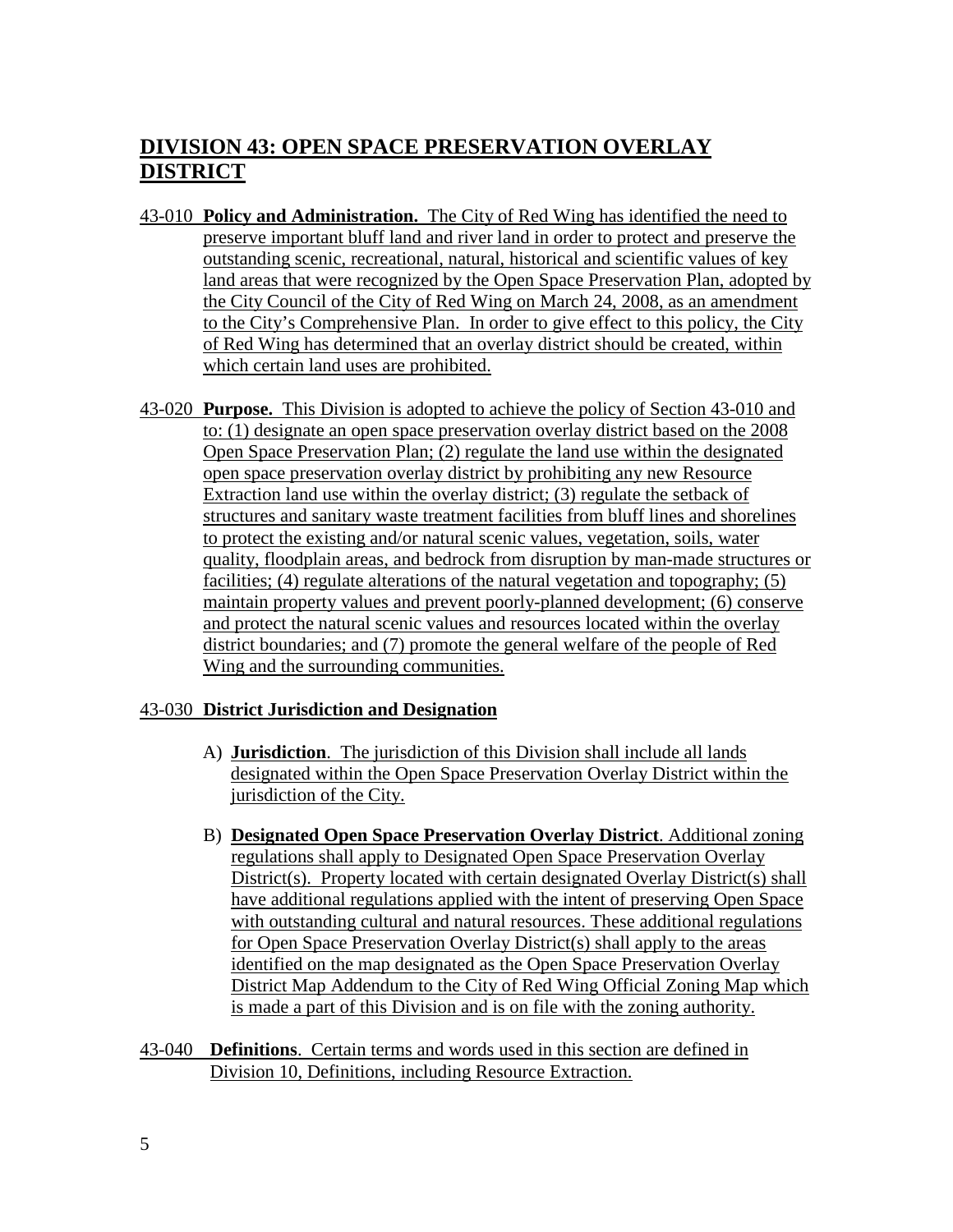# DIVISION 43: OPEN SPACE PRESERVATION OVERLAY DISTRICT

43-010 **Policy and Administration.** The City of Red Wing has identified the need to preserve important bluff land and river land in order to protect and preserve the outstanding scenic, recreational, natural, historical and scientific values of key land areas that were recognized by the Open Space Preservation Plan, adopted by the City Council of the City of Red Wing on March 24, 2008, as an amendment to the City's Comprehensive Plan. In order to give effect to this policy, the City of Red Wing has determined that an overlay district should be created, within which certain land uses are prohibited.

43-020 **Purpose.** This Division is adopted to achieve the policy of Section 43-010 and to: (1) designate an open space preservation overlay district based on the 2008 Open Space Preservation Plan; (2) regulate the land use within the designated open space preservation overlay district by prohibiting any new Resource Extraction land use within the overlay district; (3) regulate the setback of structures and sanitary waste treatment facilities from bluff lines and shorelines to protect the existing and/or natural scenic values, vegetation, soils, water quality, floodplain areas, and bedrock from disruption by man-made structures or facilities; (4) regulate alterations of the natural vegetation and topography; (5) maintain property values and prevent poorly-planned development; (6) conserve and protect the natural scenic values and resources located within the overlay district boundaries; and (7) promote the general welfare of the people of Red Wing and the surrounding communities.

43-030 **District Jurisdiction and Designation**

A) **Jurisdiction**. The jurisdiction of this Division shall include all lands designated within the Open Space Preservation Overlay District within the jurisdiction of the City.

B) **Designated Open Space Preservation Overlay District**. Additional zoning regulations shall apply to Designated Open Space Preservation Overlay District(s). Property located with certain designated Overlay District(s) shall have additional regulations applied with the intent of preserving Open Space with outstanding cultural and natural resources. These additional regulations for Open Space Preservation Overlay District(s) shall apply to the areas identified on the map designated as the Open Space Preservation Overlay District Map Addendum to the City of Red Wing Official Zoning Map which is made a part of this Division and is on file with the zoning authority.

43-040 **Definitions**. Certain terms and words used in this section are defined in Division 10, Definitions, including Resource Extraction.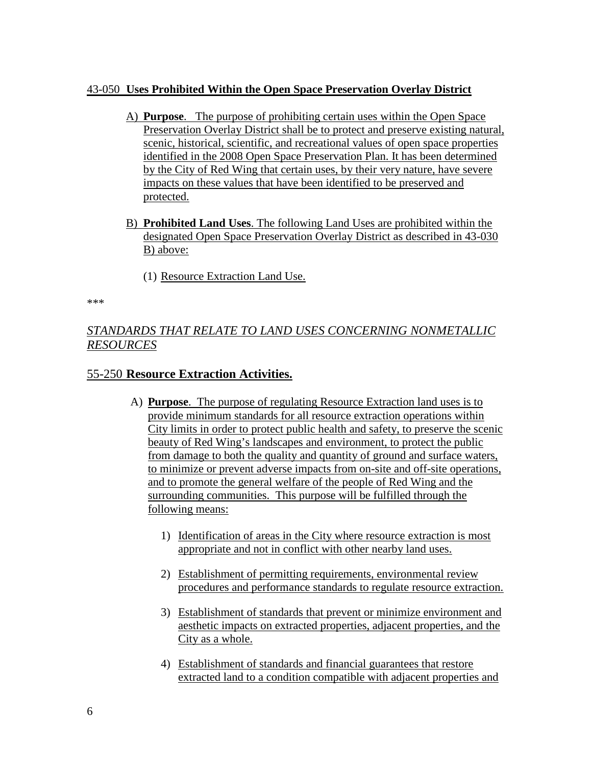43-050 **Uses Prohibited Within the Open Space Preservation Overlay District**

A) **Purpose**. The purpose of prohibiting certain uses within the Open Space Preservation Overlay District shall be to protect and preserve existing natural, scenic, historical, scientific, and recreational values of open space properties identified in the 2008 Open Space Preservation Plan. It has been determined by the City of Red Wing that certain uses, by their very nature, have severe impacts on these values that have been identified to be preserved and protected.

B) **Prohibited Land Uses**. The following Land Uses are prohibited within the designated Open Space Preservation Overlay District as described in 43-030 B) above:

(1) Resource Extraction Land Use.

***

*STANDARDS THAT RELATE TO LAND USES CONCERNING NONMETALLIC RESOURCES*

## 55-250 **Resource Extraction Activities.**

A) **Purpose**. The purpose of regulating Resource Extraction land uses is to provide minimum standards for all resource extraction operations within City limits in order to protect public health and safety, to preserve the scenic beauty of Red Wing's landscapes and environment, to protect the public from damage to both the quality and quantity of ground and surface waters, to minimize or prevent adverse impacts from on-site and off-site operations, and to promote the general welfare of the people of Red Wing and the surrounding communities. This purpose will be fulfilled through the following means:

1) Identification of areas in the City where resource extraction is most appropriate and not in conflict with other nearby land uses.

2) Establishment of permitting requirements, environmental review procedures and performance standards to regulate resource extraction.

3) Establishment of standards that prevent or minimize environment and aesthetic impacts on extracted properties, adjacent properties, and the City as a whole.

4) Establishment of standards and financial guarantees that restore extracted land to a condition compatible with adjacent properties and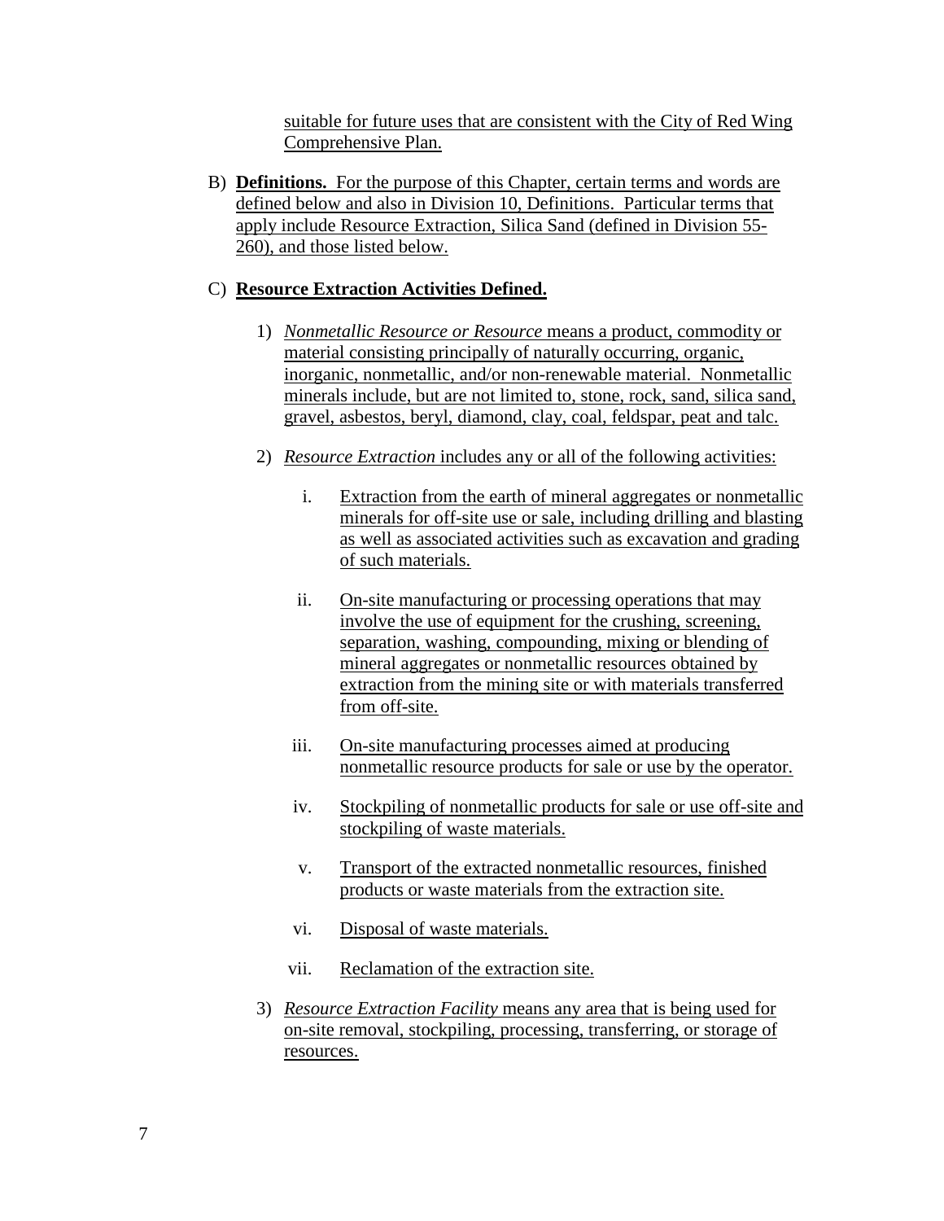suitable for future uses that are consistent with the City of Red Wing Comprehensive Plan.

B) **Definitions.** For the purpose of this Chapter, certain terms and words are defined below and also in Division 10, Definitions. Particular terms that apply include Resource Extraction, Silica Sand (defined in Division 55-260), and those listed below.

C) **Resource Extraction Activities Defined.**

1) *Nonmetallic Resource or Resource* means a product, commodity or material consisting principally of naturally occurring, organic, inorganic, nonmetallic, and/or non-renewable material. Nonmetallic minerals include, but are not limited to, stone, rock, sand, silica sand, gravel, asbestos, beryl, diamond, clay, coal, feldspar, peat and talc.

2) *Resource Extraction* includes any or all of the following activities:

   i. Extraction from the earth of mineral aggregates or nonmetallic minerals for off-site use or sale, including drilling and blasting as well as associated activities such as excavation and grading of such materials.

   ii. On-site manufacturing or processing operations that may involve the use of equipment for the crushing, screening, separation, washing, compounding, mixing or blending of mineral aggregates or nonmetallic resources obtained by extraction from the mining site or with materials transferred from off-site.

   iii. On-site manufacturing processes aimed at producing nonmetallic resource products for sale or use by the operator.

   iv. Stockpiling of nonmetallic products for sale or use off-site and stockpiling of waste materials.

   v. Transport of the extracted nonmetallic resources, finished products or waste materials from the extraction site.

   vi. Disposal of waste materials.

   vii. Reclamation of the extraction site.

3) *Resource Extraction Facility* means any area that is being used for on-site removal, stockpiling, processing, transferring, or storage of resources.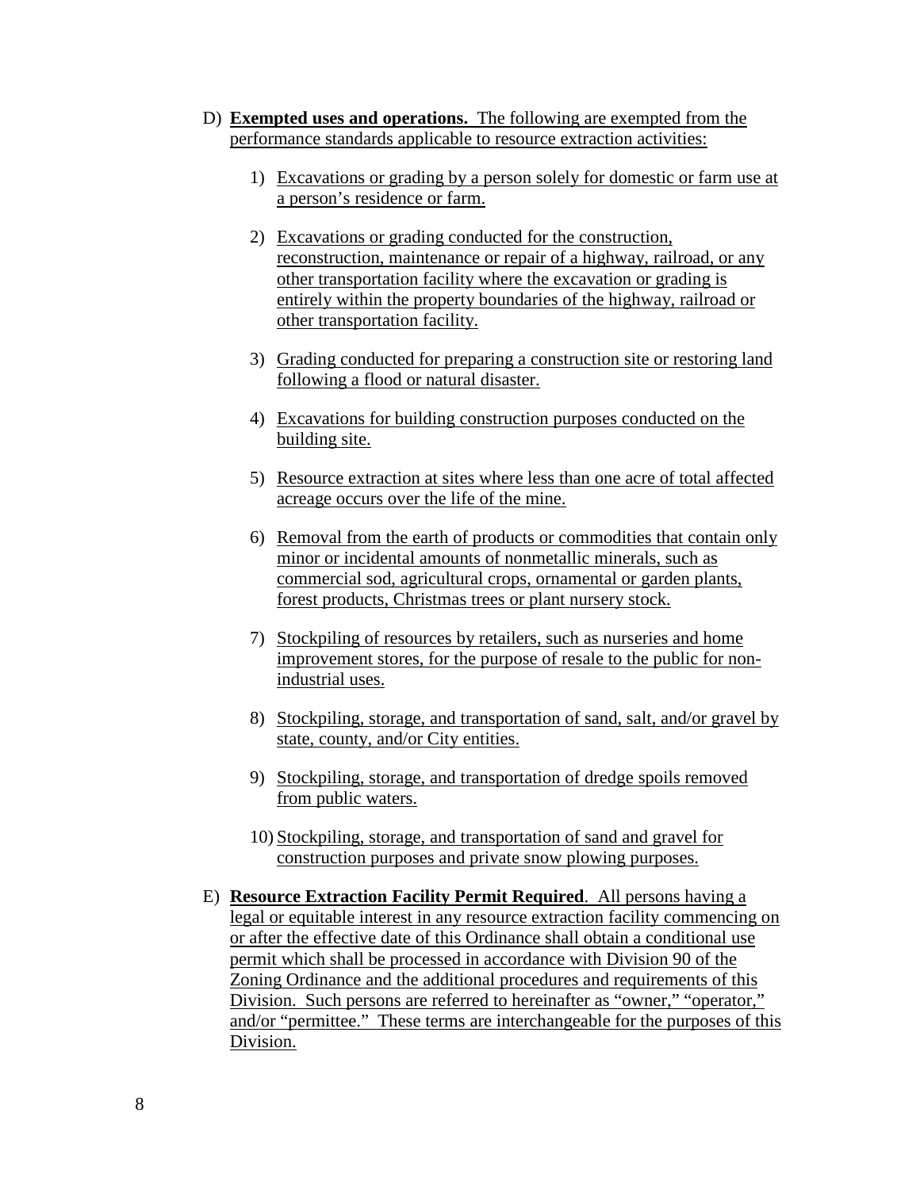D) **Exempted uses and operations.** The following are exempted from the performance standards applicable to resource extraction activities:

   1) Excavations or grading by a person solely for domestic or farm use at a person's residence or farm.

   2) Excavations or grading conducted for the construction, reconstruction, maintenance or repair of a highway, railroad, or any other transportation facility where the excavation or grading is entirely within the property boundaries of the highway, railroad or other transportation facility.

   3) Grading conducted for preparing a construction site or restoring land following a flood or natural disaster.

   4) Excavations for building construction purposes conducted on the building site.

   5) Resource extraction at sites where less than one acre of total affected acreage occurs over the life of the mine.

   6) Removal from the earth of products or commodities that contain only minor or incidental amounts of nonmetallic minerals, such as commercial sod, agricultural crops, ornamental or garden plants, forest products, Christmas trees or plant nursery stock.

   7) Stockpiling of resources by retailers, such as nurseries and home improvement stores, for the purpose of resale to the public for non-industrial uses.

   8) Stockpiling, storage, and transportation of sand, salt, and/or gravel by state, county, and/or City entities.

   9) Stockpiling, storage, and transportation of dredge spoils removed from public waters.

   10) Stockpiling, storage, and transportation of sand and gravel for construction purposes and private snow plowing purposes.

E) **Resource Extraction Facility Permit Required**. All persons having a legal or equitable interest in any resource extraction facility commencing on or after the effective date of this Ordinance shall obtain a conditional use permit which shall be processed in accordance with Division 90 of the Zoning Ordinance and the additional procedures and requirements of this Division. Such persons are referred to hereinafter as "owner," "operator," and/or "permittee." These terms are interchangeable for the purposes of this Division.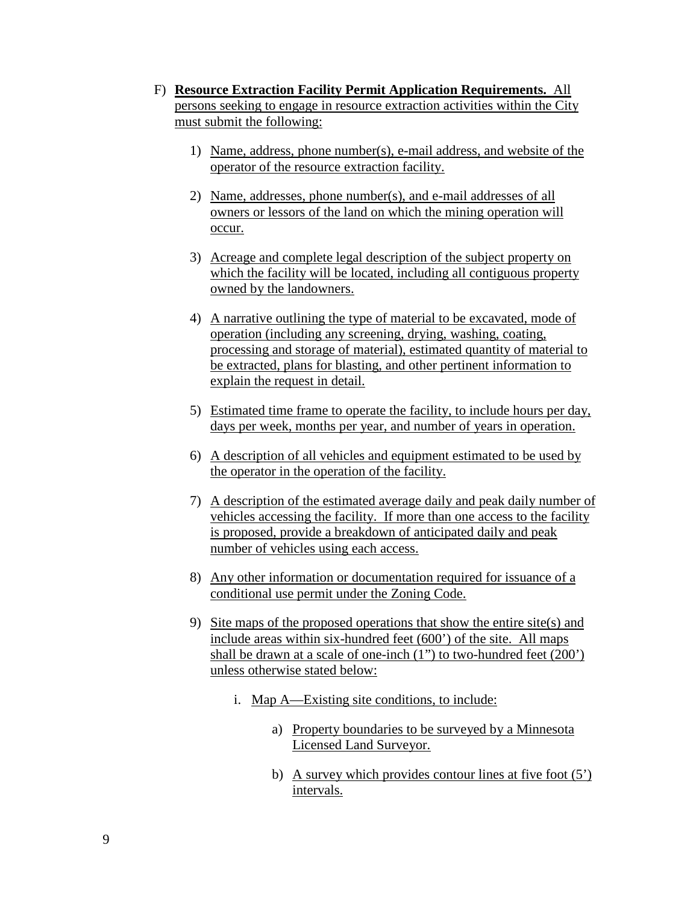F) **Resource Extraction Facility Permit Application Requirements.** All persons seeking to engage in resource extraction activities within the City must submit the following:

1) Name, address, phone number(s), e-mail address, and website of the operator of the resource extraction facility.

2) Name, addresses, phone number(s), and e-mail addresses of all owners or lessors of the land on which the mining operation will occur.

3) Acreage and complete legal description of the subject property on which the facility will be located, including all contiguous property owned by the landowners.

4) A narrative outlining the type of material to be excavated, mode of operation (including any screening, drying, washing, coating, processing and storage of material), estimated quantity of material to be extracted, plans for blasting, and other pertinent information to explain the request in detail.

5) Estimated time frame to operate the facility, to include hours per day, days per week, months per year, and number of years in operation.

6) A description of all vehicles and equipment estimated to be used by the operator in the operation of the facility.

7) A description of the estimated average daily and peak daily number of vehicles accessing the facility. If more than one access to the facility is proposed, provide a breakdown of anticipated daily and peak number of vehicles using each access.

8) Any other information or documentation required for issuance of a conditional use permit under the Zoning Code.

9) Site maps of the proposed operations that show the entire site(s) and include areas within six-hundred feet (600') of the site. All maps shall be drawn at a scale of one-inch (1") to two-hundred feet (200') unless otherwise stated below:

   i. Map A—Existing site conditions, to include:

      a) Property boundaries to be surveyed by a Minnesota Licensed Land Surveyor.

      b) A survey which provides contour lines at five foot (5') intervals.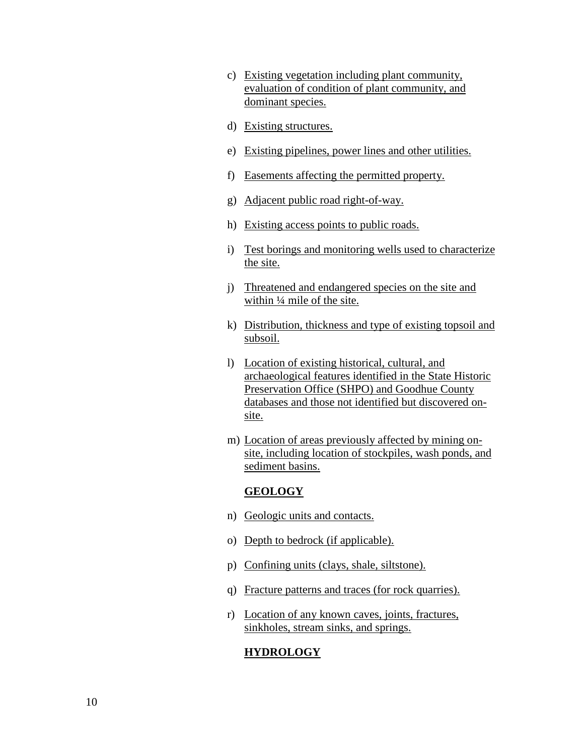c) Existing vegetation including plant community, evaluation of condition of plant community, and dominant species.

d) Existing structures.

e) Existing pipelines, power lines and other utilities.

f) Easements affecting the permitted property.

g) Adjacent public road right-of-way.

h) Existing access points to public roads.

i) Test borings and monitoring wells used to characterize the site.

j) Threatened and endangered species on the site and within ¼ mile of the site.

k) Distribution, thickness and type of existing topsoil and subsoil.

l) Location of existing historical, cultural, and archaeological features identified in the State Historic Preservation Office (SHPO) and Goodhue County databases and those not identified but discovered on-site.

m) Location of areas previously affected by mining on-site, including location of stockpiles, wash ponds, and sediment basins.

**GEOLOGY**

n) Geologic units and contacts.

o) Depth to bedrock (if applicable).

p) Confining units (clays, shale, siltstone).

q) Fracture patterns and traces (for rock quarries).

r) Location of any known caves, joints, fractures, sinkholes, stream sinks, and springs.

**HYDROLOGY**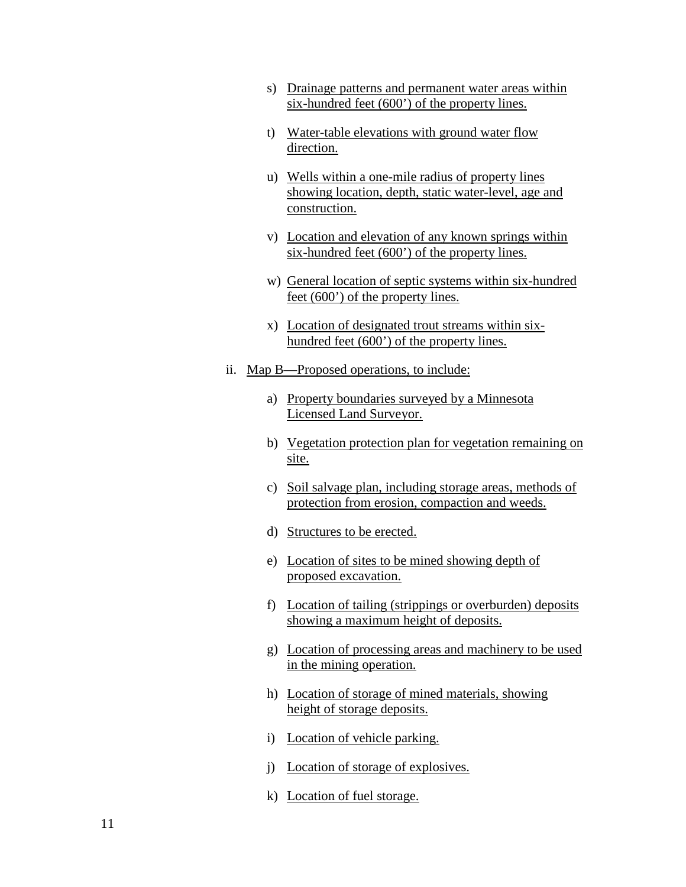s) Drainage patterns and permanent water areas within six-hundred feet (600') of the property lines.

t) Water-table elevations with ground water flow direction.

u) Wells within a one-mile radius of property lines showing location, depth, static water-level, age and construction.

v) Location and elevation of any known springs within six-hundred feet (600') of the property lines.

w) General location of septic systems within six-hundred feet (600') of the property lines.

x) Location of designated trout streams within six-hundred feet (600') of the property lines.

ii. Map B—Proposed operations, to include:

a) Property boundaries surveyed by a Minnesota Licensed Land Surveyor.

b) Vegetation protection plan for vegetation remaining on site.

c) Soil salvage plan, including storage areas, methods of protection from erosion, compaction and weeds.

d) Structures to be erected.

e) Location of sites to be mined showing depth of proposed excavation.

f) Location of tailing (strippings or overburden) deposits showing a maximum height of deposits.

g) Location of processing areas and machinery to be used in the mining operation.

h) Location of storage of mined materials, showing height of storage deposits.

i) Location of vehicle parking.

j) Location of storage of explosives.

k) Location of fuel storage.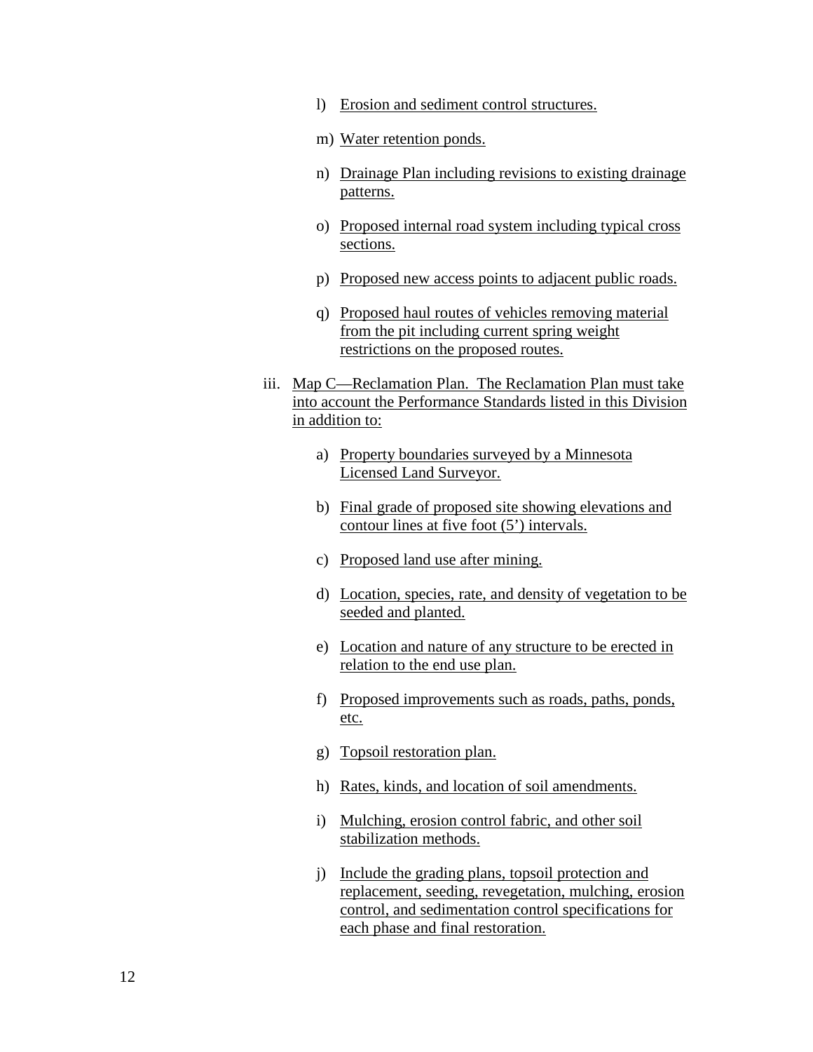l) Erosion and sediment control structures.

m) Water retention ponds.

n) Drainage Plan including revisions to existing drainage patterns.

o) Proposed internal road system including typical cross sections.

p) Proposed new access points to adjacent public roads.

q) Proposed haul routes of vehicles removing material from the pit including current spring weight restrictions on the proposed routes.

iii. Map C—Reclamation Plan. The Reclamation Plan must take into account the Performance Standards listed in this Division in addition to:

a) Property boundaries surveyed by a Minnesota Licensed Land Surveyor.

b) Final grade of proposed site showing elevations and contour lines at five foot (5') intervals.

c) Proposed land use after mining.

d) Location, species, rate, and density of vegetation to be seeded and planted.

e) Location and nature of any structure to be erected in relation to the end use plan.

f) Proposed improvements such as roads, paths, ponds, etc.

g) Topsoil restoration plan.

h) Rates, kinds, and location of soil amendments.

i) Mulching, erosion control fabric, and other soil stabilization methods.

j) Include the grading plans, topsoil protection and replacement, seeding, revegetation, mulching, erosion control, and sedimentation control specifications for each phase and final restoration.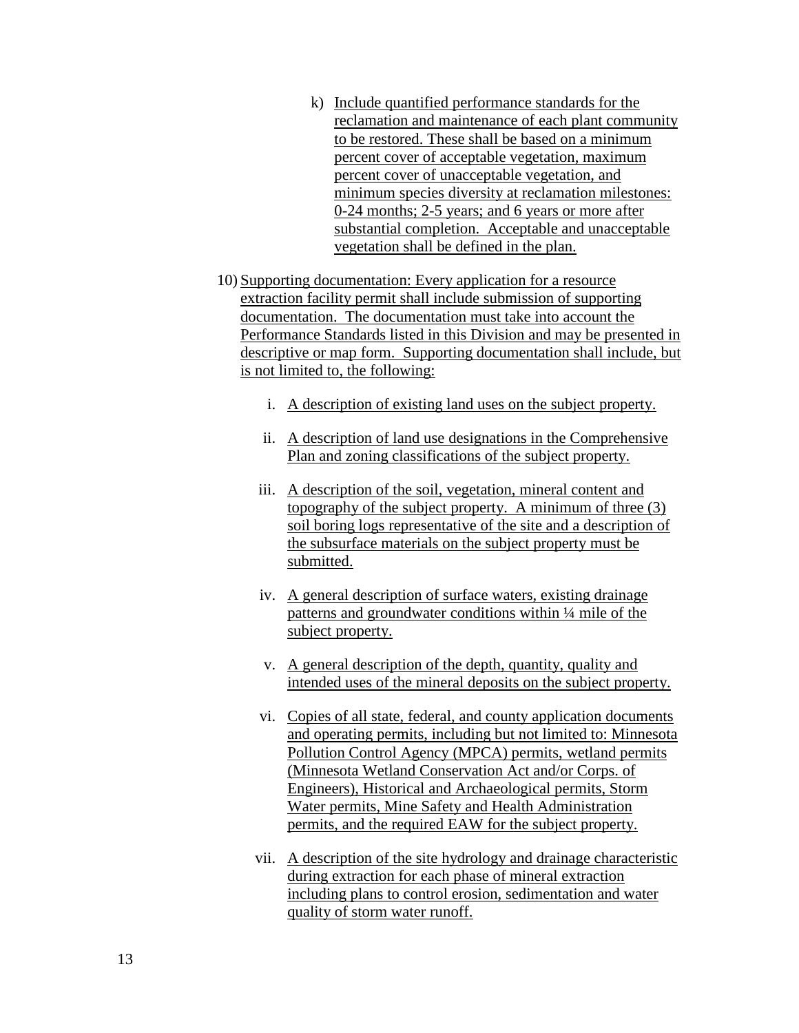k) Include quantified performance standards for the reclamation and maintenance of each plant community to be restored. These shall be based on a minimum percent cover of acceptable vegetation, maximum percent cover of unacceptable vegetation, and minimum species diversity at reclamation milestones: 0-24 months; 2-5 years; and 6 years or more after substantial completion. Acceptable and unacceptable vegetation shall be defined in the plan.

10) Supporting documentation: Every application for a resource extraction facility permit shall include submission of supporting documentation. The documentation must take into account the Performance Standards listed in this Division and may be presented in descriptive or map form. Supporting documentation shall include, but is not limited to, the following:

   i. A description of existing land uses on the subject property.

   ii. A description of land use designations in the Comprehensive Plan and zoning classifications of the subject property.

   iii. A description of the soil, vegetation, mineral content and topography of the subject property. A minimum of three (3) soil boring logs representative of the site and a description of the subsurface materials on the subject property must be submitted.

   iv. A general description of surface waters, existing drainage patterns and groundwater conditions within ¼ mile of the subject property.

   v. A general description of the depth, quantity, quality and intended uses of the mineral deposits on the subject property.

   vi. Copies of all state, federal, and county application documents and operating permits, including but not limited to: Minnesota Pollution Control Agency (MPCA) permits, wetland permits (Minnesota Wetland Conservation Act and/or Corps. of Engineers), Historical and Archaeological permits, Storm Water permits, Mine Safety and Health Administration permits, and the required EAW for the subject property.

   vii. A description of the site hydrology and drainage characteristic during extraction for each phase of mineral extraction including plans to control erosion, sedimentation and water quality of storm water runoff.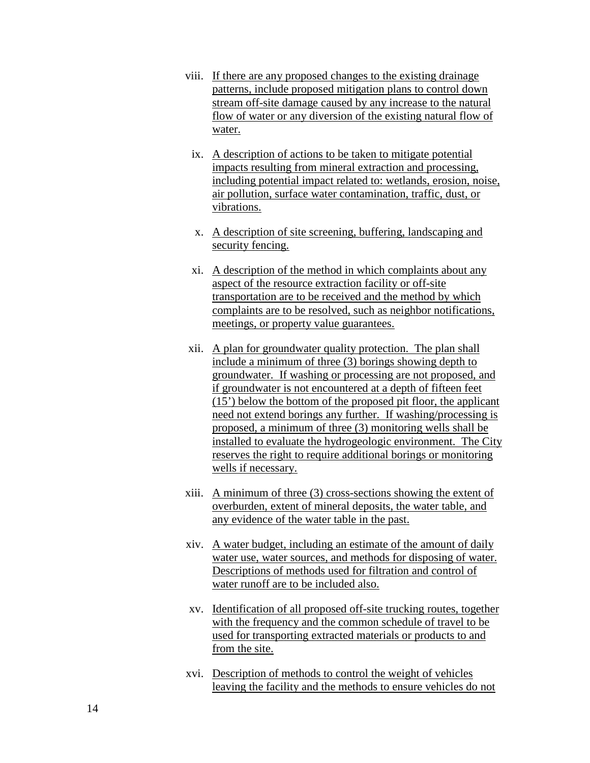viii. If there are any proposed changes to the existing drainage patterns, include proposed mitigation plans to control down stream off-site damage caused by any increase to the natural flow of water or any diversion of the existing natural flow of water.

ix. A description of actions to be taken to mitigate potential impacts resulting from mineral extraction and processing, including potential impact related to: wetlands, erosion, noise, air pollution, surface water contamination, traffic, dust, or vibrations.

x. A description of site screening, buffering, landscaping and security fencing.

xi. A description of the method in which complaints about any aspect of the resource extraction facility or off-site transportation are to be received and the method by which complaints are to be resolved, such as neighbor notifications, meetings, or property value guarantees.

xii. A plan for groundwater quality protection. The plan shall include a minimum of three (3) borings showing depth to groundwater. If washing or processing are not proposed, and if groundwater is not encountered at a depth of fifteen feet (15') below the bottom of the proposed pit floor, the applicant need not extend borings any further. If washing/processing is proposed, a minimum of three (3) monitoring wells shall be installed to evaluate the hydrogeologic environment. The City reserves the right to require additional borings or monitoring wells if necessary.

xiii. A minimum of three (3) cross-sections showing the extent of overburden, extent of mineral deposits, the water table, and any evidence of the water table in the past.

xiv. A water budget, including an estimate of the amount of daily water use, water sources, and methods for disposing of water. Descriptions of methods used for filtration and control of water runoff are to be included also.

xv. Identification of all proposed off-site trucking routes, together with the frequency and the common schedule of travel to be used for transporting extracted materials or products to and from the site.

xvi. Description of methods to control the weight of vehicles leaving the facility and the methods to ensure vehicles do not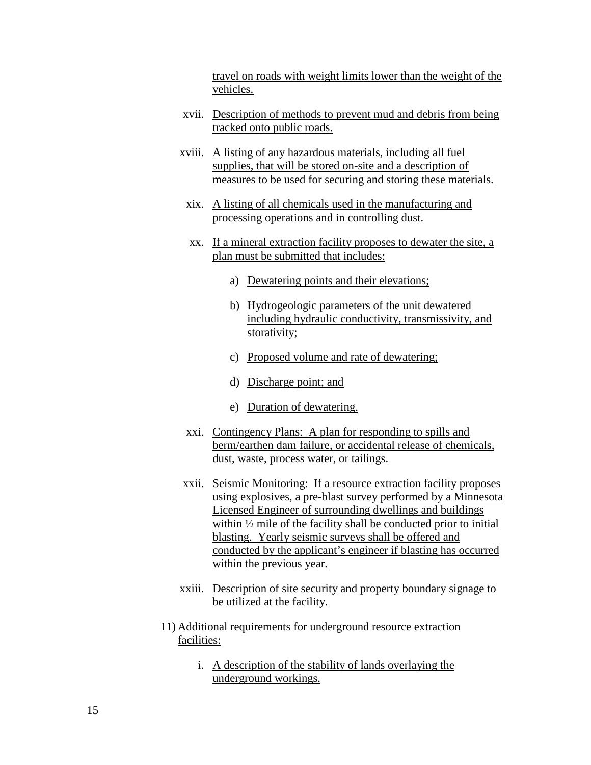travel on roads with weight limits lower than the weight of the vehicles.

xvii. Description of methods to prevent mud and debris from being tracked onto public roads.

xviii. A listing of any hazardous materials, including all fuel supplies, that will be stored on-site and a description of measures to be used for securing and storing these materials.

xix. A listing of all chemicals used in the manufacturing and processing operations and in controlling dust.

xx. If a mineral extraction facility proposes to dewater the site, a plan must be submitted that includes:

a) Dewatering points and their elevations;

b) Hydrogeologic parameters of the unit dewatered including hydraulic conductivity, transmissivity, and storativity;

c) Proposed volume and rate of dewatering;

d) Discharge point; and

e) Duration of dewatering.

xxi. Contingency Plans: A plan for responding to spills and berm/earthen dam failure, or accidental release of chemicals, dust, waste, process water, or tailings.

xxii. Seismic Monitoring: If a resource extraction facility proposes using explosives, a pre-blast survey performed by a Minnesota Licensed Engineer of surrounding dwellings and buildings within ½ mile of the facility shall be conducted prior to initial blasting. Yearly seismic surveys shall be offered and conducted by the applicant's engineer if blasting has occurred within the previous year.

xxiii. Description of site security and property boundary signage to be utilized at the facility.

11) Additional requirements for underground resource extraction facilities:

i. A description of the stability of lands overlaying the underground workings.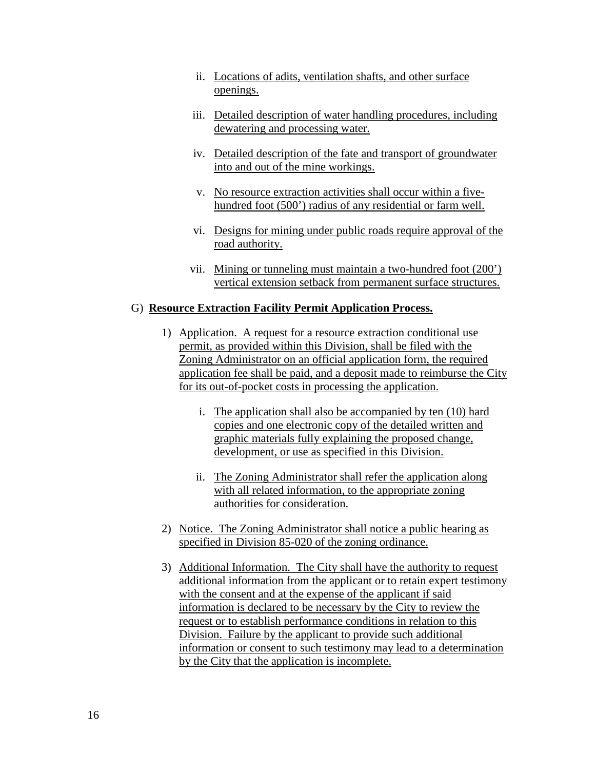ii. Locations of adits, ventilation shafts, and other surface openings.

iii. Detailed description of water handling procedures, including dewatering and processing water.

iv. Detailed description of the fate and transport of groundwater into and out of the mine workings.

v. No resource extraction activities shall occur within a five-hundred foot (500') radius of any residential or farm well.

vi. Designs for mining under public roads require approval of the road authority.

vii. Mining or tunneling must maintain a two-hundred foot (200') vertical extension setback from permanent surface structures.

G) **Resource Extraction Facility Permit Application Process.**

1) Application. A request for a resource extraction conditional use permit, as provided within this Division, shall be filed with the Zoning Administrator on an official application form, the required application fee shall be paid, and a deposit made to reimburse the City for its out-of-pocket costs in processing the application.

   i. The application shall also be accompanied by ten (10) hard copies and one electronic copy of the detailed written and graphic materials fully explaining the proposed change, development, or use as specified in this Division.

   ii. The Zoning Administrator shall refer the application along with all related information, to the appropriate zoning authorities for consideration.

2) Notice. The Zoning Administrator shall notice a public hearing as specified in Division 85-020 of the zoning ordinance.

3) Additional Information. The City shall have the authority to request additional information from the applicant or to retain expert testimony with the consent and at the expense of the applicant if said information is declared to be necessary by the City to review the request or to establish performance conditions in relation to this Division. Failure by the applicant to provide such additional information or consent to such testimony may lead to a determination by the City that the application is incomplete.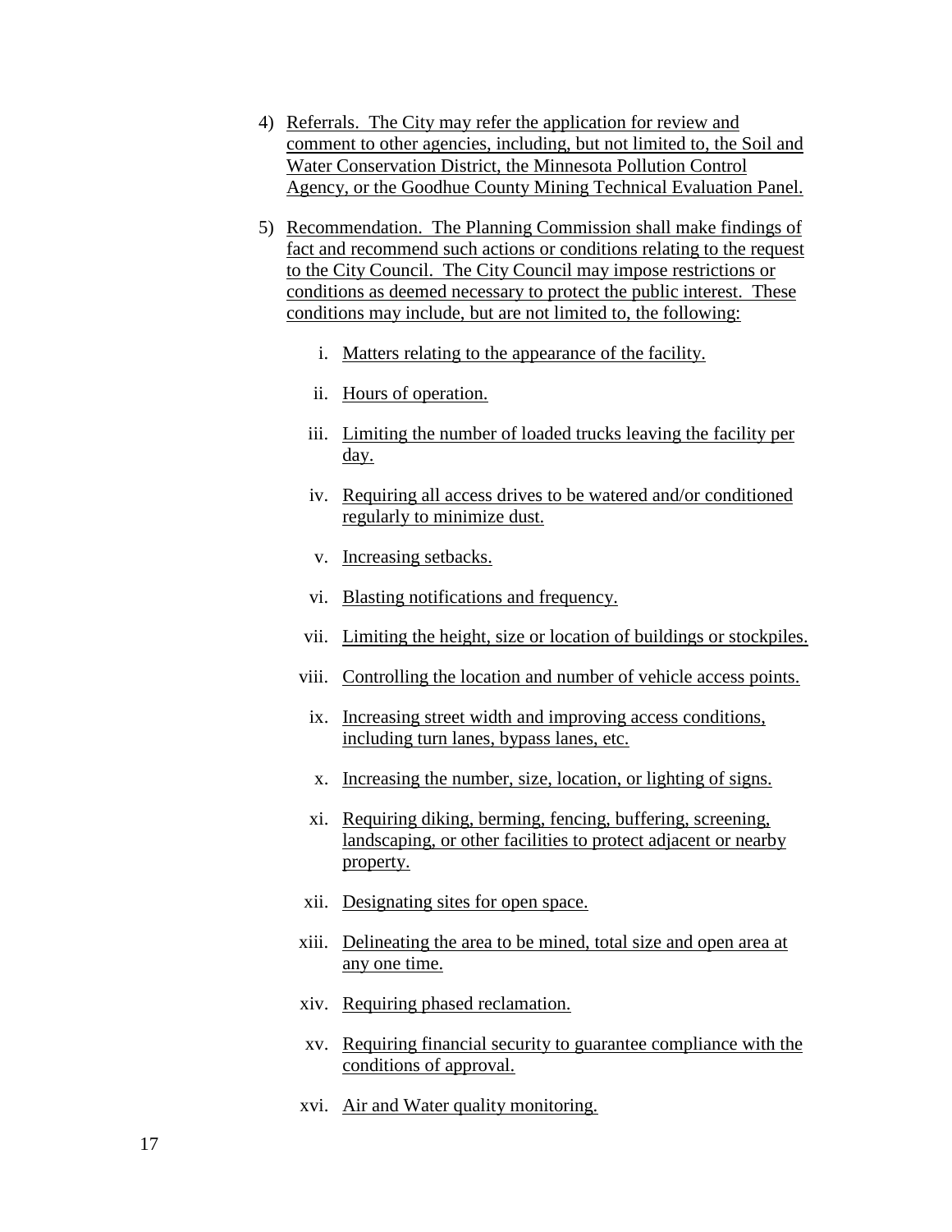4) Referrals. The City may refer the application for review and comment to other agencies, including, but not limited to, the Soil and Water Conservation District, the Minnesota Pollution Control Agency, or the Goodhue County Mining Technical Evaluation Panel.

5) Recommendation. The Planning Commission shall make findings of fact and recommend such actions or conditions relating to the request to the City Council. The City Council may impose restrictions or conditions as deemed necessary to protect the public interest. These conditions may include, but are not limited to, the following:

   i. Matters relating to the appearance of the facility.

   ii. Hours of operation.

   iii. Limiting the number of loaded trucks leaving the facility per day.

   iv. Requiring all access drives to be watered and/or conditioned regularly to minimize dust.

   v. Increasing setbacks.

   vi. Blasting notifications and frequency.

   vii. Limiting the height, size or location of buildings or stockpiles.

   viii. Controlling the location and number of vehicle access points.

   ix. Increasing street width and improving access conditions, including turn lanes, bypass lanes, etc.

   x. Increasing the number, size, location, or lighting of signs.

   xi. Requiring diking, berming, fencing, buffering, screening, landscaping, or other facilities to protect adjacent or nearby property.

   xii. Designating sites for open space.

   xiii. Delineating the area to be mined, total size and open area at any one time.

   xiv. Requiring phased reclamation.

   xv. Requiring financial security to guarantee compliance with the conditions of approval.

   xvi. Air and Water quality monitoring.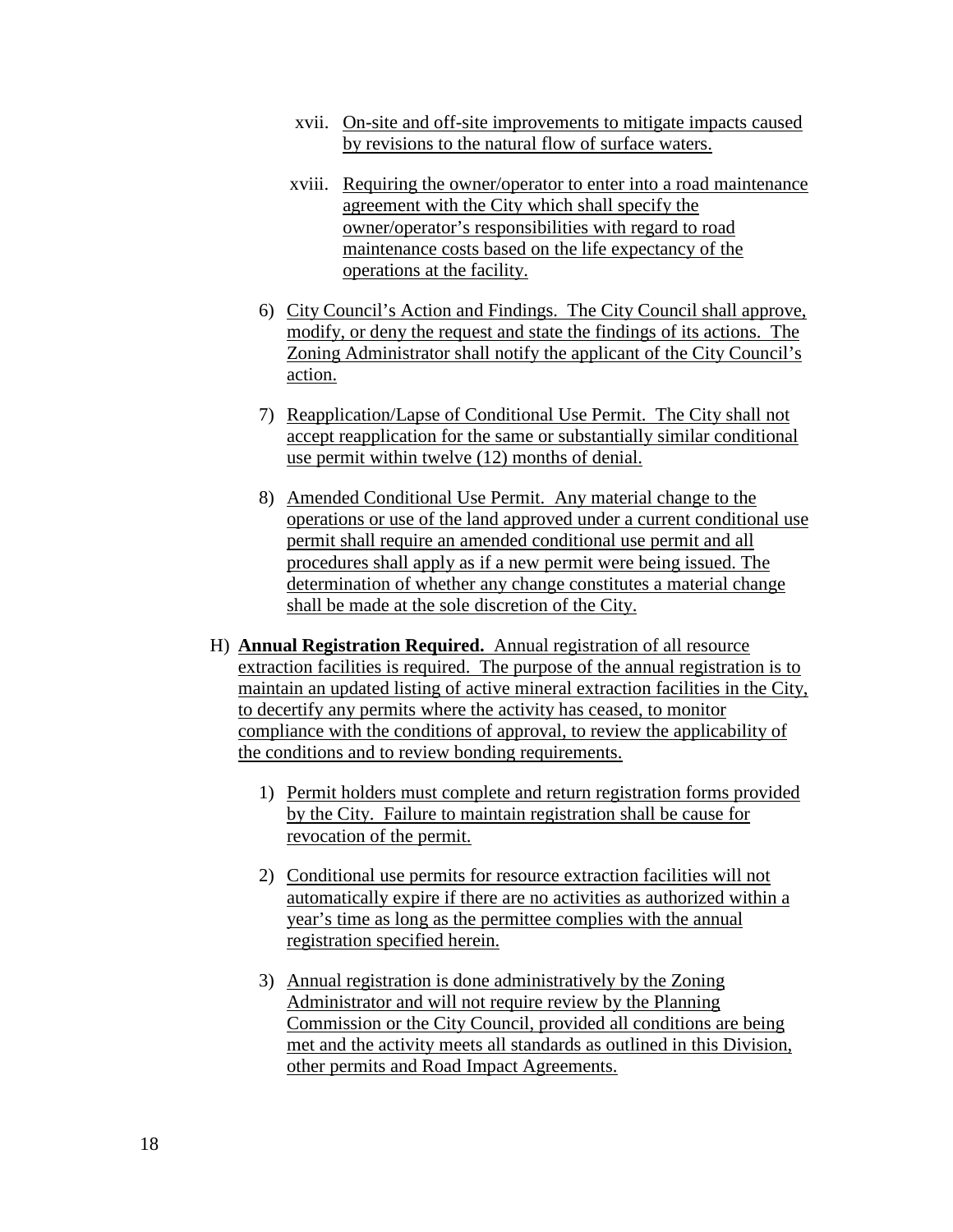xvii. On-site and off-site improvements to mitigate impacts caused by revisions to the natural flow of surface waters.

xviii. Requiring the owner/operator to enter into a road maintenance agreement with the City which shall specify the owner/operator's responsibilities with regard to road maintenance costs based on the life expectancy of the operations at the facility.

6) City Council's Action and Findings. The City Council shall approve, modify, or deny the request and state the findings of its actions. The Zoning Administrator shall notify the applicant of the City Council's action.

7) Reapplication/Lapse of Conditional Use Permit. The City shall not accept reapplication for the same or substantially similar conditional use permit within twelve (12) months of denial.

8) Amended Conditional Use Permit. Any material change to the operations or use of the land approved under a current conditional use permit shall require an amended conditional use permit and all procedures shall apply as if a new permit were being issued. The determination of whether any change constitutes a material change shall be made at the sole discretion of the City.

H) **Annual Registration Required.** Annual registration of all resource extraction facilities is required. The purpose of the annual registration is to maintain an updated listing of active mineral extraction facilities in the City, to decertify any permits where the activity has ceased, to monitor compliance with the conditions of approval, to review the applicability of the conditions and to review bonding requirements.

1) Permit holders must complete and return registration forms provided by the City. Failure to maintain registration shall be cause for revocation of the permit.

2) Conditional use permits for resource extraction facilities will not automatically expire if there are no activities as authorized within a year's time as long as the permittee complies with the annual registration specified herein.

3) Annual registration is done administratively by the Zoning Administrator and will not require review by the Planning Commission or the City Council, provided all conditions are being met and the activity meets all standards as outlined in this Division, other permits and Road Impact Agreements.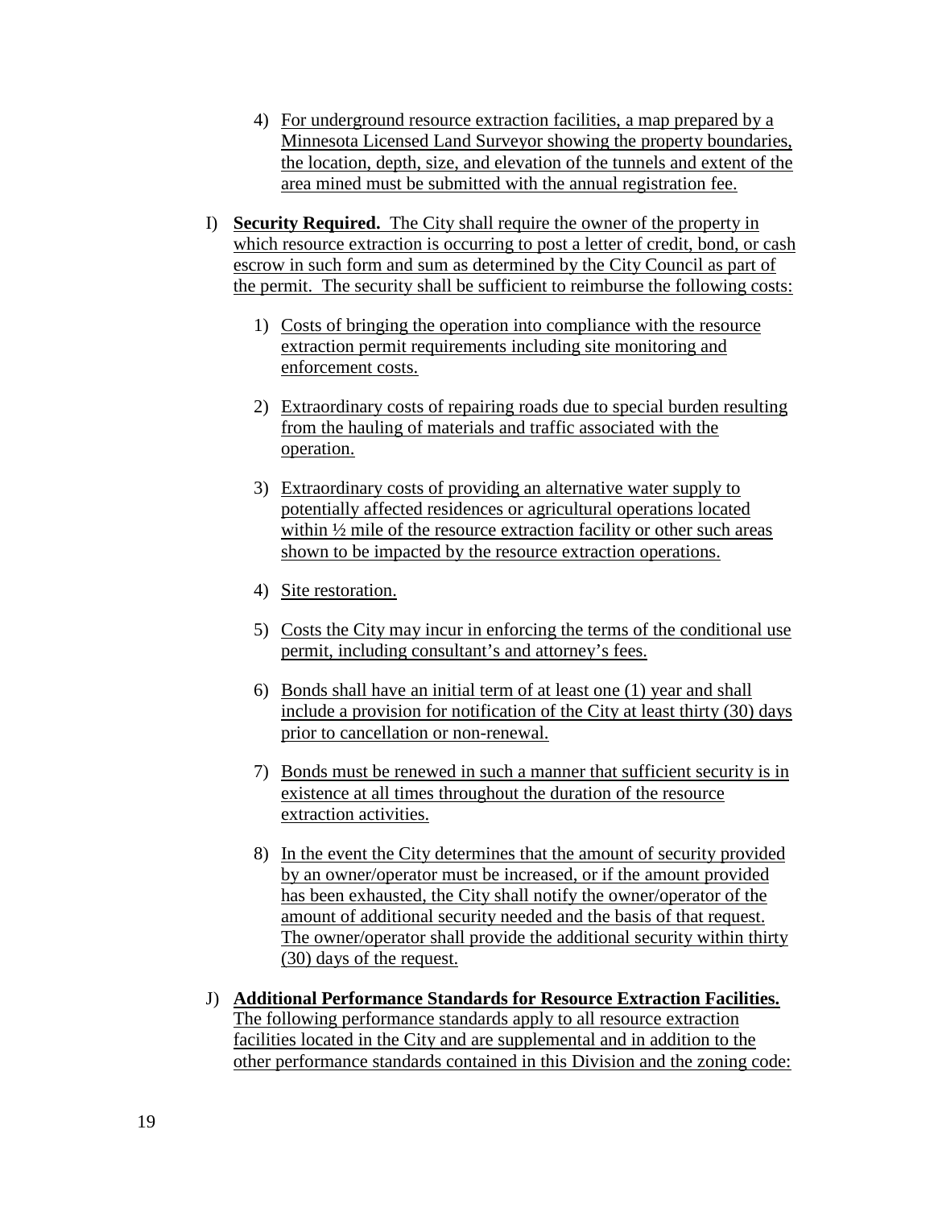4) For underground resource extraction facilities, a map prepared by a Minnesota Licensed Land Surveyor showing the property boundaries, the location, depth, size, and elevation of the tunnels and extent of the area mined must be submitted with the annual registration fee.

I) **Security Required.** The City shall require the owner of the property in which resource extraction is occurring to post a letter of credit, bond, or cash escrow in such form and sum as determined by the City Council as part of the permit. The security shall be sufficient to reimburse the following costs:

1) Costs of bringing the operation into compliance with the resource extraction permit requirements including site monitoring and enforcement costs.

2) Extraordinary costs of repairing roads due to special burden resulting from the hauling of materials and traffic associated with the operation.

3) Extraordinary costs of providing an alternative water supply to potentially affected residences or agricultural operations located within ½ mile of the resource extraction facility or other such areas shown to be impacted by the resource extraction operations.

4) Site restoration.

5) Costs the City may incur in enforcing the terms of the conditional use permit, including consultant's and attorney's fees.

6) Bonds shall have an initial term of at least one (1) year and shall include a provision for notification of the City at least thirty (30) days prior to cancellation or non-renewal.

7) Bonds must be renewed in such a manner that sufficient security is in existence at all times throughout the duration of the resource extraction activities.

8) In the event the City determines that the amount of security provided by an owner/operator must be increased, or if the amount provided has been exhausted, the City shall notify the owner/operator of the amount of additional security needed and the basis of that request. The owner/operator shall provide the additional security within thirty (30) days of the request.

J) **Additional Performance Standards for Resource Extraction Facilities.** The following performance standards apply to all resource extraction facilities located in the City and are supplemental and in addition to the other performance standards contained in this Division and the zoning code: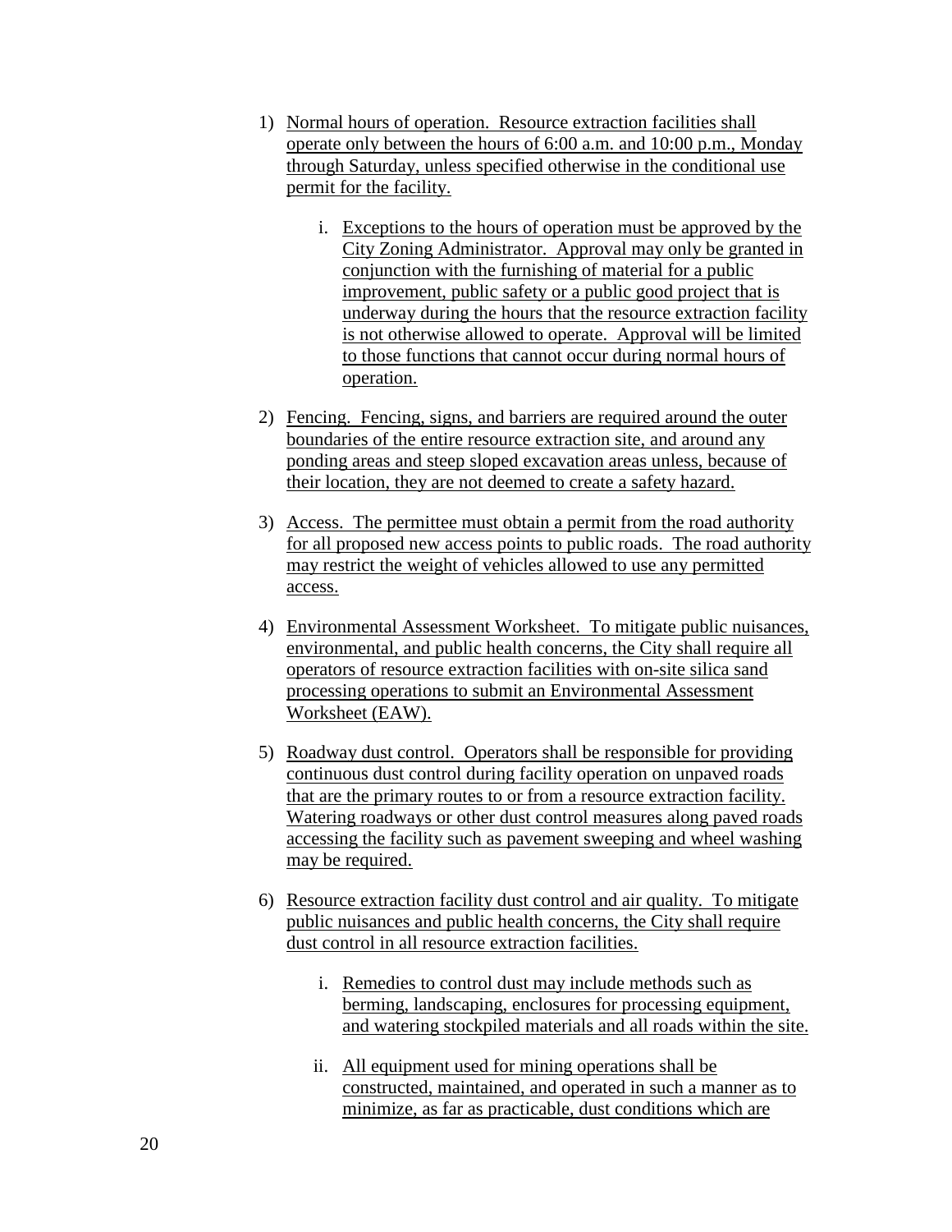1) Normal hours of operation. Resource extraction facilities shall operate only between the hours of 6:00 a.m. and 10:00 p.m., Monday through Saturday, unless specified otherwise in the conditional use permit for the facility.

    i. Exceptions to the hours of operation must be approved by the City Zoning Administrator. Approval may only be granted in conjunction with the furnishing of material for a public improvement, public safety or a public good project that is underway during the hours that the resource extraction facility is not otherwise allowed to operate. Approval will be limited to those functions that cannot occur during normal hours of operation.

2) Fencing. Fencing, signs, and barriers are required around the outer boundaries of the entire resource extraction site, and around any ponding areas and steep sloped excavation areas unless, because of their location, they are not deemed to create a safety hazard.

3) Access. The permittee must obtain a permit from the road authority for all proposed new access points to public roads. The road authority may restrict the weight of vehicles allowed to use any permitted access.

4) Environmental Assessment Worksheet. To mitigate public nuisances, environmental, and public health concerns, the City shall require all operators of resource extraction facilities with on-site silica sand processing operations to submit an Environmental Assessment Worksheet (EAW).

5) Roadway dust control. Operators shall be responsible for providing continuous dust control during facility operation on unpaved roads that are the primary routes to or from a resource extraction facility. Watering roadways or other dust control measures along paved roads accessing the facility such as pavement sweeping and wheel washing may be required.

6) Resource extraction facility dust control and air quality. To mitigate public nuisances and public health concerns, the City shall require dust control in all resource extraction facilities.

    i. Remedies to control dust may include methods such as berming, landscaping, enclosures for processing equipment, and watering stockpiled materials and all roads within the site.

    ii. All equipment used for mining operations shall be constructed, maintained, and operated in such a manner as to minimize, as far as practicable, dust conditions which are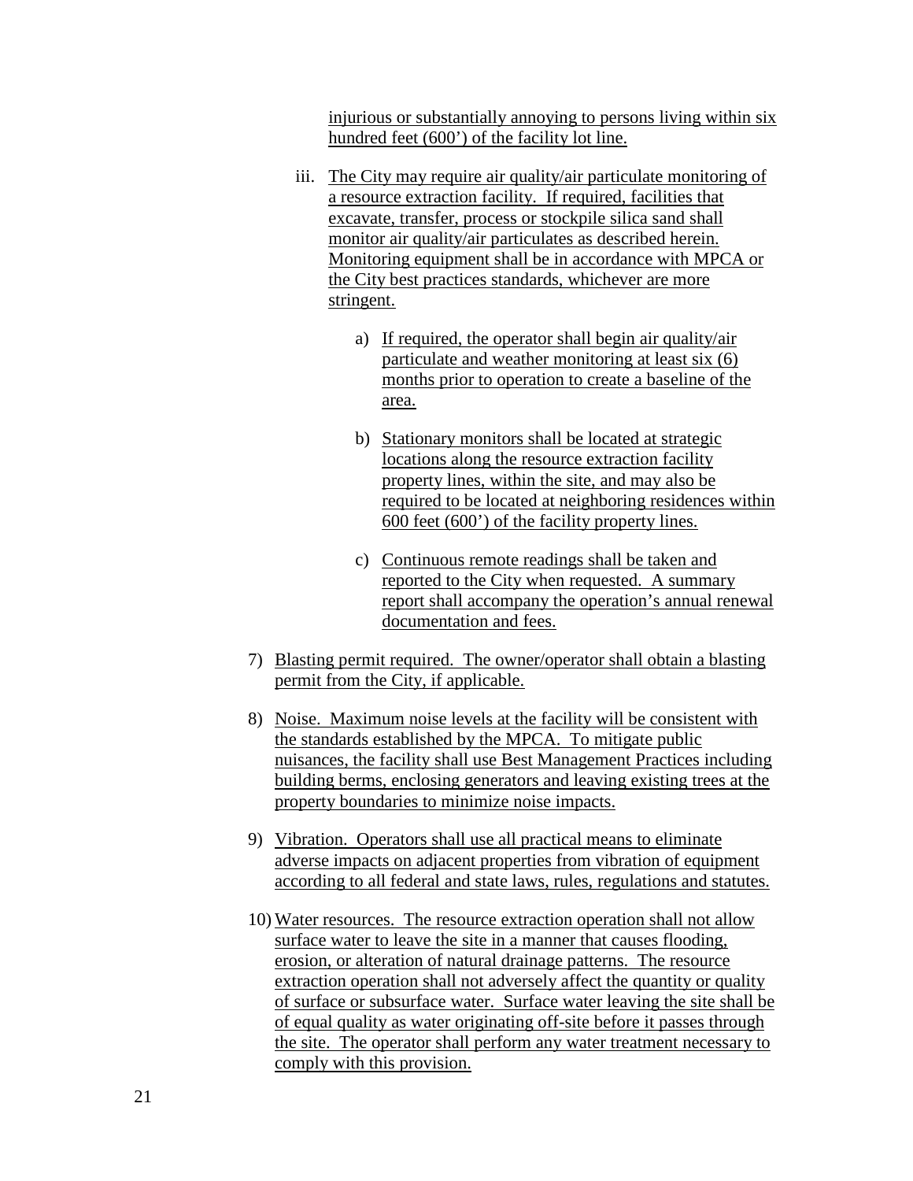injurious or substantially annoying to persons living within six hundred feet (600') of the facility lot line.

iii. The City may require air quality/air particulate monitoring of a resource extraction facility. If required, facilities that excavate, transfer, process or stockpile silica sand shall monitor air quality/air particulates as described herein. Monitoring equipment shall be in accordance with MPCA or the City best practices standards, whichever are more stringent.

a) If required, the operator shall begin air quality/air particulate and weather monitoring at least six (6) months prior to operation to create a baseline of the area.

b) Stationary monitors shall be located at strategic locations along the resource extraction facility property lines, within the site, and may also be required to be located at neighboring residences within 600 feet (600') of the facility property lines.

c) Continuous remote readings shall be taken and reported to the City when requested. A summary report shall accompany the operation's annual renewal documentation and fees.

7) Blasting permit required. The owner/operator shall obtain a blasting permit from the City, if applicable.

8) Noise. Maximum noise levels at the facility will be consistent with the standards established by the MPCA. To mitigate public nuisances, the facility shall use Best Management Practices including building berms, enclosing generators and leaving existing trees at the property boundaries to minimize noise impacts.

9) Vibration. Operators shall use all practical means to eliminate adverse impacts on adjacent properties from vibration of equipment according to all federal and state laws, rules, regulations and statutes.

10) Water resources. The resource extraction operation shall not allow surface water to leave the site in a manner that causes flooding, erosion, or alteration of natural drainage patterns. The resource extraction operation shall not adversely affect the quantity or quality of surface or subsurface water. Surface water leaving the site shall be of equal quality as water originating off-site before it passes through the site. The operator shall perform any water treatment necessary to comply with this provision.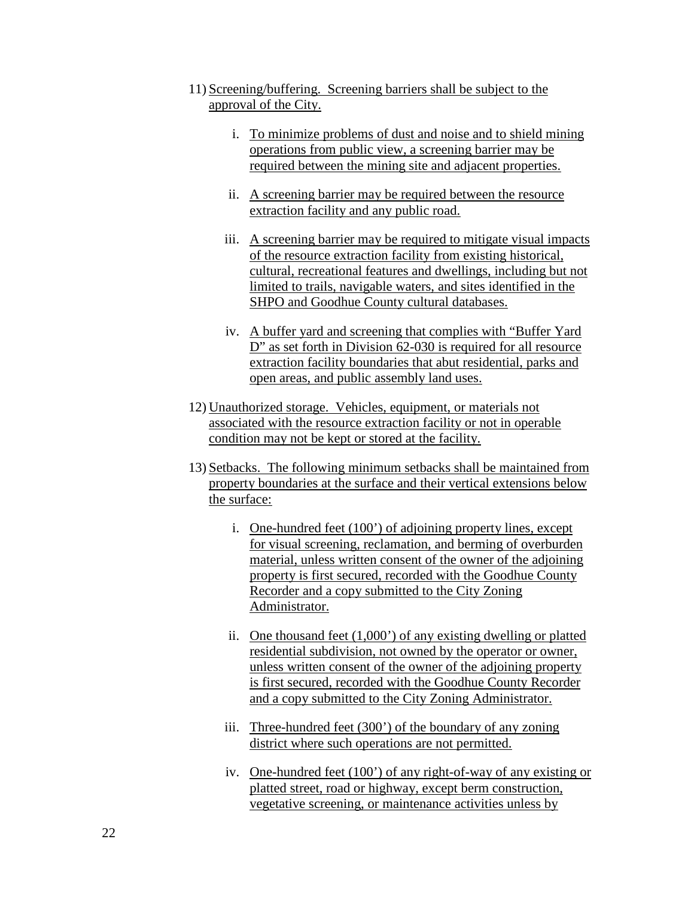11) Screening/buffering. Screening barriers shall be subject to the approval of the City.

    i. To minimize problems of dust and noise and to shield mining operations from public view, a screening barrier may be required between the mining site and adjacent properties.

    ii. A screening barrier may be required between the resource extraction facility and any public road.

    iii. A screening barrier may be required to mitigate visual impacts of the resource extraction facility from existing historical, cultural, recreational features and dwellings, including but not limited to trails, navigable waters, and sites identified in the SHPO and Goodhue County cultural databases.

    iv. A buffer yard and screening that complies with "Buffer Yard D" as set forth in Division 62-030 is required for all resource extraction facility boundaries that abut residential, parks and open areas, and public assembly land uses.

12) Unauthorized storage. Vehicles, equipment, or materials not associated with the resource extraction facility or not in operable condition may not be kept or stored at the facility.

13) Setbacks. The following minimum setbacks shall be maintained from property boundaries at the surface and their vertical extensions below the surface:

    i. One-hundred feet (100') of adjoining property lines, except for visual screening, reclamation, and berming of overburden material, unless written consent of the owner of the adjoining property is first secured, recorded with the Goodhue County Recorder and a copy submitted to the City Zoning Administrator.

    ii. One thousand feet (1,000') of any existing dwelling or platted residential subdivision, not owned by the operator or owner, unless written consent of the owner of the adjoining property is first secured, recorded with the Goodhue County Recorder and a copy submitted to the City Zoning Administrator.

    iii. Three-hundred feet (300') of the boundary of any zoning district where such operations are not permitted.

    iv. One-hundred feet (100') of any right-of-way of any existing or platted street, road or highway, except berm construction, vegetative screening, or maintenance activities unless by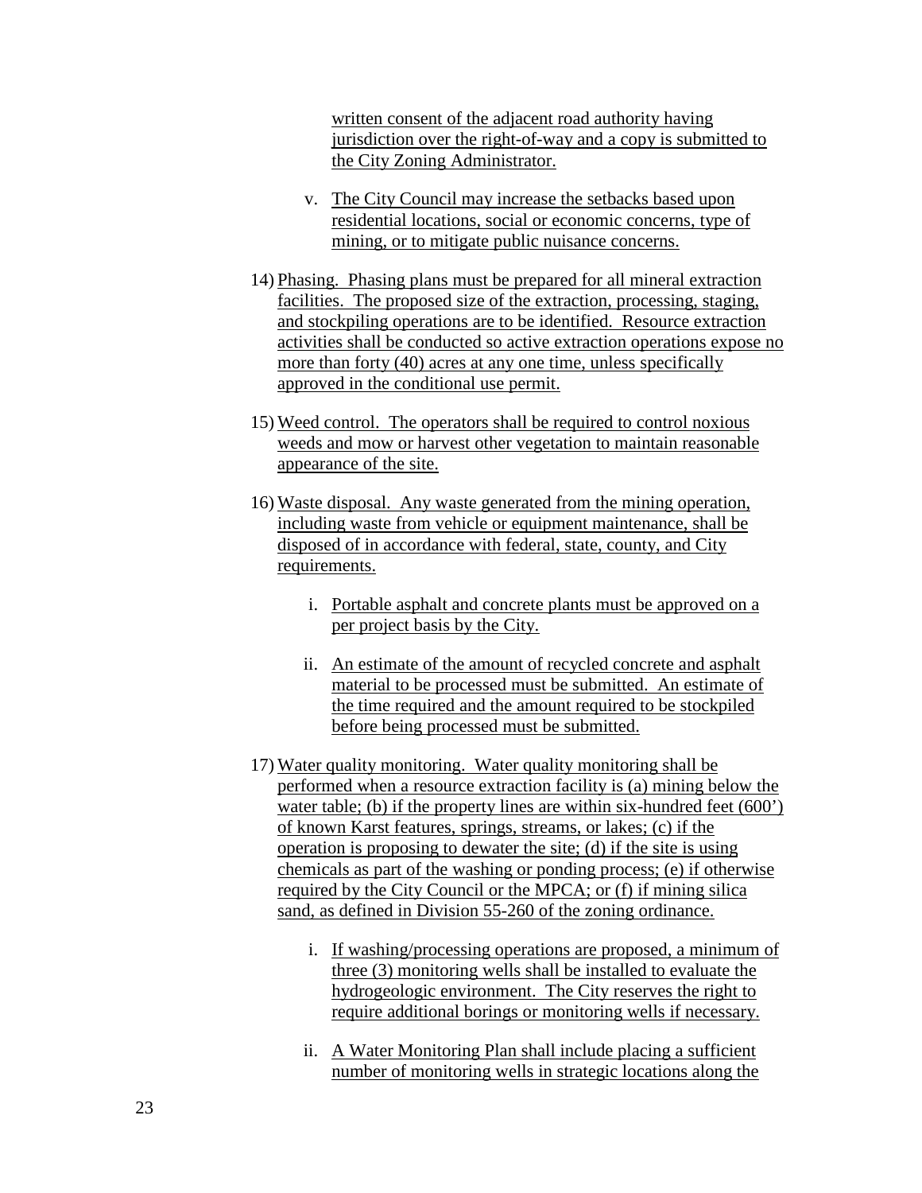written consent of the adjacent road authority having jurisdiction over the right-of-way and a copy is submitted to the City Zoning Administrator.

v. The City Council may increase the setbacks based upon residential locations, social or economic concerns, type of mining, or to mitigate public nuisance concerns.

14) Phasing. Phasing plans must be prepared for all mineral extraction facilities. The proposed size of the extraction, processing, staging, and stockpiling operations are to be identified. Resource extraction activities shall be conducted so active extraction operations expose no more than forty (40) acres at any one time, unless specifically approved in the conditional use permit.

15) Weed control. The operators shall be required to control noxious weeds and mow or harvest other vegetation to maintain reasonable appearance of the site.

16) Waste disposal. Any waste generated from the mining operation, including waste from vehicle or equipment maintenance, shall be disposed of in accordance with federal, state, county, and City requirements.

i. Portable asphalt and concrete plants must be approved on a per project basis by the City.

ii. An estimate of the amount of recycled concrete and asphalt material to be processed must be submitted. An estimate of the time required and the amount required to be stockpiled before being processed must be submitted.

17) Water quality monitoring. Water quality monitoring shall be performed when a resource extraction facility is (a) mining below the water table; (b) if the property lines are within six-hundred feet (600') of known Karst features, springs, streams, or lakes; (c) if the operation is proposing to dewater the site; (d) if the site is using chemicals as part of the washing or ponding process; (e) if otherwise required by the City Council or the MPCA; or (f) if mining silica sand, as defined in Division 55-260 of the zoning ordinance.

i. If washing/processing operations are proposed, a minimum of three (3) monitoring wells shall be installed to evaluate the hydrogeologic environment. The City reserves the right to require additional borings or monitoring wells if necessary.

ii. A Water Monitoring Plan shall include placing a sufficient number of monitoring wells in strategic locations along the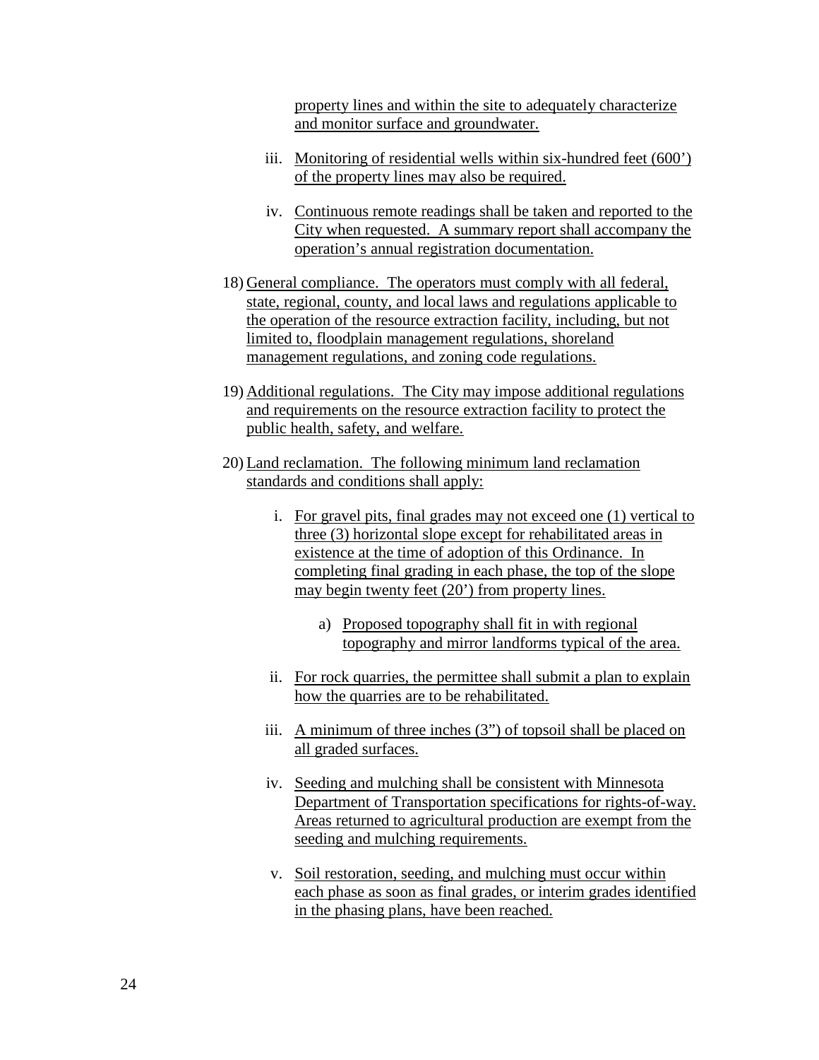property lines and within the site to adequately characterize and monitor surface and groundwater.

iii. Monitoring of residential wells within six-hundred feet (600') of the property lines may also be required.

iv. Continuous remote readings shall be taken and reported to the City when requested. A summary report shall accompany the operation's annual registration documentation.

18) General compliance. The operators must comply with all federal, state, regional, county, and local laws and regulations applicable to the operation of the resource extraction facility, including, but not limited to, floodplain management regulations, shoreland management regulations, and zoning code regulations.

19) Additional regulations. The City may impose additional regulations and requirements on the resource extraction facility to protect the public health, safety, and welfare.

20) Land reclamation. The following minimum land reclamation standards and conditions shall apply:

i. For gravel pits, final grades may not exceed one (1) vertical to three (3) horizontal slope except for rehabilitated areas in existence at the time of adoption of this Ordinance. In completing final grading in each phase, the top of the slope may begin twenty feet (20') from property lines.

a) Proposed topography shall fit in with regional topography and mirror landforms typical of the area.

ii. For rock quarries, the permittee shall submit a plan to explain how the quarries are to be rehabilitated.

iii. A minimum of three inches (3") of topsoil shall be placed on all graded surfaces.

iv. Seeding and mulching shall be consistent with Minnesota Department of Transportation specifications for rights-of-way. Areas returned to agricultural production are exempt from the seeding and mulching requirements.

v. Soil restoration, seeding, and mulching must occur within each phase as soon as final grades, or interim grades identified in the phasing plans, have been reached.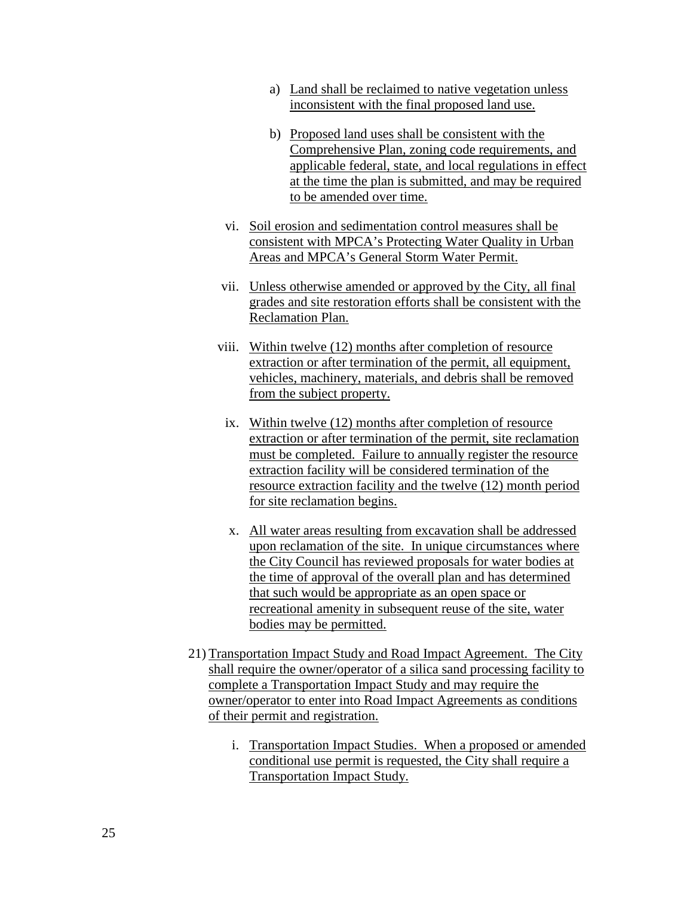a) Land shall be reclaimed to native vegetation unless inconsistent with the final proposed land use.

b) Proposed land uses shall be consistent with the Comprehensive Plan, zoning code requirements, and applicable federal, state, and local regulations in effect at the time the plan is submitted, and may be required to be amended over time.

vi. Soil erosion and sedimentation control measures shall be consistent with MPCA's Protecting Water Quality in Urban Areas and MPCA's General Storm Water Permit.

vii. Unless otherwise amended or approved by the City, all final grades and site restoration efforts shall be consistent with the Reclamation Plan.

viii. Within twelve (12) months after completion of resource extraction or after termination of the permit, all equipment, vehicles, machinery, materials, and debris shall be removed from the subject property.

ix. Within twelve (12) months after completion of resource extraction or after termination of the permit, site reclamation must be completed. Failure to annually register the resource extraction facility will be considered termination of the resource extraction facility and the twelve (12) month period for site reclamation begins.

x. All water areas resulting from excavation shall be addressed upon reclamation of the site. In unique circumstances where the City Council has reviewed proposals for water bodies at the time of approval of the overall plan and has determined that such would be appropriate as an open space or recreational amenity in subsequent reuse of the site, water bodies may be permitted.

21) Transportation Impact Study and Road Impact Agreement. The City shall require the owner/operator of a silica sand processing facility to complete a Transportation Impact Study and may require the owner/operator to enter into Road Impact Agreements as conditions of their permit and registration.

i. Transportation Impact Studies. When a proposed or amended conditional use permit is requested, the City shall require a Transportation Impact Study.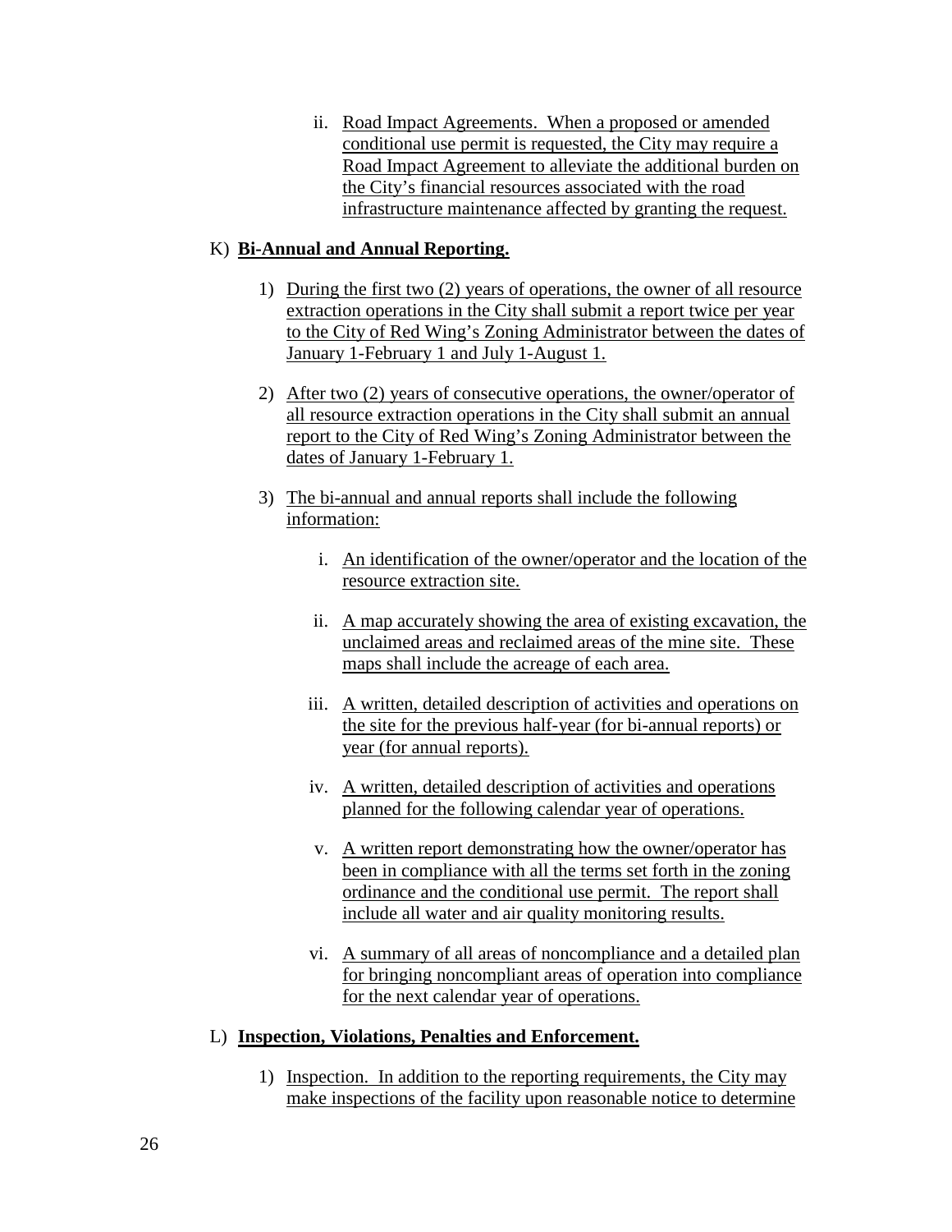ii. Road Impact Agreements. When a proposed or amended conditional use permit is requested, the City may require a Road Impact Agreement to alleviate the additional burden on the City's financial resources associated with the road infrastructure maintenance affected by granting the request.

K) **Bi-Annual and Annual Reporting.**

1) During the first two (2) years of operations, the owner of all resource extraction operations in the City shall submit a report twice per year to the City of Red Wing's Zoning Administrator between the dates of January 1-February 1 and July 1-August 1.

2) After two (2) years of consecutive operations, the owner/operator of all resource extraction operations in the City shall submit an annual report to the City of Red Wing's Zoning Administrator between the dates of January 1-February 1.

3) The bi-annual and annual reports shall include the following information:

   i. An identification of the owner/operator and the location of the resource extraction site.

   ii. A map accurately showing the area of existing excavation, the unclaimed areas and reclaimed areas of the mine site. These maps shall include the acreage of each area.

   iii. A written, detailed description of activities and operations on the site for the previous half-year (for bi-annual reports) or year (for annual reports).

   iv. A written, detailed description of activities and operations planned for the following calendar year of operations.

   v. A written report demonstrating how the owner/operator has been in compliance with all the terms set forth in the zoning ordinance and the conditional use permit. The report shall include all water and air quality monitoring results.

   vi. A summary of all areas of noncompliance and a detailed plan for bringing noncompliant areas of operation into compliance for the next calendar year of operations.

L) **Inspection, Violations, Penalties and Enforcement.**

1) Inspection. In addition to the reporting requirements, the City may make inspections of the facility upon reasonable notice to determine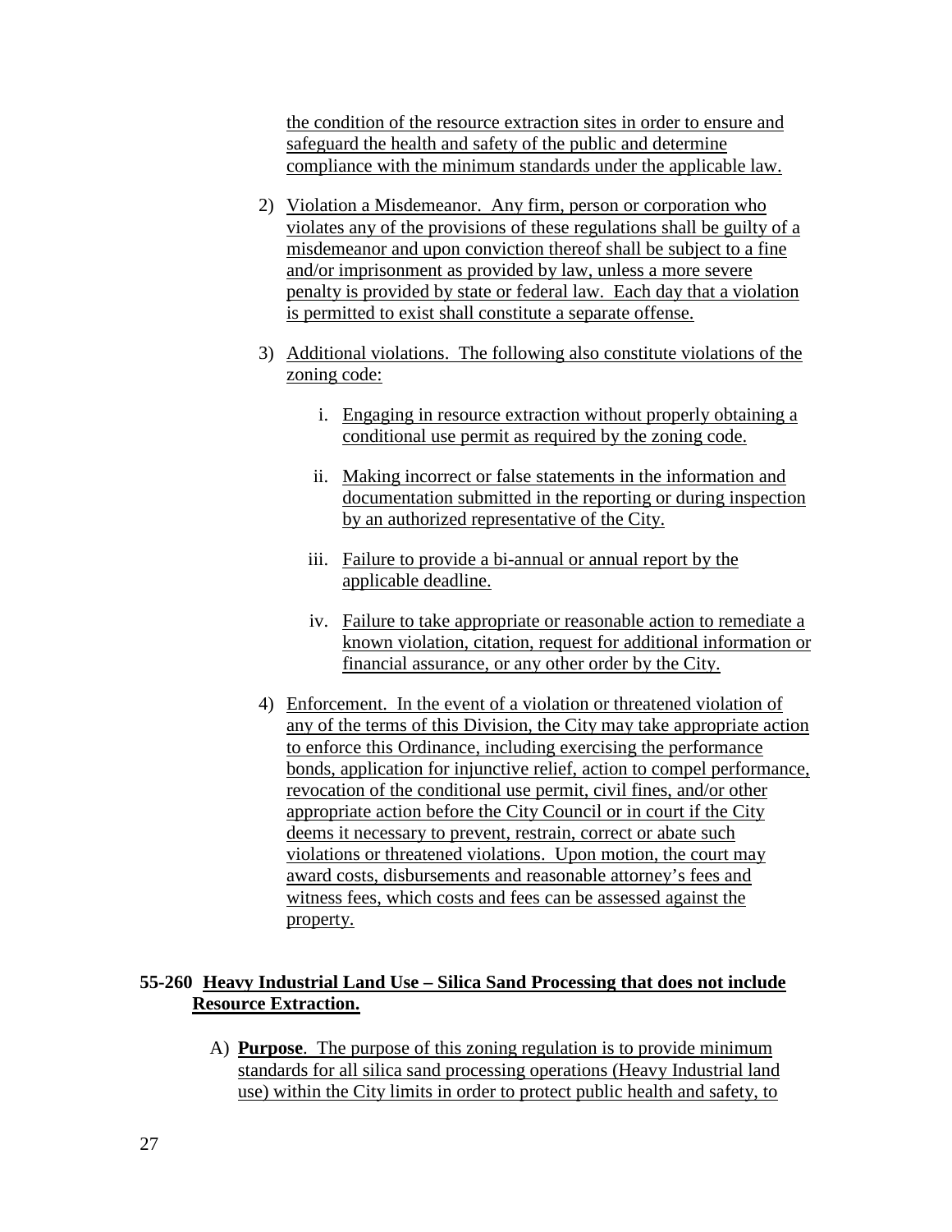the condition of the resource extraction sites in order to ensure and safeguard the health and safety of the public and determine compliance with the minimum standards under the applicable law.

2) Violation a Misdemeanor. Any firm, person or corporation who violates any of the provisions of these regulations shall be guilty of a misdemeanor and upon conviction thereof shall be subject to a fine and/or imprisonment as provided by law, unless a more severe penalty is provided by state or federal law. Each day that a violation is permitted to exist shall constitute a separate offense.

3) Additional violations. The following also constitute violations of the zoning code:

   i. Engaging in resource extraction without properly obtaining a conditional use permit as required by the zoning code.

   ii. Making incorrect or false statements in the information and documentation submitted in the reporting or during inspection by an authorized representative of the City.

   iii. Failure to provide a bi-annual or annual report by the applicable deadline.

   iv. Failure to take appropriate or reasonable action to remediate a known violation, citation, request for additional information or financial assurance, or any other order by the City.

4) Enforcement. In the event of a violation or threatened violation of any of the terms of this Division, the City may take appropriate action to enforce this Ordinance, including exercising the performance bonds, application for injunctive relief, action to compel performance, revocation of the conditional use permit, civil fines, and/or other appropriate action before the City Council or in court if the City deems it necessary to prevent, restrain, correct or abate such violations or threatened violations. Upon motion, the court may award costs, disbursements and reasonable attorney's fees and witness fees, which costs and fees can be assessed against the property.

**55-260 Heavy Industrial Land Use – Silica Sand Processing that does not include Resource Extraction.**

A) **Purpose**. The purpose of this zoning regulation is to provide minimum standards for all silica sand processing operations (Heavy Industrial land use) within the City limits in order to protect public health and safety, to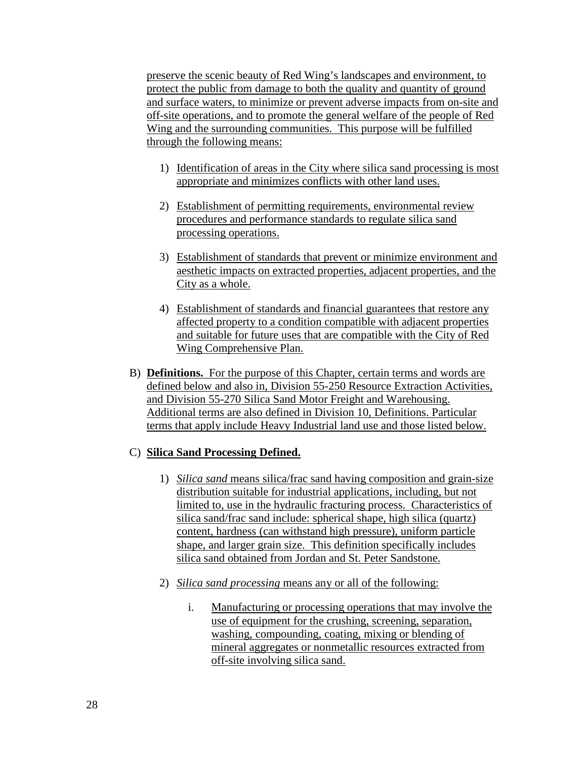preserve the scenic beauty of Red Wing's landscapes and environment, to protect the public from damage to both the quality and quantity of ground and surface waters, to minimize or prevent adverse impacts from on-site and off-site operations, and to promote the general welfare of the people of Red Wing and the surrounding communities. This purpose will be fulfilled through the following means:

1) Identification of areas in the City where silica sand processing is most appropriate and minimizes conflicts with other land uses.

2) Establishment of permitting requirements, environmental review procedures and performance standards to regulate silica sand processing operations.

3) Establishment of standards that prevent or minimize environment and aesthetic impacts on extracted properties, adjacent properties, and the City as a whole.

4) Establishment of standards and financial guarantees that restore any affected property to a condition compatible with adjacent properties and suitable for future uses that are compatible with the City of Red Wing Comprehensive Plan.

B) **Definitions.** For the purpose of this Chapter, certain terms and words are defined below and also in, Division 55-250 Resource Extraction Activities, and Division 55-270 Silica Sand Motor Freight and Warehousing. Additional terms are also defined in Division 10, Definitions. Particular terms that apply include Heavy Industrial land use and those listed below.

C) **Silica Sand Processing Defined.**

1) *Silica sand* means silica/frac sand having composition and grain-size distribution suitable for industrial applications, including, but not limited to, use in the hydraulic fracturing process. Characteristics of silica sand/frac sand include: spherical shape, high silica (quartz) content, hardness (can withstand high pressure), uniform particle shape, and larger grain size. This definition specifically includes silica sand obtained from Jordan and St. Peter Sandstone.

2) *Silica sand processing* means any or all of the following:

   i. Manufacturing or processing operations that may involve the use of equipment for the crushing, screening, separation, washing, compounding, coating, mixing or blending of mineral aggregates or nonmetallic resources extracted from off-site involving silica sand.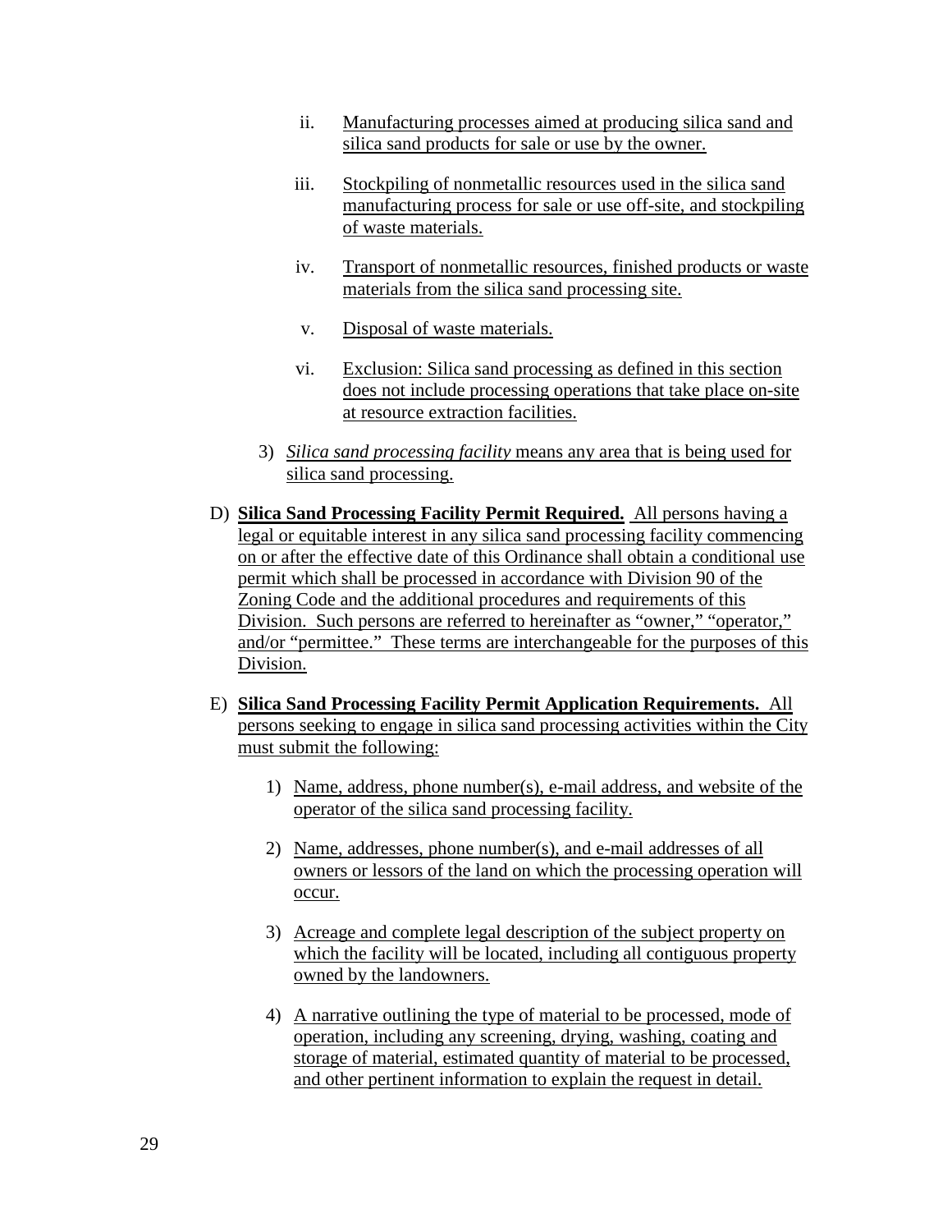ii. Manufacturing processes aimed at producing silica sand and silica sand products for sale or use by the owner.

iii. Stockpiling of nonmetallic resources used in the silica sand manufacturing process for sale or use off-site, and stockpiling of waste materials.

iv. Transport of nonmetallic resources, finished products or waste materials from the silica sand processing site.

v. Disposal of waste materials.

vi. Exclusion: Silica sand processing as defined in this section does not include processing operations that take place on-site at resource extraction facilities.

3) *Silica sand processing facility* means any area that is being used for silica sand processing.

D) **Silica Sand Processing Facility Permit Required.** All persons having a legal or equitable interest in any silica sand processing facility commencing on or after the effective date of this Ordinance shall obtain a conditional use permit which shall be processed in accordance with Division 90 of the Zoning Code and the additional procedures and requirements of this Division. Such persons are referred to hereinafter as "owner," "operator," and/or "permittee." These terms are interchangeable for the purposes of this Division.

E) **Silica Sand Processing Facility Permit Application Requirements.** All persons seeking to engage in silica sand processing activities within the City must submit the following:

1) Name, address, phone number(s), e-mail address, and website of the operator of the silica sand processing facility.

2) Name, addresses, phone number(s), and e-mail addresses of all owners or lessors of the land on which the processing operation will occur.

3) Acreage and complete legal description of the subject property on which the facility will be located, including all contiguous property owned by the landowners.

4) A narrative outlining the type of material to be processed, mode of operation, including any screening, drying, washing, coating and storage of material, estimated quantity of material to be processed, and other pertinent information to explain the request in detail.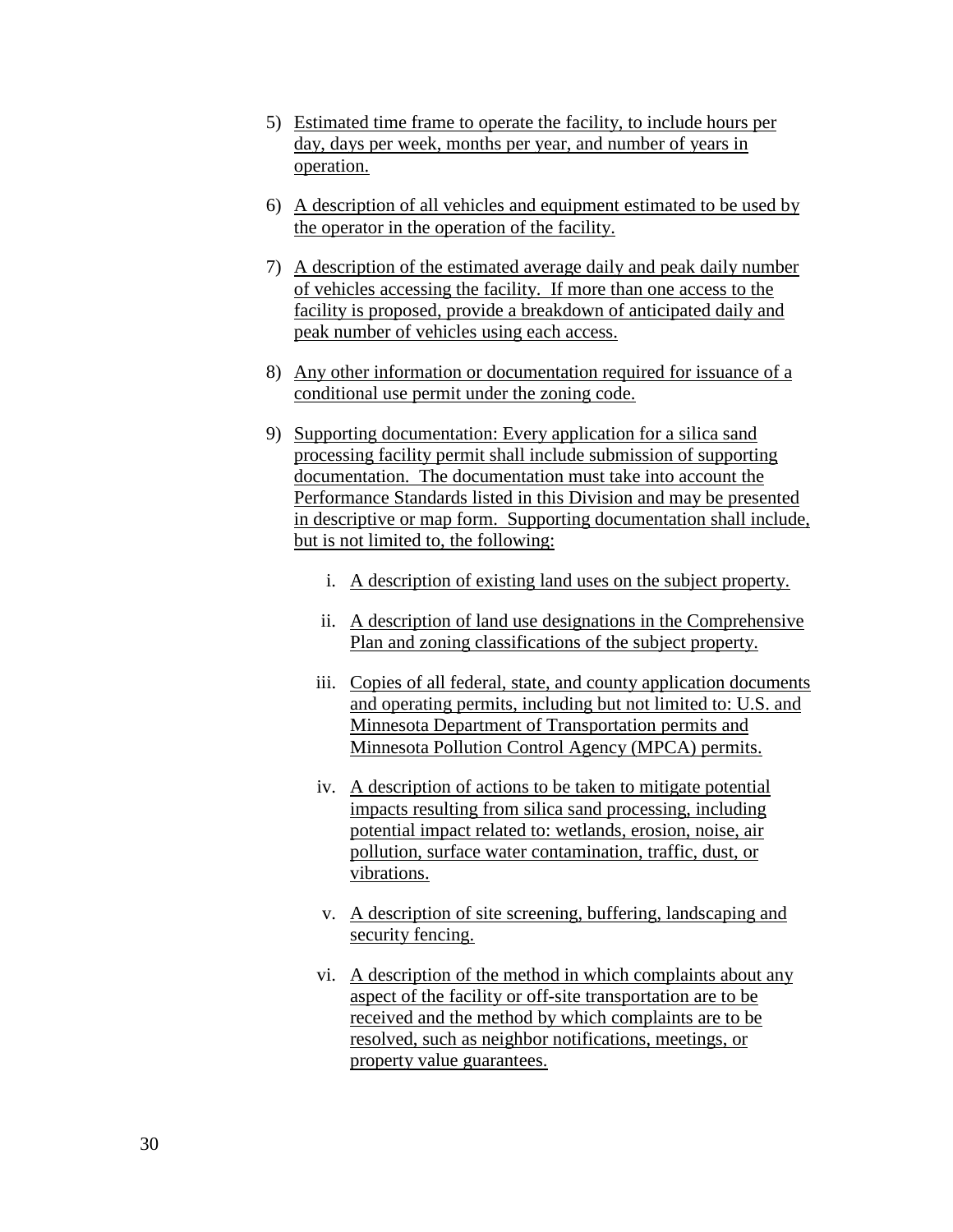5) Estimated time frame to operate the facility, to include hours per day, days per week, months per year, and number of years in operation.

6) A description of all vehicles and equipment estimated to be used by the operator in the operation of the facility.

7) A description of the estimated average daily and peak daily number of vehicles accessing the facility. If more than one access to the facility is proposed, provide a breakdown of anticipated daily and peak number of vehicles using each access.

8) Any other information or documentation required for issuance of a conditional use permit under the zoning code.

9) Supporting documentation: Every application for a silica sand processing facility permit shall include submission of supporting documentation. The documentation must take into account the Performance Standards listed in this Division and may be presented in descriptive or map form. Supporting documentation shall include, but is not limited to, the following:

   i. A description of existing land uses on the subject property.

   ii. A description of land use designations in the Comprehensive Plan and zoning classifications of the subject property.

   iii. Copies of all federal, state, and county application documents and operating permits, including but not limited to: U.S. and Minnesota Department of Transportation permits and Minnesota Pollution Control Agency (MPCA) permits.

   iv. A description of actions to be taken to mitigate potential impacts resulting from silica sand processing, including potential impact related to: wetlands, erosion, noise, air pollution, surface water contamination, traffic, dust, or vibrations.

   v. A description of site screening, buffering, landscaping and security fencing.

   vi. A description of the method in which complaints about any aspect of the facility or off-site transportation are to be received and the method by which complaints are to be resolved, such as neighbor notifications, meetings, or property value guarantees.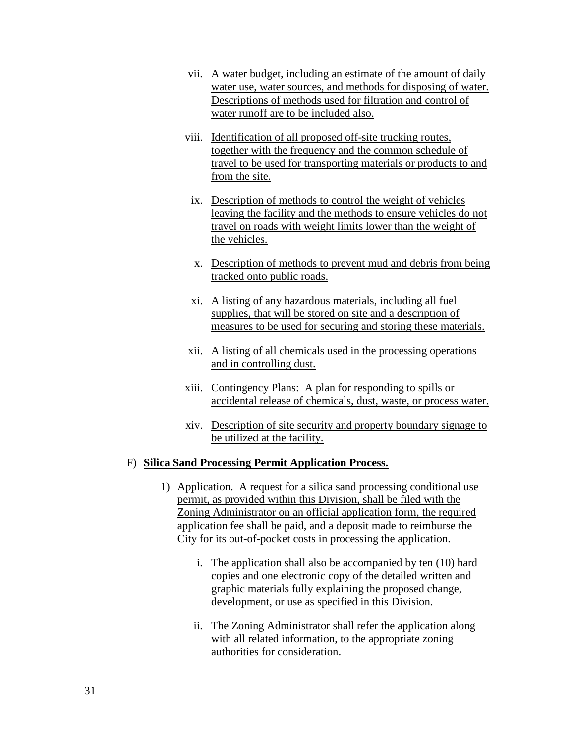vii. A water budget, including an estimate of the amount of daily water use, water sources, and methods for disposing of water. Descriptions of methods used for filtration and control of water runoff are to be included also.

viii. Identification of all proposed off-site trucking routes, together with the frequency and the common schedule of travel to be used for transporting materials or products to and from the site.

ix. Description of methods to control the weight of vehicles leaving the facility and the methods to ensure vehicles do not travel on roads with weight limits lower than the weight of the vehicles.

x. Description of methods to prevent mud and debris from being tracked onto public roads.

xi. A listing of any hazardous materials, including all fuel supplies, that will be stored on site and a description of measures to be used for securing and storing these materials.

xii. A listing of all chemicals used in the processing operations and in controlling dust.

xiii. Contingency Plans: A plan for responding to spills or accidental release of chemicals, dust, waste, or process water.

xiv. Description of site security and property boundary signage to be utilized at the facility.

F) **Silica Sand Processing Permit Application Process.**

1) Application. A request for a silica sand processing conditional use permit, as provided within this Division, shall be filed with the Zoning Administrator on an official application form, the required application fee shall be paid, and a deposit made to reimburse the City for its out-of-pocket costs in processing the application.

   i. The application shall also be accompanied by ten (10) hard copies and one electronic copy of the detailed written and graphic materials fully explaining the proposed change, development, or use as specified in this Division.

   ii. The Zoning Administrator shall refer the application along with all related information, to the appropriate zoning authorities for consideration.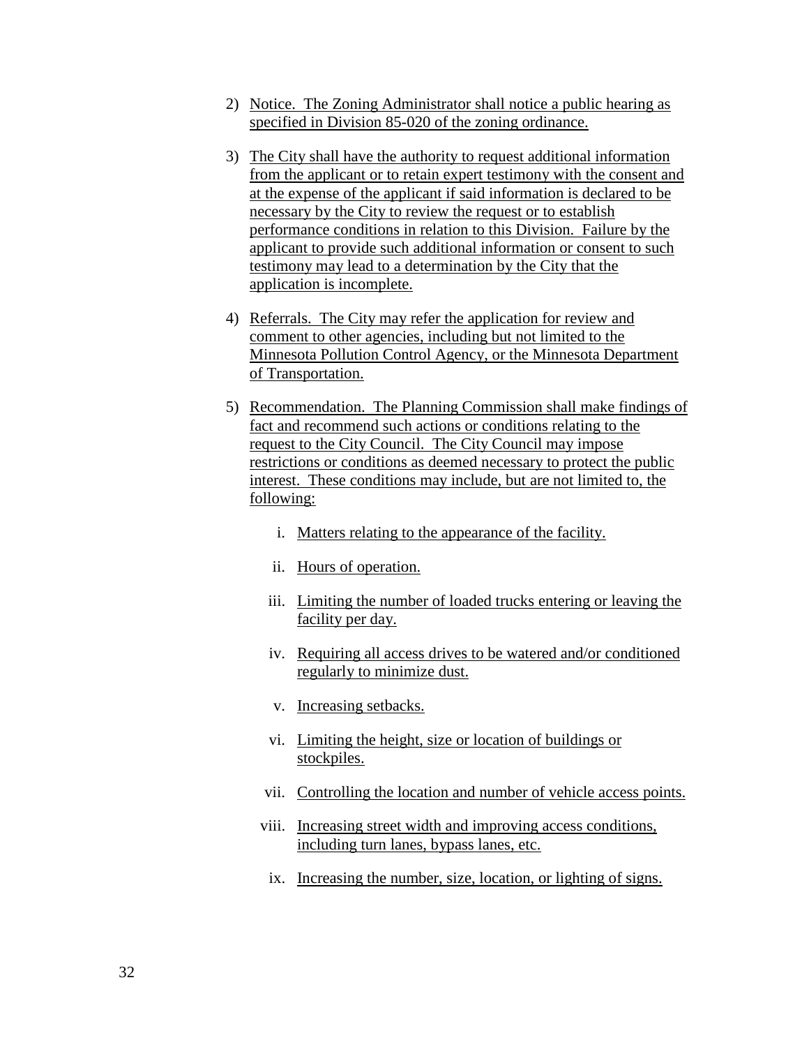2) Notice. The Zoning Administrator shall notice a public hearing as specified in Division 85-020 of the zoning ordinance.

3) The City shall have the authority to request additional information from the applicant or to retain expert testimony with the consent and at the expense of the applicant if said information is declared to be necessary by the City to review the request or to establish performance conditions in relation to this Division. Failure by the applicant to provide such additional information or consent to such testimony may lead to a determination by the City that the application is incomplete.

4) Referrals. The City may refer the application for review and comment to other agencies, including but not limited to the Minnesota Pollution Control Agency, or the Minnesota Department of Transportation.

5) Recommendation. The Planning Commission shall make findings of fact and recommend such actions or conditions relating to the request to the City Council. The City Council may impose restrictions or conditions as deemed necessary to protect the public interest. These conditions may include, but are not limited to, the following:

   i. Matters relating to the appearance of the facility.

   ii. Hours of operation.

   iii. Limiting the number of loaded trucks entering or leaving the facility per day.

   iv. Requiring all access drives to be watered and/or conditioned regularly to minimize dust.

   v. Increasing setbacks.

   vi. Limiting the height, size or location of buildings or stockpiles.

   vii. Controlling the location and number of vehicle access points.

   viii. Increasing street width and improving access conditions, including turn lanes, bypass lanes, etc.

   ix. Increasing the number, size, location, or lighting of signs.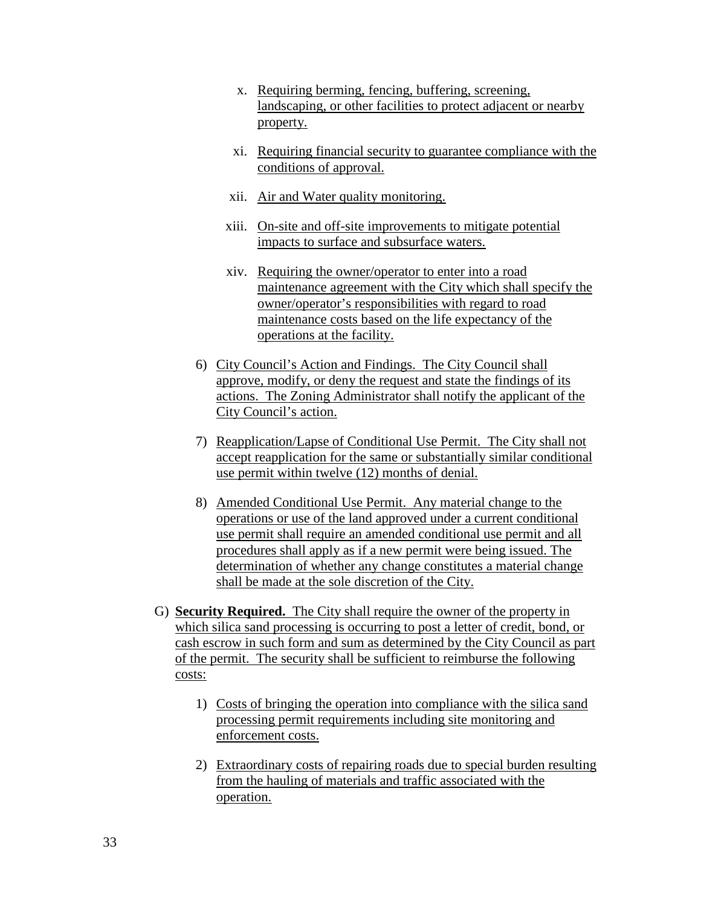x. Requiring berming, fencing, buffering, screening, landscaping, or other facilities to protect adjacent or nearby property.

xi. Requiring financial security to guarantee compliance with the conditions of approval.

xii. Air and Water quality monitoring.

xiii. On-site and off-site improvements to mitigate potential impacts to surface and subsurface waters.

xiv. Requiring the owner/operator to enter into a road maintenance agreement with the City which shall specify the owner/operator's responsibilities with regard to road maintenance costs based on the life expectancy of the operations at the facility.

6) City Council's Action and Findings. The City Council shall approve, modify, or deny the request and state the findings of its actions. The Zoning Administrator shall notify the applicant of the City Council's action.

7) Reapplication/Lapse of Conditional Use Permit. The City shall not accept reapplication for the same or substantially similar conditional use permit within twelve (12) months of denial.

8) Amended Conditional Use Permit. Any material change to the operations or use of the land approved under a current conditional use permit shall require an amended conditional use permit and all procedures shall apply as if a new permit were being issued. The determination of whether any change constitutes a material change shall be made at the sole discretion of the City.

G) **Security Required.** The City shall require the owner of the property in which silica sand processing is occurring to post a letter of credit, bond, or cash escrow in such form and sum as determined by the City Council as part of the permit. The security shall be sufficient to reimburse the following costs:

1) Costs of bringing the operation into compliance with the silica sand processing permit requirements including site monitoring and enforcement costs.

2) Extraordinary costs of repairing roads due to special burden resulting from the hauling of materials and traffic associated with the operation.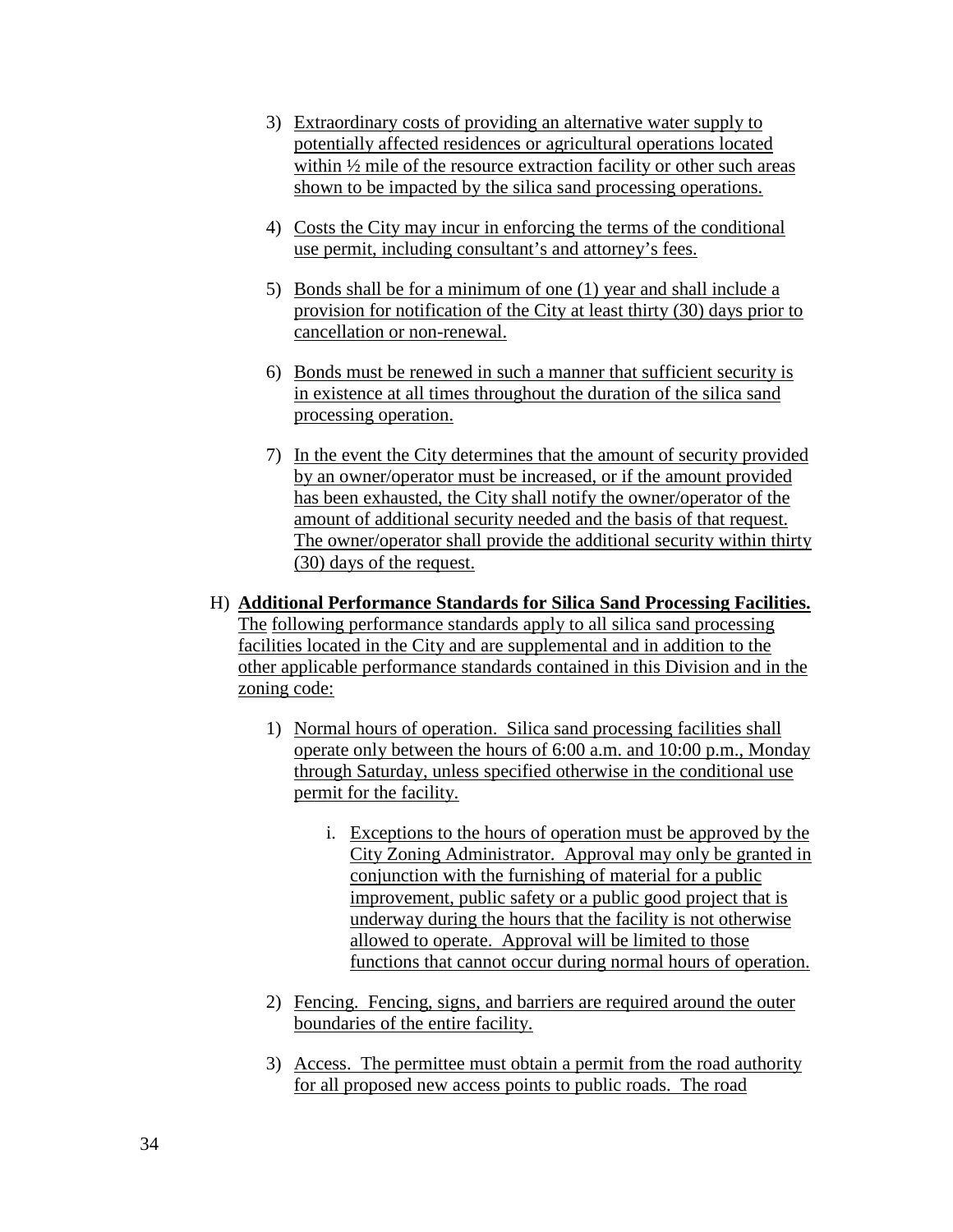3) Extraordinary costs of providing an alternative water supply to potentially affected residences or agricultural operations located within ½ mile of the resource extraction facility or other such areas shown to be impacted by the silica sand processing operations.

4) Costs the City may incur in enforcing the terms of the conditional use permit, including consultant's and attorney's fees.

5) Bonds shall be for a minimum of one (1) year and shall include a provision for notification of the City at least thirty (30) days prior to cancellation or non-renewal.

6) Bonds must be renewed in such a manner that sufficient security is in existence at all times throughout the duration of the silica sand processing operation.

7) In the event the City determines that the amount of security provided by an owner/operator must be increased, or if the amount provided has been exhausted, the City shall notify the owner/operator of the amount of additional security needed and the basis of that request. The owner/operator shall provide the additional security within thirty (30) days of the request.

H) **Additional Performance Standards for Silica Sand Processing Facilities.** The following performance standards apply to all silica sand processing facilities located in the City and are supplemental and in addition to the other applicable performance standards contained in this Division and in the zoning code:

1) Normal hours of operation. Silica sand processing facilities shall operate only between the hours of 6:00 a.m. and 10:00 p.m., Monday through Saturday, unless specified otherwise in the conditional use permit for the facility.

   i. Exceptions to the hours of operation must be approved by the City Zoning Administrator. Approval may only be granted in conjunction with the furnishing of material for a public improvement, public safety or a public good project that is underway during the hours that the facility is not otherwise allowed to operate. Approval will be limited to those functions that cannot occur during normal hours of operation.

2) Fencing. Fencing, signs, and barriers are required around the outer boundaries of the entire facility.

3) Access. The permittee must obtain a permit from the road authority for all proposed new access points to public roads. The road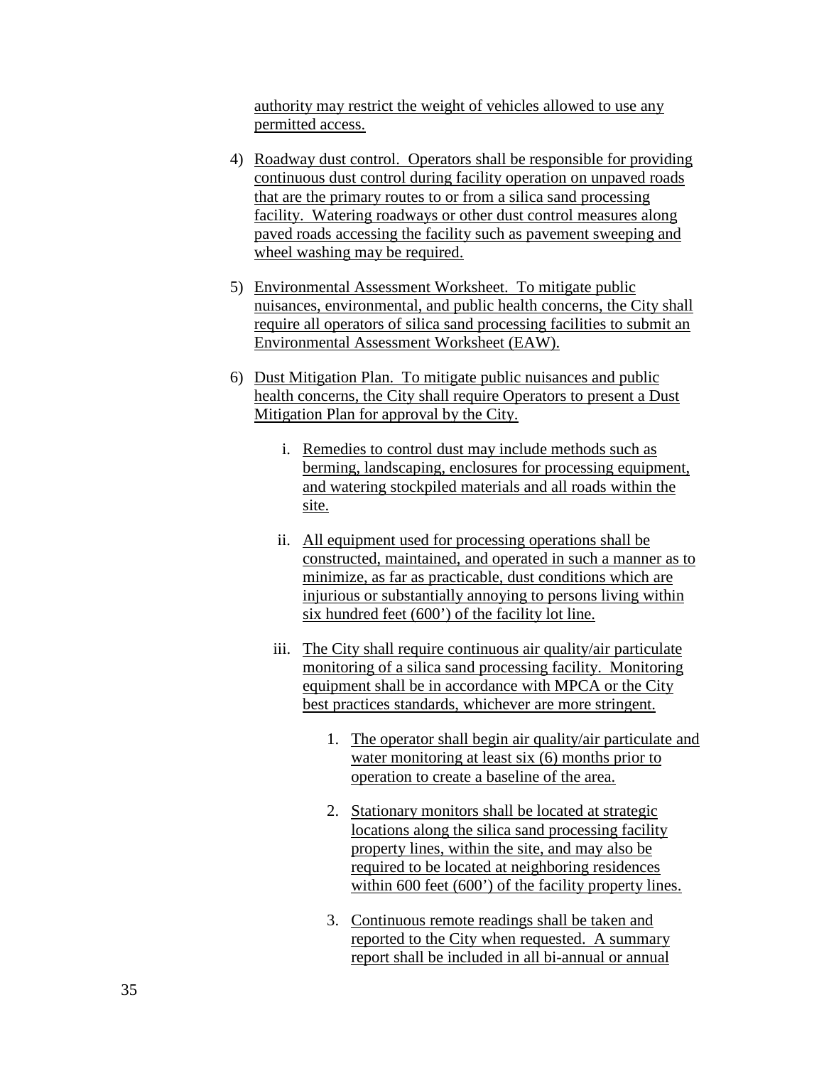authority may restrict the weight of vehicles allowed to use any permitted access.

4) Roadway dust control. Operators shall be responsible for providing continuous dust control during facility operation on unpaved roads that are the primary routes to or from a silica sand processing facility. Watering roadways or other dust control measures along paved roads accessing the facility such as pavement sweeping and wheel washing may be required.

5) Environmental Assessment Worksheet. To mitigate public nuisances, environmental, and public health concerns, the City shall require all operators of silica sand processing facilities to submit an Environmental Assessment Worksheet (EAW).

6) Dust Mitigation Plan. To mitigate public nuisances and public health concerns, the City shall require Operators to present a Dust Mitigation Plan for approval by the City.

   i. Remedies to control dust may include methods such as berming, landscaping, enclosures for processing equipment, and watering stockpiled materials and all roads within the site.

   ii. All equipment used for processing operations shall be constructed, maintained, and operated in such a manner as to minimize, as far as practicable, dust conditions which are injurious or substantially annoying to persons living within six hundred feet (600') of the facility lot line.

   iii. The City shall require continuous air quality/air particulate monitoring of a silica sand processing facility. Monitoring equipment shall be in accordance with MPCA or the City best practices standards, whichever are more stringent.

      1. The operator shall begin air quality/air particulate and water monitoring at least six (6) months prior to operation to create a baseline of the area.

      2. Stationary monitors shall be located at strategic locations along the silica sand processing facility property lines, within the site, and may also be required to be located at neighboring residences within 600 feet (600') of the facility property lines.

      3. Continuous remote readings shall be taken and reported to the City when requested. A summary report shall be included in all bi-annual or annual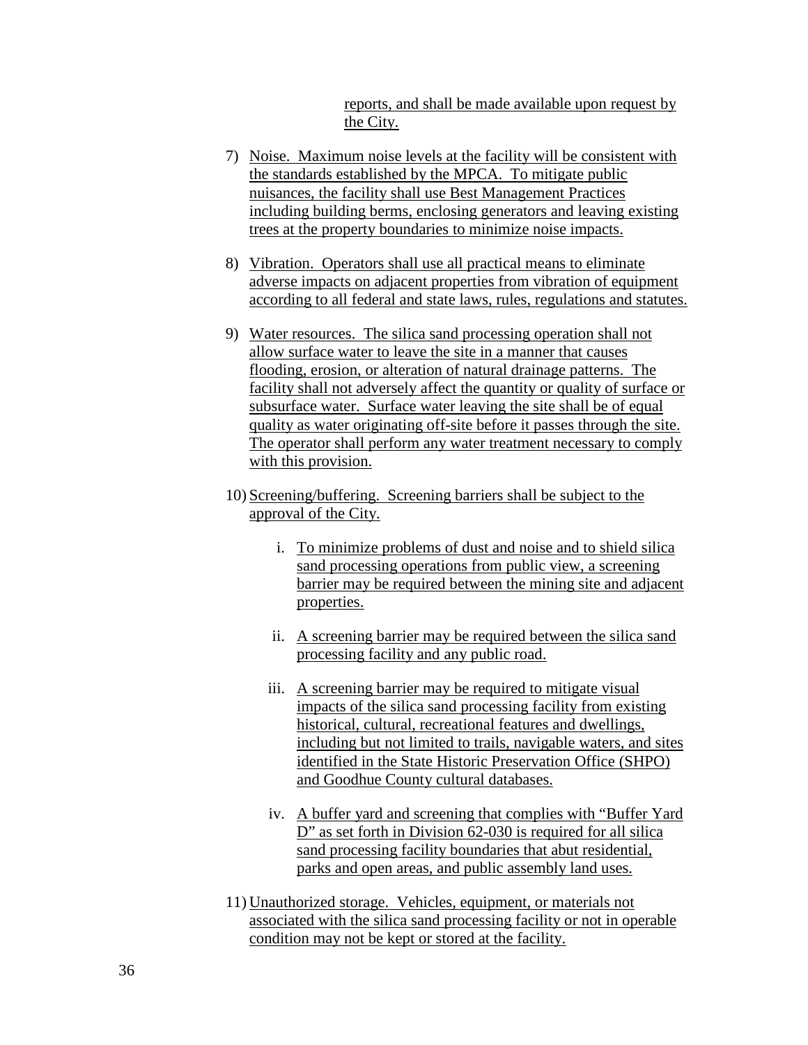reports, and shall be made available upon request by the City.

7) Noise. Maximum noise levels at the facility will be consistent with the standards established by the MPCA. To mitigate public nuisances, the facility shall use Best Management Practices including building berms, enclosing generators and leaving existing trees at the property boundaries to minimize noise impacts.

8) Vibration. Operators shall use all practical means to eliminate adverse impacts on adjacent properties from vibration of equipment according to all federal and state laws, rules, regulations and statutes.

9) Water resources. The silica sand processing operation shall not allow surface water to leave the site in a manner that causes flooding, erosion, or alteration of natural drainage patterns. The facility shall not adversely affect the quantity or quality of surface or subsurface water. Surface water leaving the site shall be of equal quality as water originating off-site before it passes through the site. The operator shall perform any water treatment necessary to comply with this provision.

10) Screening/buffering. Screening barriers shall be subject to the approval of the City.

    i. To minimize problems of dust and noise and to shield silica sand processing operations from public view, a screening barrier may be required between the mining site and adjacent properties.

    ii. A screening barrier may be required between the silica sand processing facility and any public road.

    iii. A screening barrier may be required to mitigate visual impacts of the silica sand processing facility from existing historical, cultural, recreational features and dwellings, including but not limited to trails, navigable waters, and sites identified in the State Historic Preservation Office (SHPO) and Goodhue County cultural databases.

    iv. A buffer yard and screening that complies with "Buffer Yard D" as set forth in Division 62-030 is required for all silica sand processing facility boundaries that abut residential, parks and open areas, and public assembly land uses.

11) Unauthorized storage. Vehicles, equipment, or materials not associated with the silica sand processing facility or not in operable condition may not be kept or stored at the facility.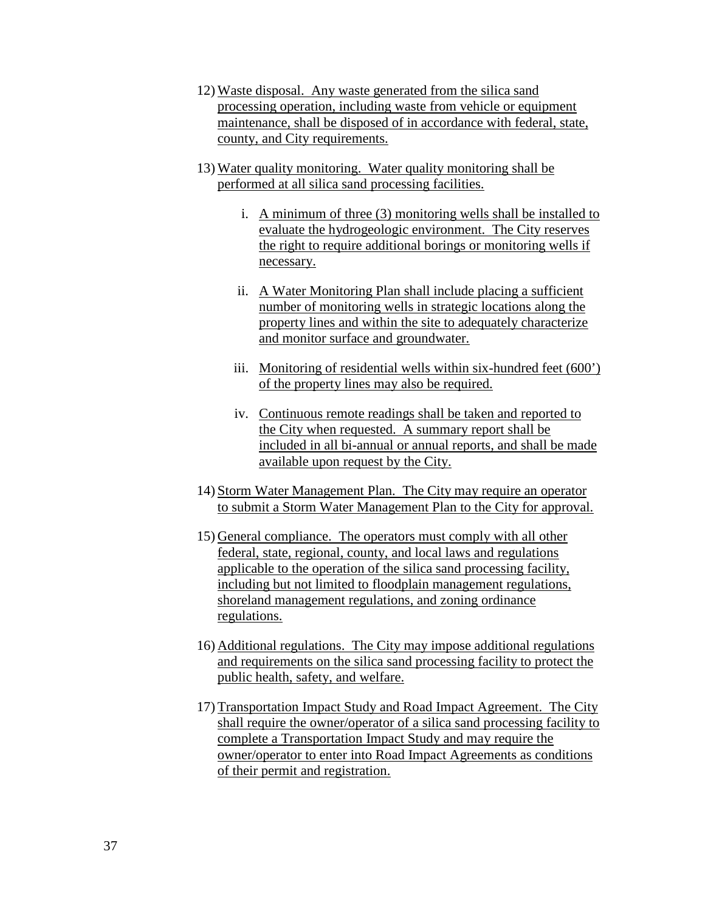12) Waste disposal. Any waste generated from the silica sand processing operation, including waste from vehicle or equipment maintenance, shall be disposed of in accordance with federal, state, county, and City requirements.

13) Water quality monitoring. Water quality monitoring shall be performed at all silica sand processing facilities.

    i. A minimum of three (3) monitoring wells shall be installed to evaluate the hydrogeologic environment. The City reserves the right to require additional borings or monitoring wells if necessary.

    ii. A Water Monitoring Plan shall include placing a sufficient number of monitoring wells in strategic locations along the property lines and within the site to adequately characterize and monitor surface and groundwater.

    iii. Monitoring of residential wells within six-hundred feet (600') of the property lines may also be required.

    iv. Continuous remote readings shall be taken and reported to the City when requested. A summary report shall be included in all bi-annual or annual reports, and shall be made available upon request by the City.

14) Storm Water Management Plan. The City may require an operator to submit a Storm Water Management Plan to the City for approval.

15) General compliance. The operators must comply with all other federal, state, regional, county, and local laws and regulations applicable to the operation of the silica sand processing facility, including but not limited to floodplain management regulations, shoreland management regulations, and zoning ordinance regulations.

16) Additional regulations. The City may impose additional regulations and requirements on the silica sand processing facility to protect the public health, safety, and welfare.

17) Transportation Impact Study and Road Impact Agreement. The City shall require the owner/operator of a silica sand processing facility to complete a Transportation Impact Study and may require the owner/operator to enter into Road Impact Agreements as conditions of their permit and registration.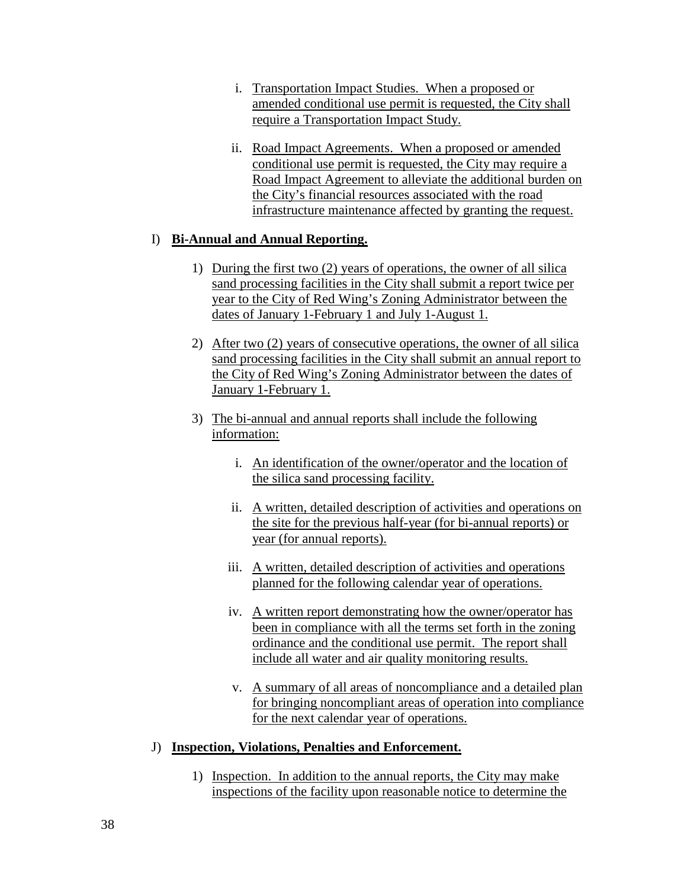i. Transportation Impact Studies. When a proposed or amended conditional use permit is requested, the City shall require a Transportation Impact Study.

ii. Road Impact Agreements. When a proposed or amended conditional use permit is requested, the City may require a Road Impact Agreement to alleviate the additional burden on the City's financial resources associated with the road infrastructure maintenance affected by granting the request.

I) **Bi-Annual and Annual Reporting.**

1) During the first two (2) years of operations, the owner of all silica sand processing facilities in the City shall submit a report twice per year to the City of Red Wing's Zoning Administrator between the dates of January 1-February 1 and July 1-August 1.

2) After two (2) years of consecutive operations, the owner of all silica sand processing facilities in the City shall submit an annual report to the City of Red Wing's Zoning Administrator between the dates of January 1-February 1.

3) The bi-annual and annual reports shall include the following information:

   i. An identification of the owner/operator and the location of the silica sand processing facility.

   ii. A written, detailed description of activities and operations on the site for the previous half-year (for bi-annual reports) or year (for annual reports).

   iii. A written, detailed description of activities and operations planned for the following calendar year of operations.

   iv. A written report demonstrating how the owner/operator has been in compliance with all the terms set forth in the zoning ordinance and the conditional use permit. The report shall include all water and air quality monitoring results.

   v. A summary of all areas of noncompliance and a detailed plan for bringing noncompliant areas of operation into compliance for the next calendar year of operations.

J) **Inspection, Violations, Penalties and Enforcement.**

1) Inspection. In addition to the annual reports, the City may make inspections of the facility upon reasonable notice to determine the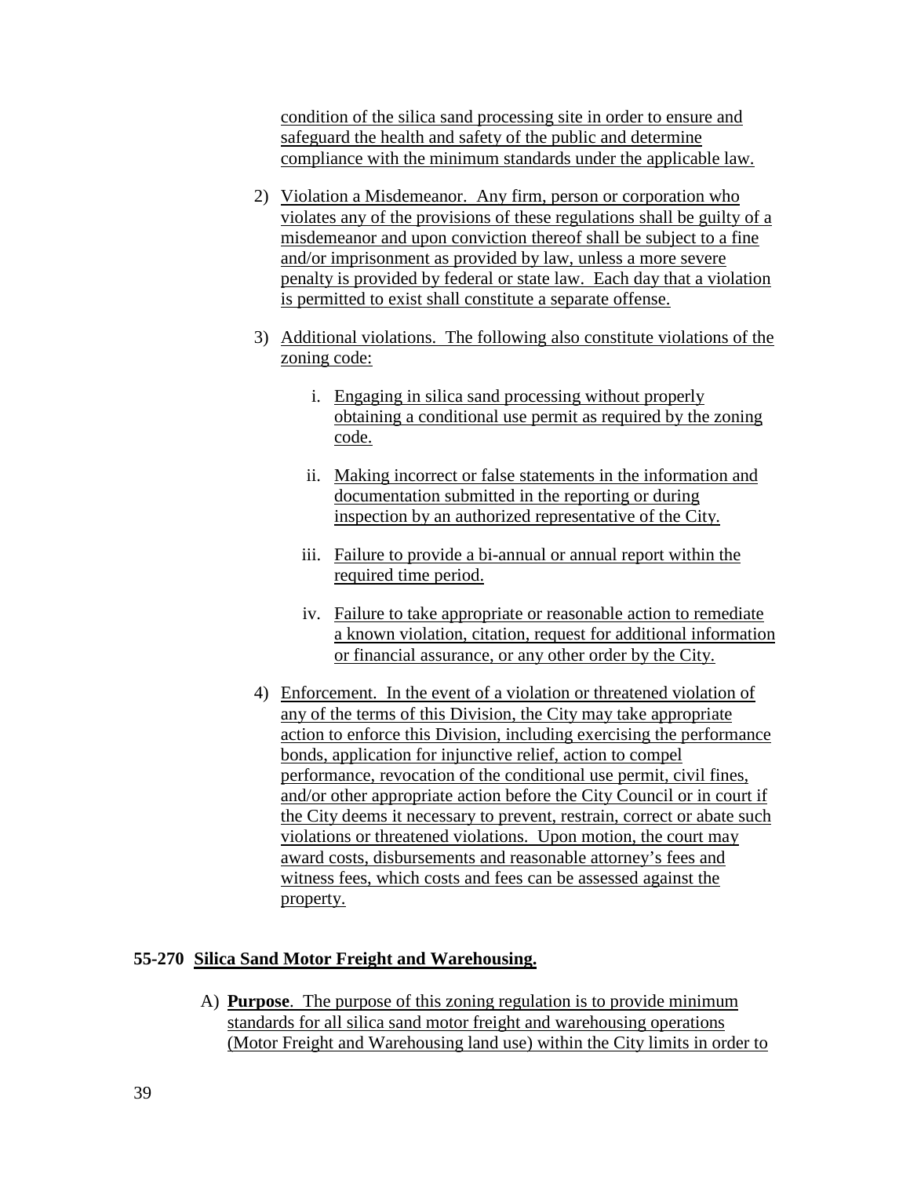condition of the silica sand processing site in order to ensure and safeguard the health and safety of the public and determine compliance with the minimum standards under the applicable law.

2) Violation a Misdemeanor. Any firm, person or corporation who violates any of the provisions of these regulations shall be guilty of a misdemeanor and upon conviction thereof shall be subject to a fine and/or imprisonment as provided by law, unless a more severe penalty is provided by federal or state law. Each day that a violation is permitted to exist shall constitute a separate offense.

3) Additional violations. The following also constitute violations of the zoning code:

   i. Engaging in silica sand processing without properly obtaining a conditional use permit as required by the zoning code.

   ii. Making incorrect or false statements in the information and documentation submitted in the reporting or during inspection by an authorized representative of the City.

   iii. Failure to provide a bi-annual or annual report within the required time period.

   iv. Failure to take appropriate or reasonable action to remediate a known violation, citation, request for additional information or financial assurance, or any other order by the City.

4) Enforcement. In the event of a violation or threatened violation of any of the terms of this Division, the City may take appropriate action to enforce this Division, including exercising the performance bonds, application for injunctive relief, action to compel performance, revocation of the conditional use permit, civil fines, and/or other appropriate action before the City Council or in court if the City deems it necessary to prevent, restrain, correct or abate such violations or threatened violations. Upon motion, the court may award costs, disbursements and reasonable attorney's fees and witness fees, which costs and fees can be assessed against the property.

**55-270 Silica Sand Motor Freight and Warehousing.**

A) **Purpose**. The purpose of this zoning regulation is to provide minimum standards for all silica sand motor freight and warehousing operations (Motor Freight and Warehousing land use) within the City limits in order to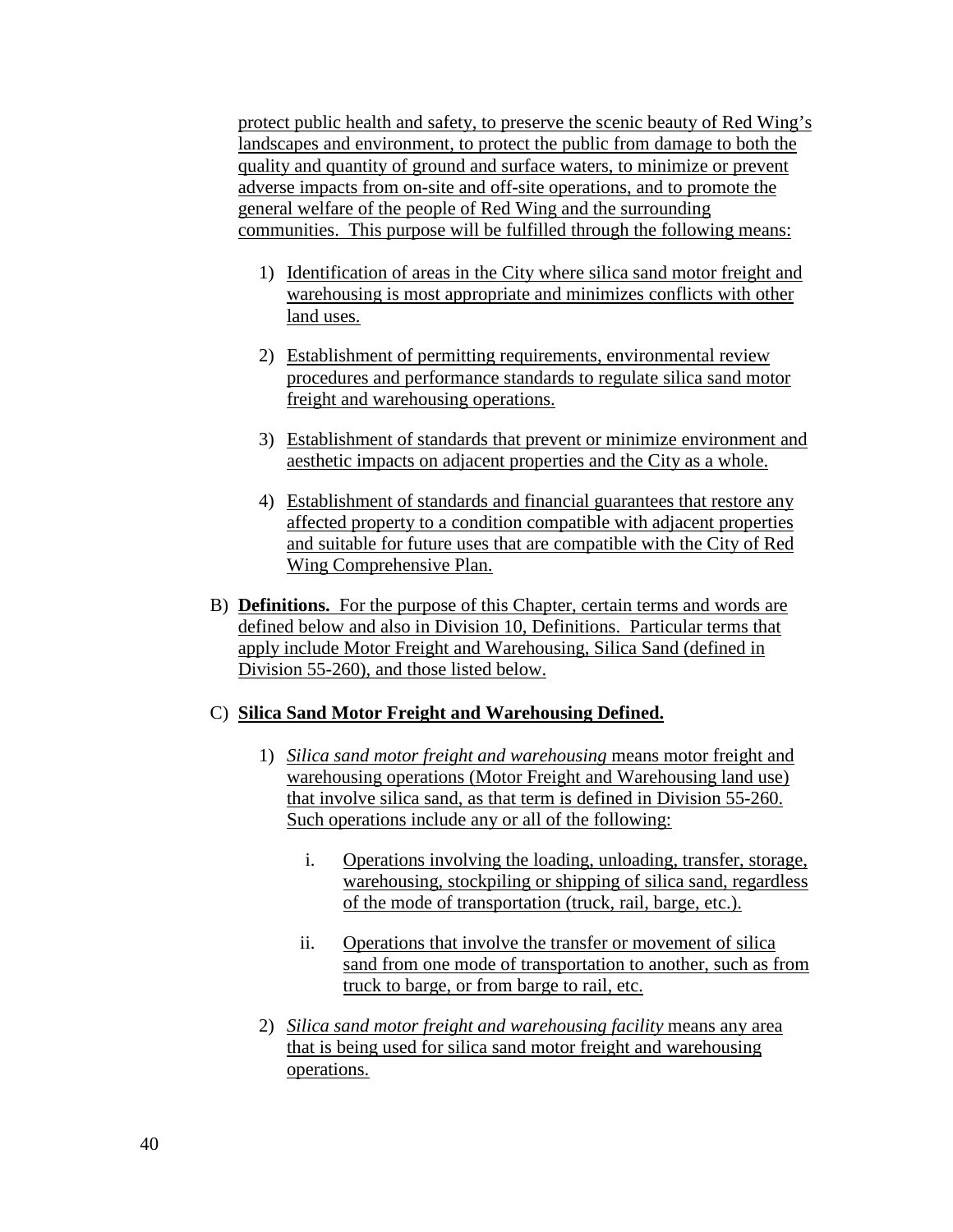protect public health and safety, to preserve the scenic beauty of Red Wing's landscapes and environment, to protect the public from damage to both the quality and quantity of ground and surface waters, to minimize or prevent adverse impacts from on-site and off-site operations, and to promote the general welfare of the people of Red Wing and the surrounding communities. This purpose will be fulfilled through the following means:

1) Identification of areas in the City where silica sand motor freight and warehousing is most appropriate and minimizes conflicts with other land uses.

2) Establishment of permitting requirements, environmental review procedures and performance standards to regulate silica sand motor freight and warehousing operations.

3) Establishment of standards that prevent or minimize environment and aesthetic impacts on adjacent properties and the City as a whole.

4) Establishment of standards and financial guarantees that restore any affected property to a condition compatible with adjacent properties and suitable for future uses that are compatible with the City of Red Wing Comprehensive Plan.

B) **Definitions.** For the purpose of this Chapter, certain terms and words are defined below and also in Division 10, Definitions. Particular terms that apply include Motor Freight and Warehousing, Silica Sand (defined in Division 55-260), and those listed below.

C) **Silica Sand Motor Freight and Warehousing Defined.**

1) *Silica sand motor freight and warehousing* means motor freight and warehousing operations (Motor Freight and Warehousing land use) that involve silica sand, as that term is defined in Division 55-260. Such operations include any or all of the following:

   i. Operations involving the loading, unloading, transfer, storage, warehousing, stockpiling or shipping of silica sand, regardless of the mode of transportation (truck, rail, barge, etc.).

   ii. Operations that involve the transfer or movement of silica sand from one mode of transportation to another, such as from truck to barge, or from barge to rail, etc.

2) *Silica sand motor freight and warehousing facility* means any area that is being used for silica sand motor freight and warehousing operations.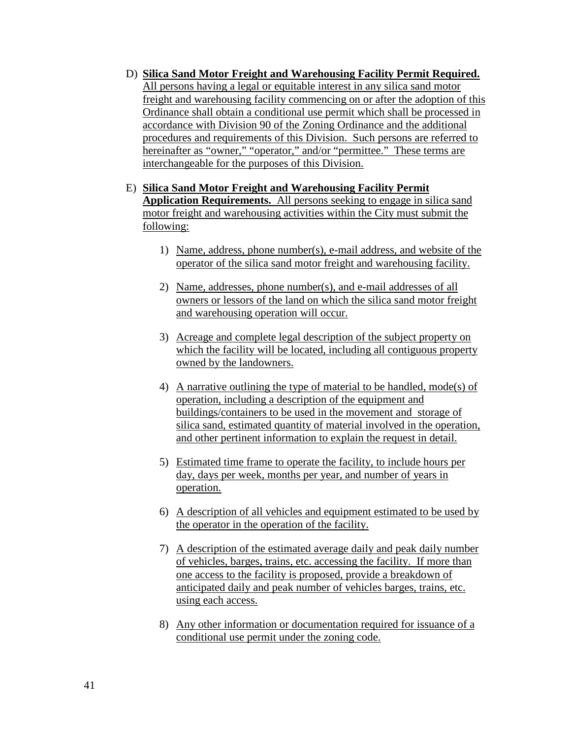D) **Silica Sand Motor Freight and Warehousing Facility Permit Required.** All persons having a legal or equitable interest in any silica sand motor freight and warehousing facility commencing on or after the adoption of this Ordinance shall obtain a conditional use permit which shall be processed in accordance with Division 90 of the Zoning Ordinance and the additional procedures and requirements of this Division. Such persons are referred to hereinafter as "owner," "operator," and/or "permittee." These terms are interchangeable for the purposes of this Division.

E) **Silica Sand Motor Freight and Warehousing Facility Permit Application Requirements.** All persons seeking to engage in silica sand motor freight and warehousing activities within the City must submit the following:

   1) Name, address, phone number(s), e-mail address, and website of the operator of the silica sand motor freight and warehousing facility.

   2) Name, addresses, phone number(s), and e-mail addresses of all owners or lessors of the land on which the silica sand motor freight and warehousing operation will occur.

   3) Acreage and complete legal description of the subject property on which the facility will be located, including all contiguous property owned by the landowners.

   4) A narrative outlining the type of material to be handled, mode(s) of operation, including a description of the equipment and buildings/containers to be used in the movement and storage of silica sand, estimated quantity of material involved in the operation, and other pertinent information to explain the request in detail.

   5) Estimated time frame to operate the facility, to include hours per day, days per week, months per year, and number of years in operation.

   6) A description of all vehicles and equipment estimated to be used by the operator in the operation of the facility.

   7) A description of the estimated average daily and peak daily number of vehicles, barges, trains, etc. accessing the facility. If more than one access to the facility is proposed, provide a breakdown of anticipated daily and peak number of vehicles barges, trains, etc. using each access.

   8) Any other information or documentation required for issuance of a conditional use permit under the zoning code.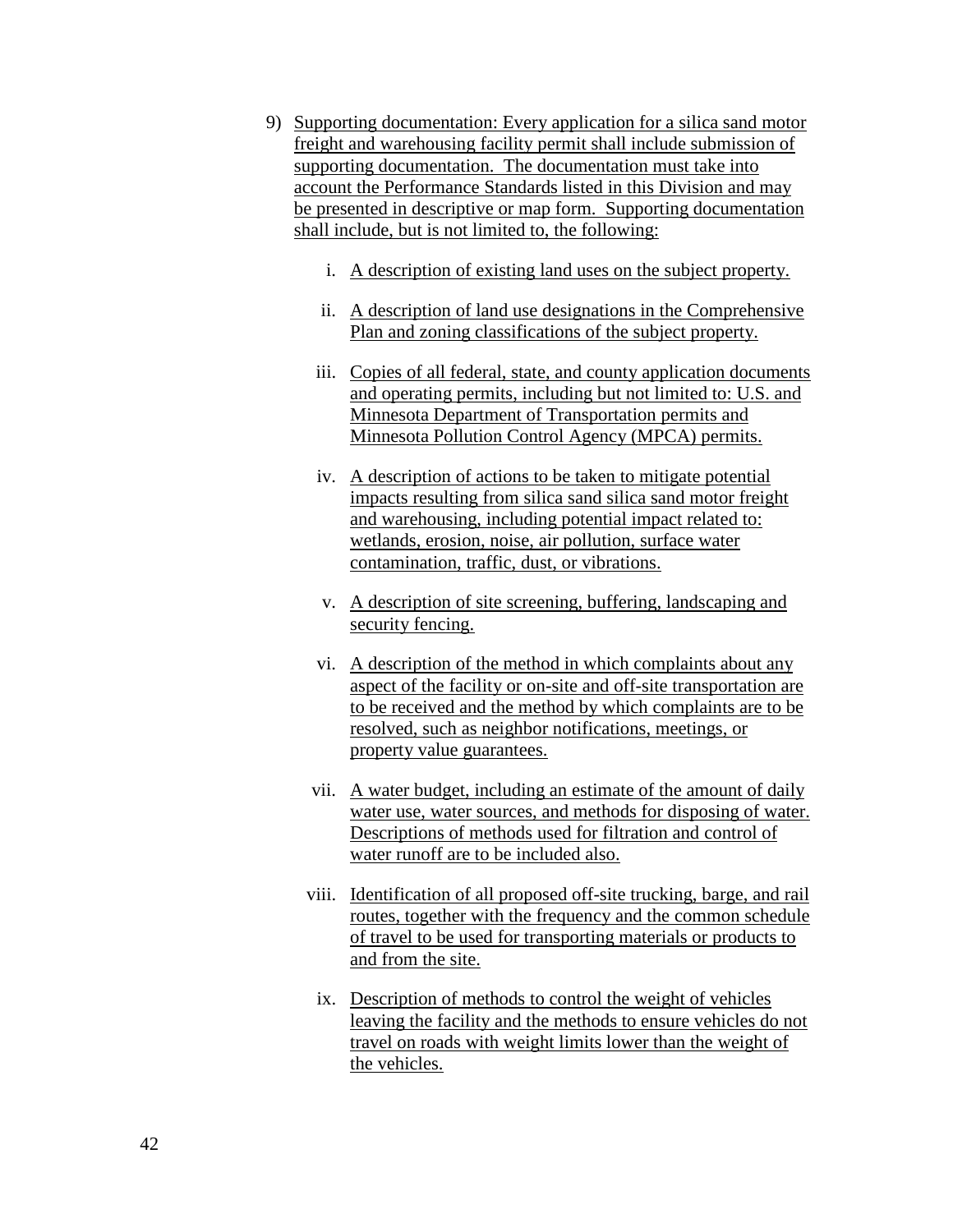9) Supporting documentation: Every application for a silica sand motor freight and warehousing facility permit shall include submission of supporting documentation. The documentation must take into account the Performance Standards listed in this Division and may be presented in descriptive or map form. Supporting documentation shall include, but is not limited to, the following:

   i. A description of existing land uses on the subject property.

   ii. A description of land use designations in the Comprehensive Plan and zoning classifications of the subject property.

   iii. Copies of all federal, state, and county application documents and operating permits, including but not limited to: U.S. and Minnesota Department of Transportation permits and Minnesota Pollution Control Agency (MPCA) permits.

   iv. A description of actions to be taken to mitigate potential impacts resulting from silica sand silica sand motor freight and warehousing, including potential impact related to: wetlands, erosion, noise, air pollution, surface water contamination, traffic, dust, or vibrations.

   v. A description of site screening, buffering, landscaping and security fencing.

   vi. A description of the method in which complaints about any aspect of the facility or on-site and off-site transportation are to be received and the method by which complaints are to be resolved, such as neighbor notifications, meetings, or property value guarantees.

   vii. A water budget, including an estimate of the amount of daily water use, water sources, and methods for disposing of water. Descriptions of methods used for filtration and control of water runoff are to be included also.

   viii. Identification of all proposed off-site trucking, barge, and rail routes, together with the frequency and the common schedule of travel to be used for transporting materials or products to and from the site.

   ix. Description of methods to control the weight of vehicles leaving the facility and the methods to ensure vehicles do not travel on roads with weight limits lower than the weight of the vehicles.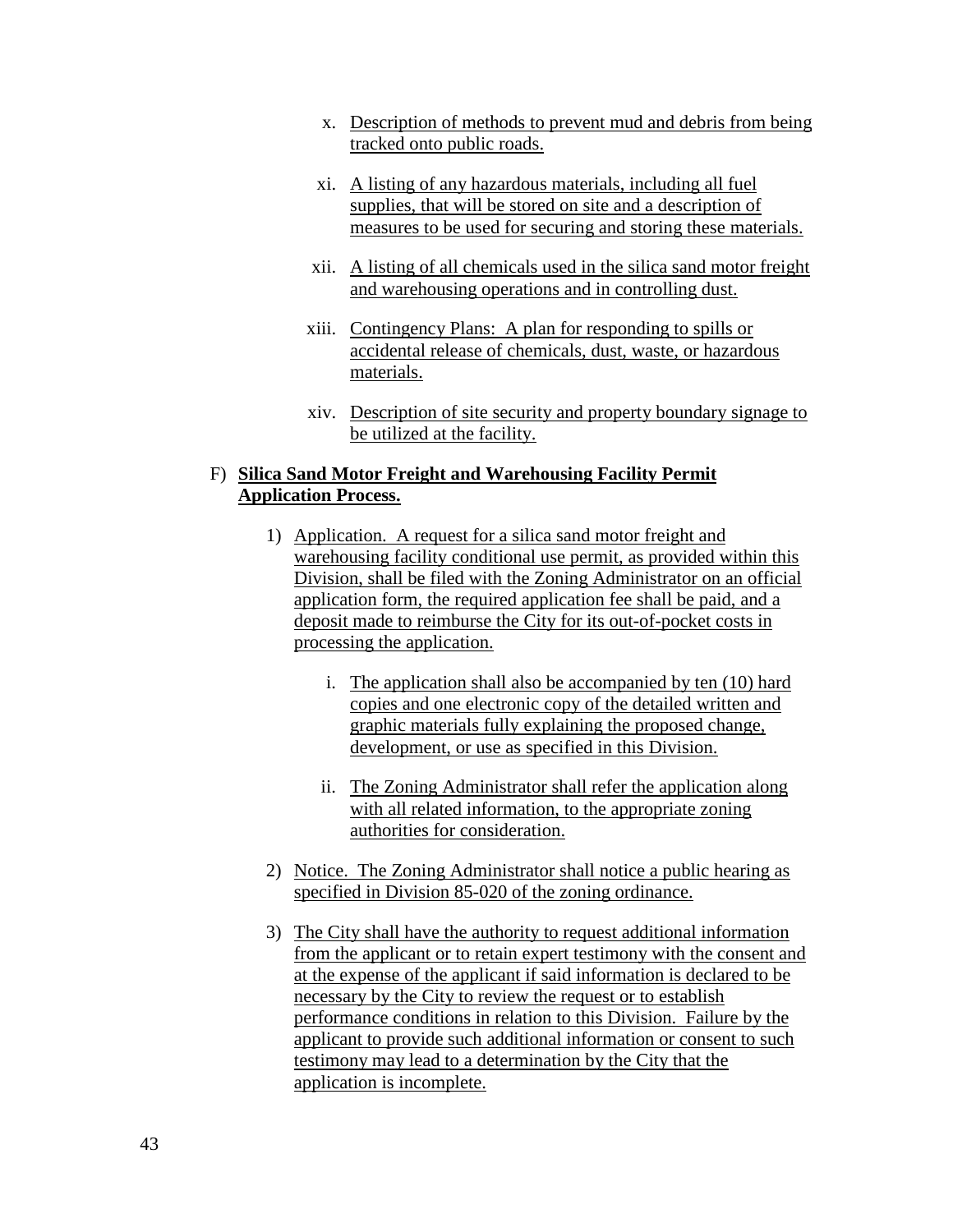x. Description of methods to prevent mud and debris from being tracked onto public roads.

xi. A listing of any hazardous materials, including all fuel supplies, that will be stored on site and a description of measures to be used for securing and storing these materials.

xii. A listing of all chemicals used in the silica sand motor freight and warehousing operations and in controlling dust.

xiii. Contingency Plans: A plan for responding to spills or accidental release of chemicals, dust, waste, or hazardous materials.

xiv. Description of site security and property boundary signage to be utilized at the facility.

F) **Silica Sand Motor Freight and Warehousing Facility Permit Application Process.**

1) Application. A request for a silica sand motor freight and warehousing facility conditional use permit, as provided within this Division, shall be filed with the Zoning Administrator on an official application form, the required application fee shall be paid, and a deposit made to reimburse the City for its out-of-pocket costs in processing the application.

   i. The application shall also be accompanied by ten (10) hard copies and one electronic copy of the detailed written and graphic materials fully explaining the proposed change, development, or use as specified in this Division.

   ii. The Zoning Administrator shall refer the application along with all related information, to the appropriate zoning authorities for consideration.

2) Notice. The Zoning Administrator shall notice a public hearing as specified in Division 85-020 of the zoning ordinance.

3) The City shall have the authority to request additional information from the applicant or to retain expert testimony with the consent and at the expense of the applicant if said information is declared to be necessary by the City to review the request or to establish performance conditions in relation to this Division. Failure by the applicant to provide such additional information or consent to such testimony may lead to a determination by the City that the application is incomplete.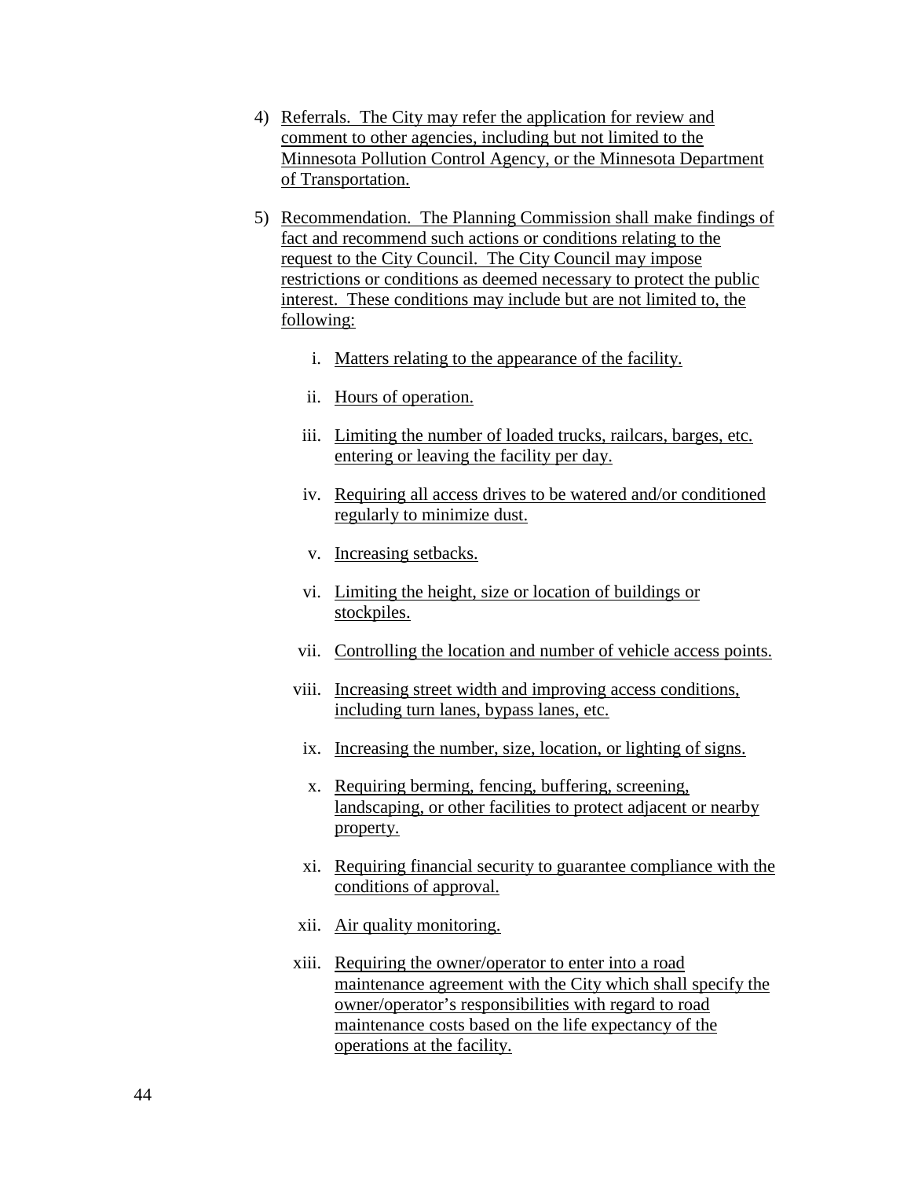4) Referrals. The City may refer the application for review and comment to other agencies, including but not limited to the Minnesota Pollution Control Agency, or the Minnesota Department of Transportation.

5) Recommendation. The Planning Commission shall make findings of fact and recommend such actions or conditions relating to the request to the City Council. The City Council may impose restrictions or conditions as deemed necessary to protect the public interest. These conditions may include but are not limited to, the following:

   i. Matters relating to the appearance of the facility.

   ii. Hours of operation.

   iii. Limiting the number of loaded trucks, railcars, barges, etc. entering or leaving the facility per day.

   iv. Requiring all access drives to be watered and/or conditioned regularly to minimize dust.

   v. Increasing setbacks.

   vi. Limiting the height, size or location of buildings or stockpiles.

   vii. Controlling the location and number of vehicle access points.

   viii. Increasing street width and improving access conditions, including turn lanes, bypass lanes, etc.

   ix. Increasing the number, size, location, or lighting of signs.

   x. Requiring berming, fencing, buffering, screening, landscaping, or other facilities to protect adjacent or nearby property.

   xi. Requiring financial security to guarantee compliance with the conditions of approval.

   xii. Air quality monitoring.

   xiii. Requiring the owner/operator to enter into a road maintenance agreement with the City which shall specify the owner/operator's responsibilities with regard to road maintenance costs based on the life expectancy of the operations at the facility.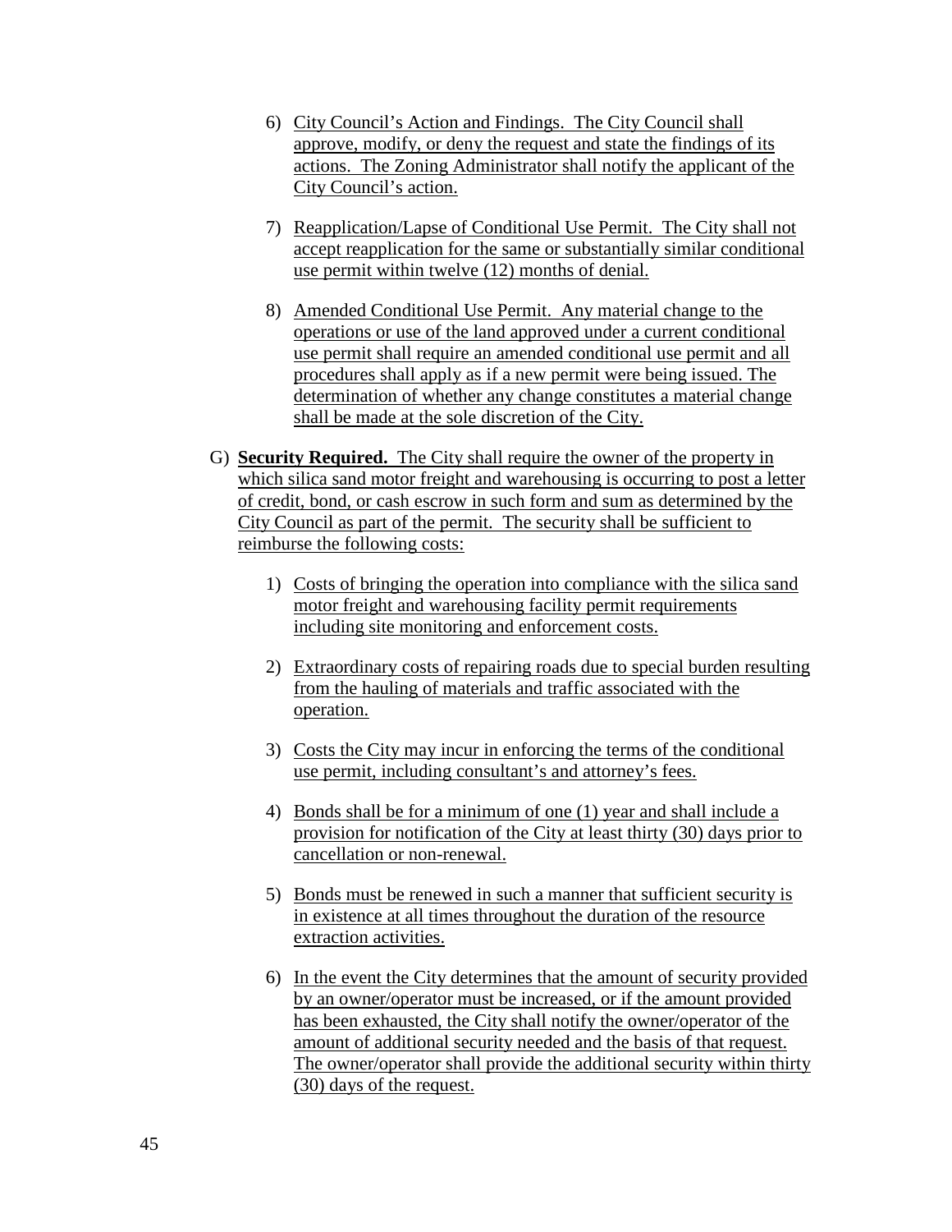6) City Council's Action and Findings. The City Council shall approve, modify, or deny the request and state the findings of its actions. The Zoning Administrator shall notify the applicant of the City Council's action.

7) Reapplication/Lapse of Conditional Use Permit. The City shall not accept reapplication for the same or substantially similar conditional use permit within twelve (12) months of denial.

8) Amended Conditional Use Permit. Any material change to the operations or use of the land approved under a current conditional use permit shall require an amended conditional use permit and all procedures shall apply as if a new permit were being issued. The determination of whether any change constitutes a material change shall be made at the sole discretion of the City.

G) **Security Required.** The City shall require the owner of the property in which silica sand motor freight and warehousing is occurring to post a letter of credit, bond, or cash escrow in such form and sum as determined by the City Council as part of the permit. The security shall be sufficient to reimburse the following costs:

1) Costs of bringing the operation into compliance with the silica sand motor freight and warehousing facility permit requirements including site monitoring and enforcement costs.

2) Extraordinary costs of repairing roads due to special burden resulting from the hauling of materials and traffic associated with the operation.

3) Costs the City may incur in enforcing the terms of the conditional use permit, including consultant's and attorney's fees.

4) Bonds shall be for a minimum of one (1) year and shall include a provision for notification of the City at least thirty (30) days prior to cancellation or non-renewal.

5) Bonds must be renewed in such a manner that sufficient security is in existence at all times throughout the duration of the resource extraction activities.

6) In the event the City determines that the amount of security provided by an owner/operator must be increased, or if the amount provided has been exhausted, the City shall notify the owner/operator of the amount of additional security needed and the basis of that request. The owner/operator shall provide the additional security within thirty (30) days of the request.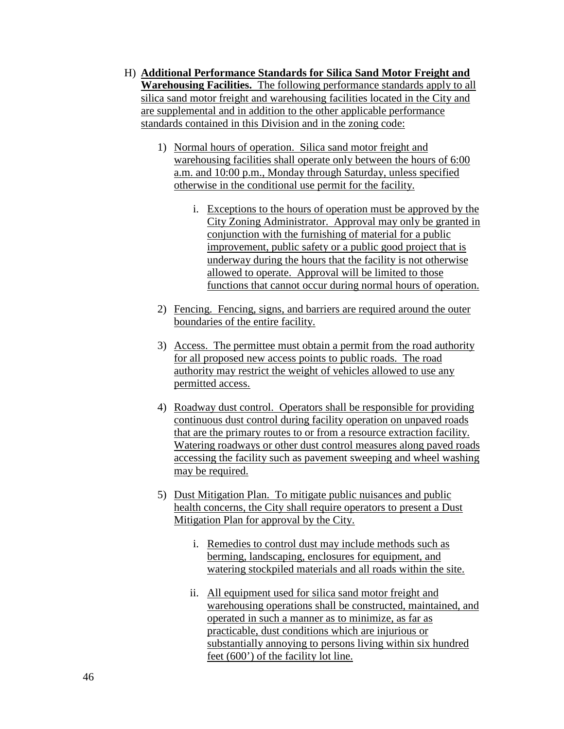H) **Additional Performance Standards for Silica Sand Motor Freight and Warehousing Facilities.** The following performance standards apply to all silica sand motor freight and warehousing facilities located in the City and are supplemental and in addition to the other applicable performance standards contained in this Division and in the zoning code:

1) Normal hours of operation. Silica sand motor freight and warehousing facilities shall operate only between the hours of 6:00 a.m. and 10:00 p.m., Monday through Saturday, unless specified otherwise in the conditional use permit for the facility.

   i. Exceptions to the hours of operation must be approved by the City Zoning Administrator. Approval may only be granted in conjunction with the furnishing of material for a public improvement, public safety or a public good project that is underway during the hours that the facility is not otherwise allowed to operate. Approval will be limited to those functions that cannot occur during normal hours of operation.

2) Fencing. Fencing, signs, and barriers are required around the outer boundaries of the entire facility.

3) Access. The permittee must obtain a permit from the road authority for all proposed new access points to public roads. The road authority may restrict the weight of vehicles allowed to use any permitted access.

4) Roadway dust control. Operators shall be responsible for providing continuous dust control during facility operation on unpaved roads that are the primary routes to or from a resource extraction facility. Watering roadways or other dust control measures along paved roads accessing the facility such as pavement sweeping and wheel washing may be required.

5) Dust Mitigation Plan. To mitigate public nuisances and public health concerns, the City shall require operators to present a Dust Mitigation Plan for approval by the City.

   i. Remedies to control dust may include methods such as berming, landscaping, enclosures for equipment, and watering stockpiled materials and all roads within the site.

   ii. All equipment used for silica sand motor freight and warehousing operations shall be constructed, maintained, and operated in such a manner as to minimize, as far as practicable, dust conditions which are injurious or substantially annoying to persons living within six hundred feet (600') of the facility lot line.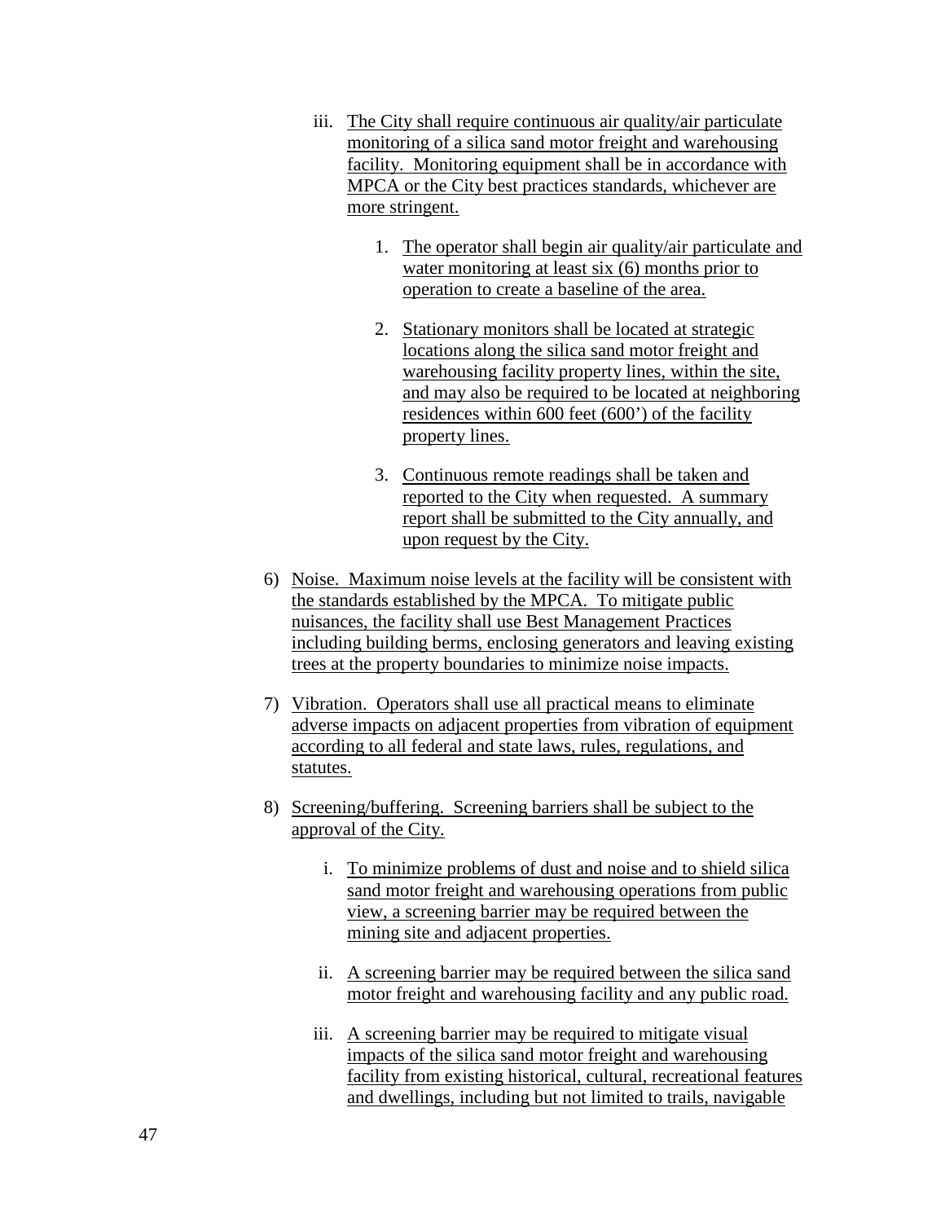iii. The City shall require continuous air quality/air particulate monitoring of a silica sand motor freight and warehousing facility. Monitoring equipment shall be in accordance with MPCA or the City best practices standards, whichever are more stringent.

1. The operator shall begin air quality/air particulate and water monitoring at least six (6) months prior to operation to create a baseline of the area.

2. Stationary monitors shall be located at strategic locations along the silica sand motor freight and warehousing facility property lines, within the site, and may also be required to be located at neighboring residences within 600 feet (600') of the facility property lines.

3. Continuous remote readings shall be taken and reported to the City when requested. A summary report shall be submitted to the City annually, and upon request by the City.

6) Noise. Maximum noise levels at the facility will be consistent with the standards established by the MPCA. To mitigate public nuisances, the facility shall use Best Management Practices including building berms, enclosing generators and leaving existing trees at the property boundaries to minimize noise impacts.

7) Vibration. Operators shall use all practical means to eliminate adverse impacts on adjacent properties from vibration of equipment according to all federal and state laws, rules, regulations, and statutes.

8) Screening/buffering. Screening barriers shall be subject to the approval of the City.

i. To minimize problems of dust and noise and to shield silica sand motor freight and warehousing operations from public view, a screening barrier may be required between the mining site and adjacent properties.

ii. A screening barrier may be required between the silica sand motor freight and warehousing facility and any public road.

iii. A screening barrier may be required to mitigate visual impacts of the silica sand motor freight and warehousing facility from existing historical, cultural, recreational features and dwellings, including but not limited to trails, navigable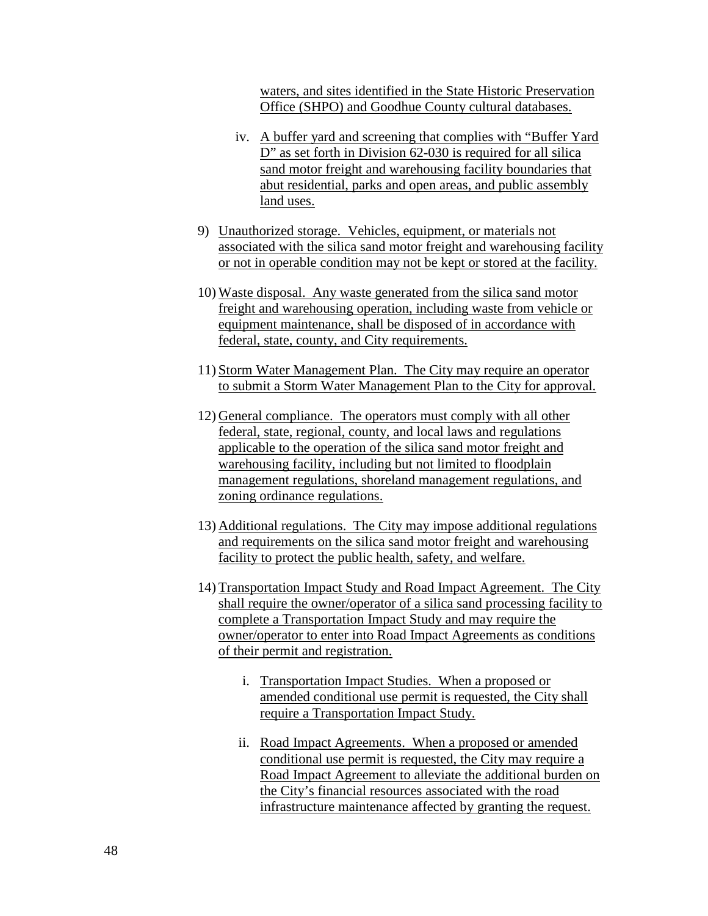waters, and sites identified in the State Historic Preservation Office (SHPO) and Goodhue County cultural databases.

iv. A buffer yard and screening that complies with "Buffer Yard D" as set forth in Division 62-030 is required for all silica sand motor freight and warehousing facility boundaries that abut residential, parks and open areas, and public assembly land uses.

9) Unauthorized storage. Vehicles, equipment, or materials not associated with the silica sand motor freight and warehousing facility or not in operable condition may not be kept or stored at the facility.

10) Waste disposal. Any waste generated from the silica sand motor freight and warehousing operation, including waste from vehicle or equipment maintenance, shall be disposed of in accordance with federal, state, county, and City requirements.

11) Storm Water Management Plan. The City may require an operator to submit a Storm Water Management Plan to the City for approval.

12) General compliance. The operators must comply with all other federal, state, regional, county, and local laws and regulations applicable to the operation of the silica sand motor freight and warehousing facility, including but not limited to floodplain management regulations, shoreland management regulations, and zoning ordinance regulations.

13) Additional regulations. The City may impose additional regulations and requirements on the silica sand motor freight and warehousing facility to protect the public health, safety, and welfare.

14) Transportation Impact Study and Road Impact Agreement. The City shall require the owner/operator of a silica sand processing facility to complete a Transportation Impact Study and may require the owner/operator to enter into Road Impact Agreements as conditions of their permit and registration.

i. Transportation Impact Studies. When a proposed or amended conditional use permit is requested, the City shall require a Transportation Impact Study.

ii. Road Impact Agreements. When a proposed or amended conditional use permit is requested, the City may require a Road Impact Agreement to alleviate the additional burden on the City's financial resources associated with the road infrastructure maintenance affected by granting the request.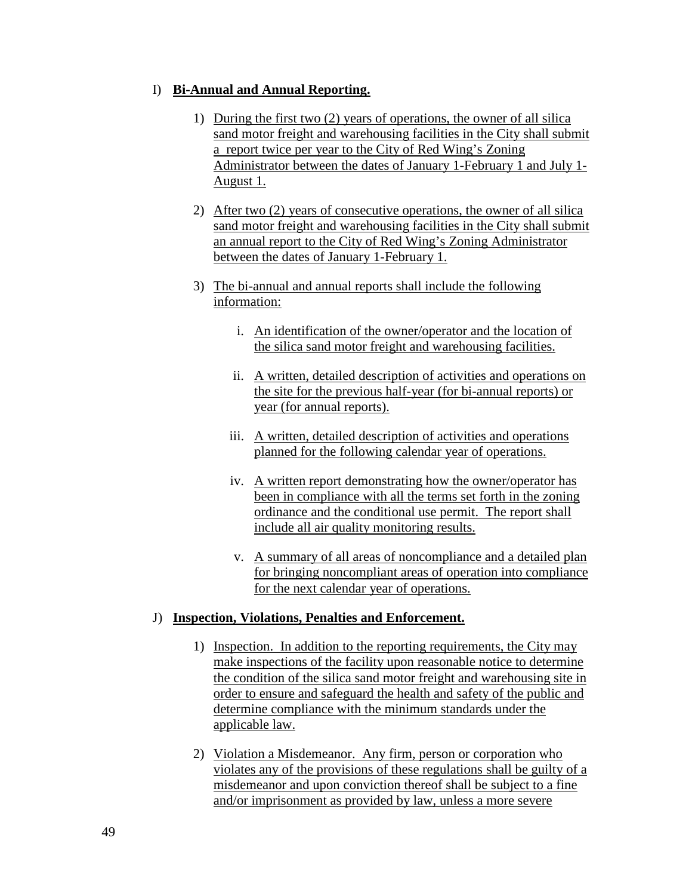I) **Bi-Annual and Annual Reporting.**

1) During the first two (2) years of operations, the owner of all silica sand motor freight and warehousing facilities in the City shall submit a report twice per year to the City of Red Wing's Zoning Administrator between the dates of January 1-February 1 and July 1-August 1.

2) After two (2) years of consecutive operations, the owner of all silica sand motor freight and warehousing facilities in the City shall submit an annual report to the City of Red Wing's Zoning Administrator between the dates of January 1-February 1.

3) The bi-annual and annual reports shall include the following information:

   i. An identification of the owner/operator and the location of the silica sand motor freight and warehousing facilities.

   ii. A written, detailed description of activities and operations on the site for the previous half-year (for bi-annual reports) or year (for annual reports).

   iii. A written, detailed description of activities and operations planned for the following calendar year of operations.

   iv. A written report demonstrating how the owner/operator has been in compliance with all the terms set forth in the zoning ordinance and the conditional use permit. The report shall include all air quality monitoring results.

   v. A summary of all areas of noncompliance and a detailed plan for bringing noncompliant areas of operation into compliance for the next calendar year of operations.

J) **Inspection, Violations, Penalties and Enforcement.**

1) Inspection. In addition to the reporting requirements, the City may make inspections of the facility upon reasonable notice to determine the condition of the silica sand motor freight and warehousing site in order to ensure and safeguard the health and safety of the public and determine compliance with the minimum standards under the applicable law.

2) Violation a Misdemeanor. Any firm, person or corporation who violates any of the provisions of these regulations shall be guilty of a misdemeanor and upon conviction thereof shall be subject to a fine and/or imprisonment as provided by law, unless a more severe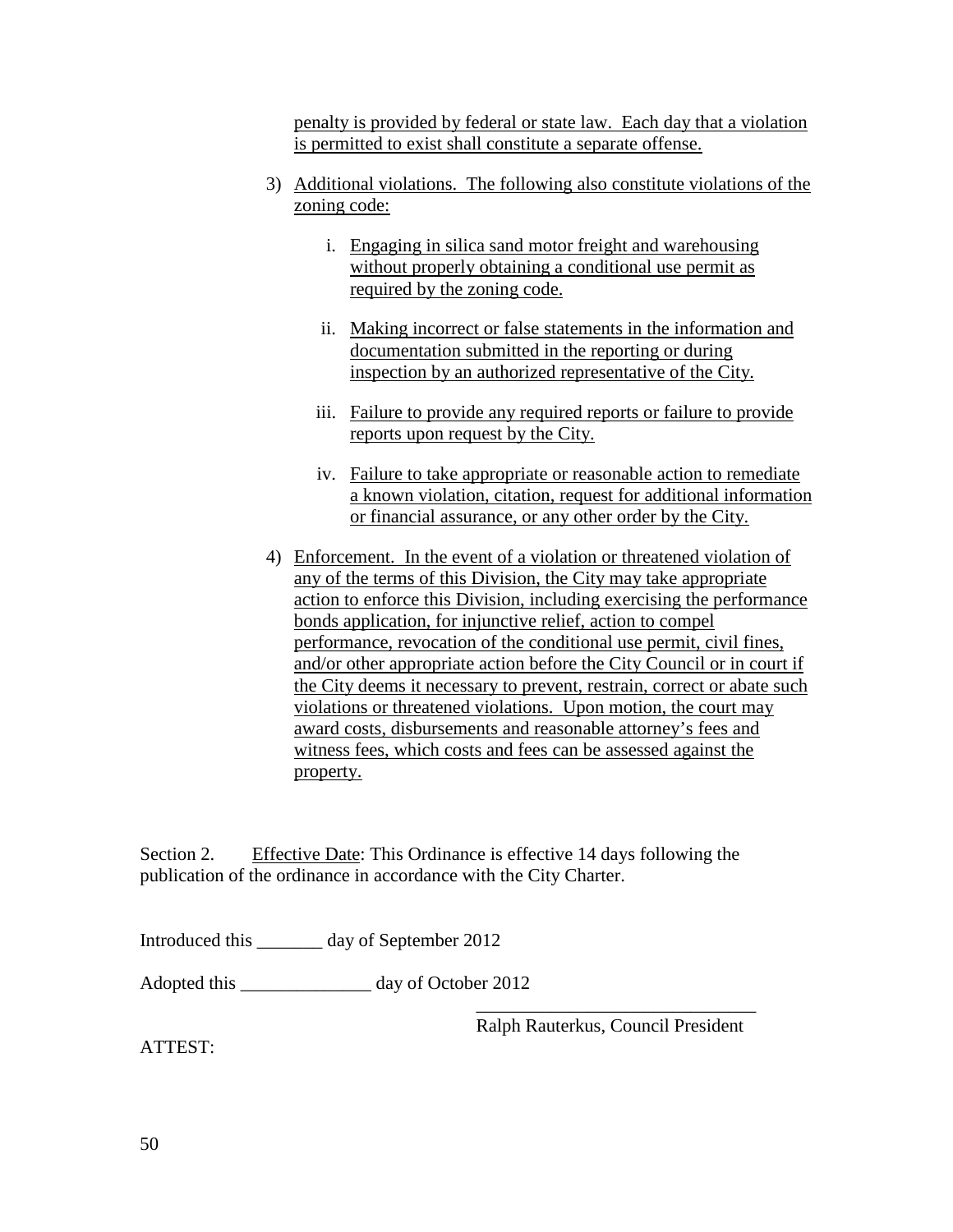penalty is provided by federal or state law. Each day that a violation is permitted to exist shall constitute a separate offense.

3) Additional violations. The following also constitute violations of the zoning code:

   i. Engaging in silica sand motor freight and warehousing without properly obtaining a conditional use permit as required by the zoning code.

   ii. Making incorrect or false statements in the information and documentation submitted in the reporting or during inspection by an authorized representative of the City.

   iii. Failure to provide any required reports or failure to provide reports upon request by the City.

   iv. Failure to take appropriate or reasonable action to remediate a known violation, citation, request for additional information or financial assurance, or any other order by the City.

4) Enforcement. In the event of a violation or threatened violation of any of the terms of this Division, the City may take appropriate action to enforce this Division, including exercising the performance bonds application, for injunctive relief, action to compel performance, revocation of the conditional use permit, civil fines, and/or other appropriate action before the City Council or in court if the City deems it necessary to prevent, restrain, correct or abate such violations or threatened violations. Upon motion, the court may award costs, disbursements and reasonable attorney's fees and witness fees, which costs and fees can be assessed against the property.

Section 2. Effective Date: This Ordinance is effective 14 days following the publication of the ordinance in accordance with the City Charter.

Introduced this _______ day of September 2012

Adopted this ______________ day of October 2012

_______________________________
Ralph Rauterkus, Council President

ATTEST: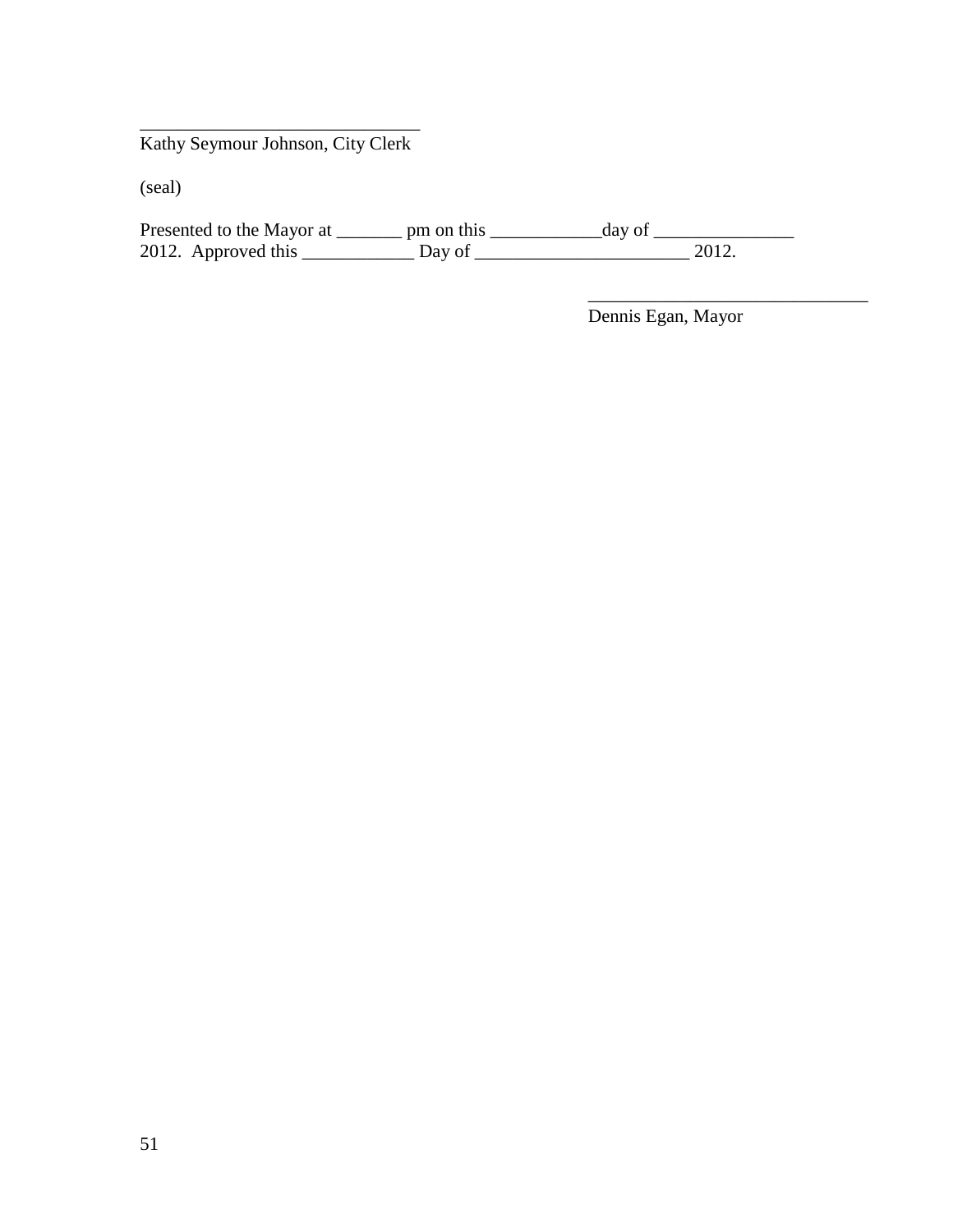______________________________
Kathy Seymour Johnson, City Clerk

(seal)

Presented to the Mayor at _______ pm on this ____________day of _______________ 2012. Approved this ____________ Day of ______________________ 2012.

______________________________
Dennis Egan, Mayor